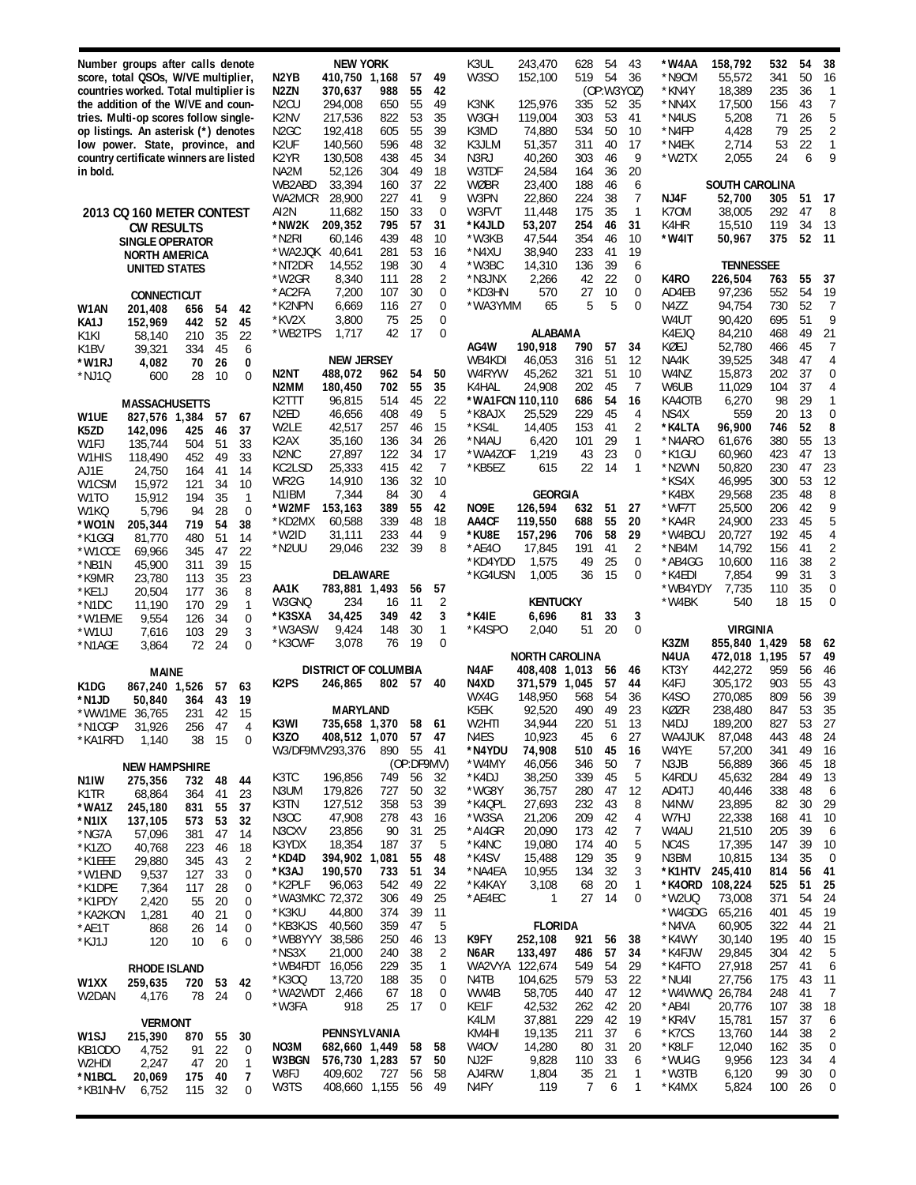Number groups after calls denote score, total QSOs, W/VE multiplier, countries worked. Total multiplier is the addition of the W/VE and countries. Multi-op scores follow single-op listings. An asterisk (*) denotes low power. State, province, and country certificate winners are listed in bold.

# 2013 CQ 160 METER CONTEST
## CW RESULTS
### SINGLE OPERATOR
### NORTH AMERICA
### UNITED STATES

#### CONNECTICUT

| | | | | |
|---|---|---|---|---|
| **W1AN** | **201,408** | **656** | **54** | **42** |
| KA1J | 152,969 | 442 | 52 | 45 |
| K1KI | 58,140 | 210 | 35 | 22 |
| K1BV | 39,321 | 334 | 45 | 6 |
| ***W1RJ** | **4,082** | **70** | **26** | **0** |
| *NJ1Q | 600 | 28 | 10 | 0 |

#### MASSACHUSETTS

| | | | | |
|---|---|---|---|---|
| **W1UE** | **827,576** | **1,384** | **57** | **67** |
| K5ZD | 142,096 | 425 | 46 | 37 |
| W1FJ | 135,744 | 504 | 51 | 33 |
| W1HIS | 118,490 | 452 | 49 | 33 |
| AJ1E | 24,750 | 164 | 41 | 14 |
| W1CSM | 15,972 | 121 | 34 | 10 |
| W1TO | 15,912 | 194 | 35 | 1 |
| W1KQ | 5,796 | 94 | 28 | 0 |
| ***WO1N** | **205,344** | **719** | **54** | **38** |
| *K1GGI | 81,770 | 480 | 51 | 14 |
| *W1CCE | 69,966 | 345 | 47 | 22 |
| *NB1N | 45,900 | 311 | 39 | 15 |
| *K9MR | 23,780 | 113 | 35 | 23 |
| *KE1J | 20,504 | 177 | 36 | 8 |
| *N1DC | 11,190 | 170 | 29 | 1 |
| *W1EME | 9,554 | 126 | 34 | 0 |
| *W1UJ | 7,616 | 103 | 29 | 3 |
| *N1AGE | 3,864 | 72 | 24 | 0 |

#### MAINE

| | | | | |
|---|---|---|---|---|
| **K1DG** | **867,240** | **1,526** | **57** | **63** |
| ***N1JD** | **50,840** | **364** | **43** | **19** |
| *WW1ME | 36,765 | 231 | 42 | 15 |
| *N1CGP | 31,926 | 256 | 47 | 4 |
| *KA1RFD | 1,140 | 38 | 15 | 0 |

#### NEW HAMPSHIRE

| | | | | |
|---|---|---|---|---|
| **N1IW** | **275,356** | **732** | **48** | **44** |
| K1TR | 68,864 | 364 | 41 | 23 |
| ***WA1Z** | **245,180** | **831** | **55** | **37** |
| ***N1IX** | **137,105** | **573** | **53** | **32** |
| *NG7A | 57,096 | 381 | 47 | 14 |
| *K1ZO | 40,768 | 223 | 46 | 18 |
| *K1EEE | 29,880 | 345 | 43 | 2 |
| *W1END | 9,537 | 127 | 33 | 0 |
| *K1DPE | 7,364 | 117 | 28 | 0 |
| *K1PDY | 2,420 | 55 | 20 | 0 |
| *KA2KON | 1,281 | 40 | 21 | 0 |
| *AE1T | 868 | 26 | 14 | 0 |
| *KJ1J | 120 | 10 | 6 | 0 |

#### RHODE ISLAND

| | | | | |
|---|---|---|---|---|
| **W1XX** | **259,635** | **720** | **53** | **42** |
| W2DAN | 4,176 | 78 | 24 | 0 |

#### VERMONT

| | | | | |
|---|---|---|---|---|
| **W1SJ** | **215,390** | **870** | **55** | **30** |
| KB1ODO | 4,752 | 91 | 22 | 0 |
| W2HDI | 2,247 | 47 | 20 | 1 |
| ***N1BCL** | **20,069** | **175** | **40** | **7** |
| *KB1NHV | 6,752 | 115 | 32 | 0 |

#### NEW YORK

| | | | | |
|---|---|---|---|---|
| N2YB | 410,750 | 1,168 | 57 | 49 |
| N2ZN | 370,637 | 988 | 55 | 42 |
| N2CU | 294,008 | 650 | 55 | 49 |
| K2NV | 217,536 | 822 | 53 | 35 |
| N2GC | 192,418 | 605 | 55 | 39 |
| K2UF | 140,560 | 596 | 48 | 32 |
| K2YR | 130,508 | 438 | 45 | 34 |
| NA2M | 52,126 | 304 | 49 | 18 |
| WB2ABD | 33,394 | 160 | 37 | 22 |
| WA2MCR | 28,900 | 227 | 41 | 9 |
| AI2N | 11,682 | 150 | 33 | 0 |
| ***NW2K** | **209,352** | **795** | **57** | **31** |
| *N2RI | 60,146 | 439 | 48 | 10 |
| *WA2JQK | 40,641 | 281 | 53 | 16 |
| *NT2DR | 14,552 | 198 | 30 | 4 |
| *W2GR | 8,340 | 111 | 28 | 2 |
| *AC2FA | 7,200 | 107 | 30 | 0 |
| *K2NPN | 6,669 | 116 | 27 | 0 |
| *KV2X | 3,800 | 75 | 25 | 0 |
| *WB2TPS | 1,717 | 42 | 17 | 0 |

#### NEW JERSEY

| | | | | |
|---|---|---|---|---|
| **N2NT** | **488,072** | **962** | **54** | **50** |
| N2MM | 180,450 | 702 | 55 | 35 |
| K2TTT | 96,815 | 514 | 45 | 22 |
| N2ED | 46,656 | 408 | 49 | 5 |
| W2LE | 42,517 | 257 | 46 | 15 |
| K2AX | 35,160 | 136 | 34 | 26 |
| N2NC | 27,897 | 122 | 34 | 17 |
| KC2LSD | 25,333 | 415 | 42 | 7 |
| WR2G | 14,910 | 136 | 32 | 10 |
| N1IBM | 7,344 | 84 | 30 | 4 |
| ***W2MF** | **153,163** | **389** | **55** | **42** |
| *KD2MX | 60,588 | 339 | 48 | 18 |
| *W2ID | 31,111 | 233 | 44 | 9 |
| *N2UU | 29,046 | 232 | 39 | 8 |

#### DELAWARE

| | | | | |
|---|---|---|---|---|
| **AA1K** | **783,881** | **1,493** | **56** | **57** |
| W3GNQ | 234 | 16 | 11 | 2 |
| ***K3SXA** | **34,425** | **349** | **42** | **3** |
| *W3ASW | 9,424 | 148 | 30 | 1 |
| *K3CWF | 3,078 | 76 | 19 | 0 |

#### DISTRICT OF COLUMBIA

| | | | | |
|---|---|---|---|---|
| **K2PS** | **246,865** | **802** | **57** | **40** |

#### MARYLAND

| | | | | |
|---|---|---|---|---|
| **K3WI** | **735,658** | **1,370** | **58** | **61** |
| **K3ZO** | **408,512** | **1,070** | **57** | **47** |
| W3/DF9MV | 293,376 | 890 | 55 | 41 |
| | (OP:DF9MV) | | | |
| K3TC | 196,856 | 749 | 56 | 32 |
| N3UM | 179,826 | 727 | 50 | 32 |
| K3TN | 127,512 | 358 | 53 | 39 |
| N3OC | 47,908 | 278 | 43 | 16 |
| N3CXV | 23,856 | 90 | 31 | 25 |
| K3YDX | 18,354 | 187 | 37 | 5 |
| ***KD4D** | **394,902** | **1,081** | **55** | **48** |
| *K3AJ | 190,570 | 733 | 51 | 34 |
| *K2PLF | 96,063 | 542 | 49 | 22 |
| *WA3MKC | 72,372 | 306 | 49 | 25 |
| *K3KU | 44,800 | 374 | 39 | 11 |
| *KB3KJS | 40,560 | 359 | 47 | 5 |
| *WB8YYY | 38,586 | 250 | 46 | 13 |
| *NS3X | 21,000 | 240 | 38 | 2 |
| *WB4FDT | 16,056 | 229 | 35 | 1 |
| *K3OQ | 13,720 | 188 | 35 | 0 |
| *WA2WDT | 2,466 | 67 | 18 | 0 |
| *W3FA | 918 | 25 | 17 | 0 |

#### PENNSYLVANIA

| | | | | |
|---|---|---|---|---|
| **NO3M** | **682,660** | **1,449** | **58** | **58** |
| W3BGN | 576,730 | 1,283 | 57 | 50 |
| W8FJ | 409,602 | 727 | 56 | 58 |
| W3TS | 408,660 | 1,155 | 56 | 49 |
| K3UL | 243,470 | 628 | 54 | 43 |
| W3SO | 152,100 | 519 | 54 | 36 |
| | (OP:W3YOZ) | | | |
| K3NK | 125,976 | 335 | 52 | 35 |
| W3GH | 119,004 | 303 | 53 | 41 |
| K3MD | 74,880 | 534 | 50 | 10 |
| K3JLM | 51,357 | 311 | 40 | 17 |
| N3RJ | 40,260 | 303 | 46 | 9 |
| W3TDF | 24,584 | 164 | 36 | 20 |
| WØBR | 23,400 | 188 | 46 | 6 |
| W3PN | 22,860 | 224 | 38 | 7 |
| W3FVT | 11,448 | 175 | 35 | 1 |
| ***K4JLD** | **53,207** | **254** | **46** | **31** |
| *W3KB | 47,544 | 354 | 46 | 10 |
| *N4XU | 38,940 | 233 | 41 | 19 |
| *W3BC | 14,310 | 136 | 39 | 6 |
| *N3JNX | 2,266 | 42 | 22 | 0 |
| *KD3HN | 570 | 27 | 10 | 0 |
| *WA3YMM | 65 | 5 | 5 | 0 |

#### ALABAMA

| | | | | |
|---|---|---|---|---|
| **AG4W** | **190,918** | **790** | **57** | **34** |
| WB4KDI | 46,053 | 316 | 51 | 12 |
| W4RYW | 45,262 | 321 | 51 | 10 |
| K4HAL | 24,908 | 202 | 45 | 7 |
| ***WA1FCN** | **110,110** | **686** | **54** | **16** |
| *K8AJX | 25,529 | 229 | 45 | 4 |
| *KS4L | 14,405 | 153 | 41 | 2 |
| *N4AU | 6,420 | 101 | 29 | 1 |
| *WA4ZOF | 1,219 | 43 | 23 | 0 |
| *KB5EZ | 615 | 22 | 14 | 1 |

#### GEORGIA

| | | | | |
|---|---|---|---|---|
| **NO9E** | **126,594** | **632** | **51** | **27** |
| AA4CF | 119,550 | 688 | 55 | 20 |
| ***KU8E** | **157,296** | **706** | **58** | **29** |
| *AE4O | 17,845 | 191 | 41 | 2 |
| *KD4YDD | 1,575 | 49 | 25 | 0 |
| *KG4USN | 1,005 | 36 | 15 | 0 |

#### KENTUCKY

| | | | | |
|---|---|---|---|---|
| ***K4IE** | **6,696** | **81** | **33** | **3** |
| *K4SPO | 2,040 | 51 | 20 | 0 |

#### NORTH CAROLINA

| | | | | |
|---|---|---|---|---|
| **N4AF** | **408,408** | **1,013** | **56** | **46** |
| N4XD | 371,579 | 1,045 | 57 | 44 |
| WX4G | 148,950 | 568 | 54 | 36 |
| K5EK | 92,520 | 490 | 49 | 23 |
| W2HTI | 34,944 | 220 | 51 | 13 |
| N4ES | 10,923 | 45 | 6 | 27 |
| ***N4YDU** | **74,908** | **510** | **45** | **16** |
| *W4MY | 46,056 | 346 | 50 | 7 |
| *K4DJ | 38,250 | 339 | 45 | 5 |
| *WG8Y | 36,757 | 280 | 47 | 12 |
| *K4QPL | 27,693 | 232 | 43 | 8 |
| *W3SA | 21,206 | 209 | 42 | 4 |
| *AI4GR | 20,090 | 173 | 42 | 7 |
| *K4NC | 19,080 | 174 | 40 | 5 |
| *K4SV | 15,488 | 129 | 35 | 9 |
| *NA4EA | 10,955 | 134 | 32 | 3 |
| *K4KAY | 3,108 | 68 | 20 | 1 |
| *AE4EC | 1 | 27 | 14 | 0 |

#### FLORIDA

| | | | | |
|---|---|---|---|---|
| **K9FY** | **252,108** | **921** | **56** | **38** |
| N6AR | 133,497 | 486 | 57 | 34 |
| WA2VYA | 122,674 | 549 | 54 | 29 |
| N4TB | 104,625 | 579 | 53 | 22 |
| WW4B | 58,705 | 440 | 47 | 12 |
| KE1F | 42,532 | 262 | 42 | 20 |
| K4LM | 37,881 | 229 | 42 | 19 |
| KM4HI | 19,135 | 211 | 37 | 6 |
| W4OV | 14,280 | 80 | 31 | 20 |
| NJ2F | 9,828 | 110 | 33 | 6 |
| AJ4RW | 1,804 | 35 | 21 | 1 |
| N4FY | 119 | 7 | 6 | 1 |
| ***W4AA** | **158,792** | **532** | **54** | **38** |
| *N9CM | 55,572 | 341 | 50 | 16 |
| *KN4Y | 18,389 | 235 | 36 | 1 |
| *NN4X | 17,500 | 156 | 43 | 7 |
| *N4US | 5,208 | 71 | 26 | 5 |
| *N4FP | 4,428 | 79 | 25 | 2 |
| *N4EK | 2,714 | 53 | 22 | 1 |
| *W2TX | 2,055 | 24 | 6 | 9 |

#### SOUTH CAROLINA

| | | | | |
|---|---|---|---|---|
| **NJ4F** | **52,700** | **305** | **51** | **17** |
| K7OM | 38,005 | 292 | 47 | 8 |
| K4HR | 15,510 | 119 | 34 | 13 |
| ***W4IT** | **50,967** | **375** | **52** | **11** |

#### TENNESSEE

| | | | | |
|---|---|---|---|---|
| **K4RO** | **226,504** | **763** | **55** | **37** |
| AD4EB | 97,236 | 552 | 54 | 19 |
| N4ZZ | 94,754 | 730 | 52 | 7 |
| W4UT | 90,420 | 695 | 51 | 9 |
| K4EJQ | 84,210 | 468 | 49 | 21 |
| KØEJ | 52,780 | 466 | 45 | 7 |
| NA4K | 39,525 | 348 | 47 | 4 |
| W4NZ | 15,873 | 202 | 37 | 0 |
| W6UB | 11,029 | 104 | 37 | 4 |
| KA4OTB | 6,270 | 98 | 29 | 1 |
| NS4X | 559 | 20 | 13 | 0 |
| ***K4LTA** | **96,900** | **746** | **52** | **8** |
| *N4ARO | 61,676 | 380 | 55 | 13 |
| *K1GU | 60,960 | 423 | 47 | 13 |
| *N2WN | 50,820 | 230 | 47 | 23 |
| *KS4X | 46,995 | 300 | 53 | 12 |
| *K4BX | 29,568 | 235 | 48 | 8 |
| *WF7T | 25,500 | 206 | 42 | 9 |
| *KA4R | 24,900 | 233 | 45 | 5 |
| *W4BCU | 20,727 | 192 | 45 | 4 |
| *NB4M | 14,792 | 156 | 41 | 2 |
| *AB4GG | 10,600 | 116 | 38 | 2 |
| *K4EDI | 7,854 | 99 | 31 | 3 |
| *WB4YDY | 7,735 | 110 | 35 | 0 |
| *W4BK | 540 | 18 | 15 | 0 |

#### VIRGINIA

| | | | | |
|---|---|---|---|---|
| **K3ZM** | **855,840** | **1,429** | **58** | **62** |
| N4UA | 472,018 | 1,195 | 57 | 49 |
| KT3Y | 442,272 | 959 | 56 | 46 |
| K4FJ | 305,172 | 903 | 55 | 43 |
| K4SO | 270,085 | 809 | 56 | 39 |
| KØZR | 238,480 | 847 | 53 | 35 |
| N4DJ | 189,200 | 827 | 53 | 27 |
| WA4JUK | 87,048 | 443 | 48 | 24 |
| W4YE | 57,200 | 341 | 49 | 16 |
| N3JB | 56,889 | 366 | 45 | 18 |
| K4RDU | 45,632 | 284 | 49 | 13 |
| AD4TJ | 40,446 | 338 | 48 | 6 |
| N4NW | 23,895 | 82 | 30 | 29 |
| W7HJ | 22,338 | 168 | 41 | 10 |
| W4AU | 21,510 | 205 | 39 | 6 |
| NC4S | 17,395 | 147 | 39 | 10 |
| N3BM | 10,815 | 134 | 35 | 0 |
| ***K1HTV** | **245,410** | **814** | **56** | **41** |
| ***K4ORD** | **108,224** | **525** | **51** | **25** |
| *W2UQ | 73,008 | 371 | 54 | 24 |
| *W4GDG | 65,216 | 401 | 45 | 19 |
| *N4VA | 60,905 | 322 | 44 | 21 |
| *K4WY | 30,140 | 195 | 40 | 15 |
| *K4FJW | 29,845 | 304 | 42 | 5 |
| *K4FTO | 27,918 | 257 | 41 | 6 |
| *NU4I | 27,756 | 175 | 43 | 11 |
| *W4WWQ | 26,784 | 248 | 41 | 7 |
| *AB4I | 20,776 | 107 | 38 | 18 |
| *KR4V | 15,781 | 157 | 37 | 6 |
| *K7CS | 13,760 | 144 | 38 | 2 |
| *K8LF | 12,040 | 162 | 35 | 0 |
| *WU4G | 9,956 | 123 | 34 | 4 |
| *W3TB | 6,120 | 99 | 30 | 0 |
| *K4MX | 5,824 | 100 | 26 | 0 |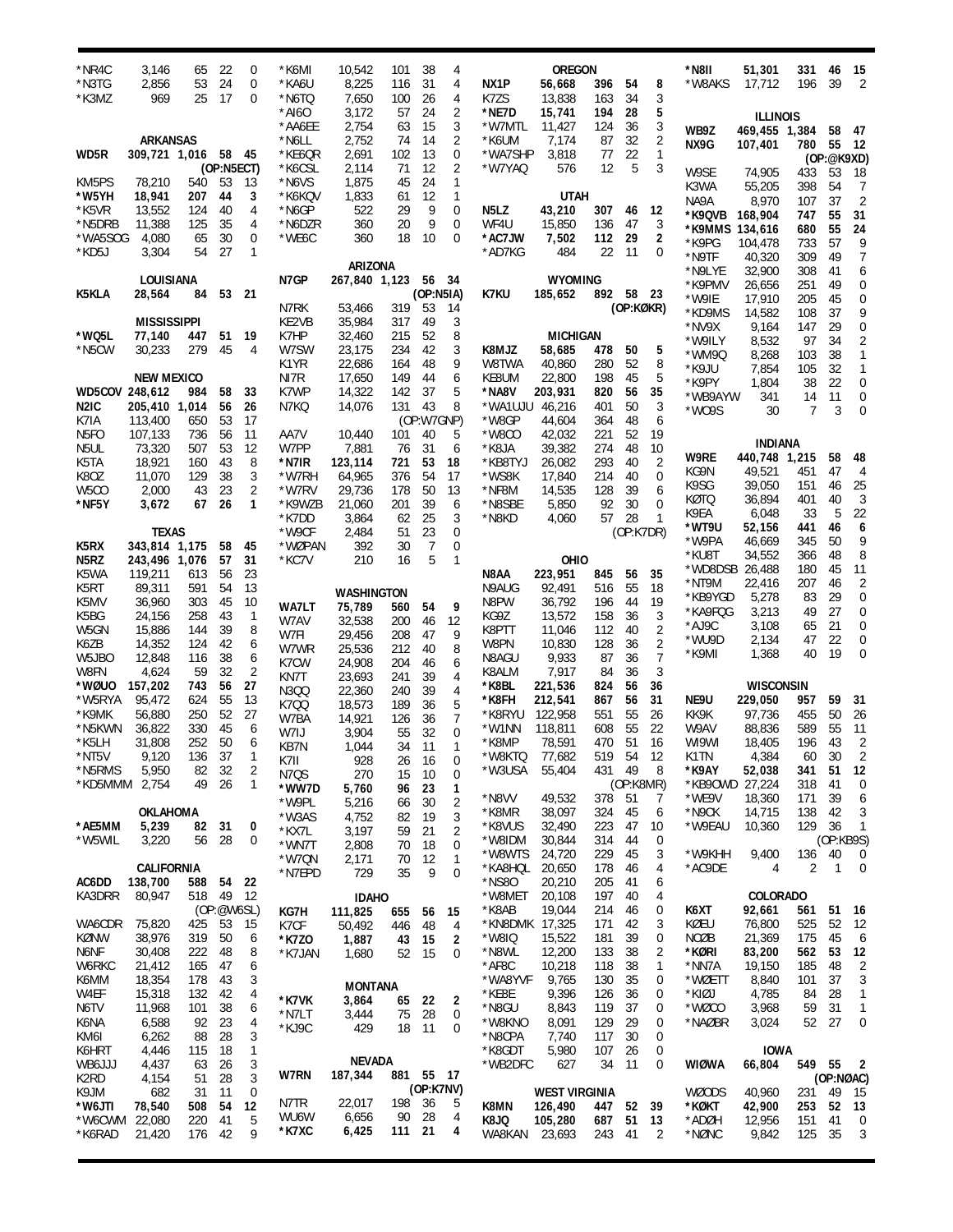| Call | Score | QSOs | Mults | |
|---|---|---|---|---|
| *NR4C | 3,146 | 65 | 22 | 0 |
| *N3TG | 2,856 | 53 | 24 | 0 |
| *K3MZ | 969 | 25 | 17 | 0 |

### ARKANSAS

| Call | Score | QSOs | Mults | |
|---|---|---|---|---|
| **WD5R** | **309,721** | **1,016** | **58** | **45** |
| (OP:N5ECT) | | | | |
| KM5PS | 78,210 | 540 | 53 | 13 |
| ***W5YH** | **18,941** | **207** | **44** | **3** |
| *K5VR | 13,552 | 124 | 40 | 4 |
| *N5DRB | 11,388 | 125 | 35 | 4 |
| *WA5SOG | 4,080 | 65 | 30 | 0 |
| *KD5J | 3,304 | 54 | 27 | 1 |

### LOUISIANA

| Call | Score | QSOs | Mults | |
|---|---|---|---|---|
| **K5KLA** | **28,564** | **84** | **53** | **21** |

### MISSISSIPPI

| Call | Score | QSOs | Mults | |
|---|---|---|---|---|
| ***WQ5L** | **77,140** | **447** | **51** | **19** |
| *N5CW | 30,233 | 279 | 45 | 4 |

### NEW MEXICO

| Call | Score | QSOs | Mults | |
|---|---|---|---|---|
| **WD5COV** | **248,612** | **984** | **58** | **33** |
| **N2IC** | **205,410** | **1,014** | **56** | **26** |
| K7IA | 113,400 | 650 | 53 | 17 |
| N5FO | 107,133 | 736 | 56 | 11 |
| N5UL | 73,320 | 507 | 53 | 12 |
| K5TA | 18,921 | 160 | 43 | 8 |
| K8OZ | 11,070 | 129 | 38 | 3 |
| W5CO | 2,000 | 43 | 23 | 2 |
| ***NF5Y** | **3,672** | **67** | **26** | **1** |

### TEXAS

| Call | Score | QSOs | Mults | |
|---|---|---|---|---|
| **K5RX** | **343,814** | **1,175** | **58** | **45** |
| **N5RZ** | **243,496** | **1,076** | **57** | **31** |
| K5WA | 119,211 | 613 | 56 | 23 |
| K5RT | 89,311 | 591 | 54 | 13 |
| K5MV | 36,960 | 303 | 45 | 10 |
| K5BG | 24,156 | 258 | 43 | 1 |
| W5GN | 15,886 | 144 | 39 | 8 |
| K6ZB | 14,352 | 124 | 42 | 6 |
| W5JBO | 12,848 | 116 | 38 | 6 |
| W8FN | 4,624 | 59 | 32 | 2 |
| ***WØUO** | **157,202** | **743** | **56** | **27** |
| *W5RYA | 95,472 | 624 | 55 | 13 |
| *K9MK | 56,880 | 250 | 52 | 27 |
| *N5KWN | 36,822 | 330 | 45 | 6 |
| *K5LH | 31,808 | 252 | 50 | 6 |
| *NT5V | 9,120 | 136 | 37 | 1 |
| *N5RMS | 5,950 | 82 | 32 | 2 |
| *KD5MMM | 2,754 | 49 | 26 | 1 |

### OKLAHOMA

| Call | Score | QSOs | Mults | |
|---|---|---|---|---|
| ***AE5MM** | **5,239** | **82** | **31** | **0** |
| *W5WIL | 3,220 | 56 | 28 | 0 |

### CALIFORNIA

| Call | Score | QSOs | Mults | |
|---|---|---|---|---|
| **AC6DD** | **138,700** | **588** | **54** | **22** |
| KA3DRR | 80,947 | 518 | 49 | 12 |
| (OP:@W6SL) | | | | |
| WA6CDR | 75,820 | 425 | 53 | 15 |
| KØNW | 38,976 | 319 | 50 | 6 |
| N6NF | 30,408 | 222 | 48 | 8 |
| W6RKC | 21,412 | 165 | 47 | 6 |
| K6MM | 18,354 | 178 | 43 | 3 |
| W4EF | 15,318 | 132 | 42 | 4 |
| N6TV | 11,968 | 101 | 38 | 6 |
| K6NA | 6,588 | 92 | 23 | 4 |
| KM6I | 6,262 | 88 | 28 | 3 |
| K6HRT | 4,446 | 115 | 18 | 1 |
| WB6JJJ | 4,437 | 63 | 26 | 3 |
| K2RD | 4,154 | 51 | 28 | 3 |
| K9JM | 682 | 31 | 11 | 0 |
| ***W6JTI** | **78,540** | **508** | **54** | **12** |
| *W6CWM | 22,080 | 220 | 41 | 5 |
| *K6RAD | 21,420 | 176 | 42 | 9 |
| *K6MI | 10,542 | 101 | 38 | 4 |
| *KA6U | 8,225 | 116 | 31 | 4 |
| *N6TQ | 7,650 | 100 | 26 | 4 |
| *AI6O | 3,172 | 57 | 24 | 2 |
| *AA6EE | 2,754 | 63 | 15 | 3 |
| *N6LL | 2,752 | 74 | 14 | 2 |
| *KE6QR | 2,691 | 102 | 13 | 0 |
| *K6CSL | 2,114 | 71 | 12 | 2 |
| *N6VS | 1,875 | 45 | 24 | 1 |
| *K6KQV | 1,833 | 61 | 12 | 1 |
| *N6GP | 522 | 29 | 9 | 0 |
| *N6DZR | 360 | 20 | 9 | 0 |
| *WE6C | 360 | 18 | 10 | 0 |

### ARIZONA

| Call | Score | QSOs | Mults | |
|---|---|---|---|---|
| **N7GP** | **267,840** | **1,123** | **56** | **34** |
| (OP:N5IA) | | | | |
| N7RK | 53,466 | 319 | 53 | 14 |
| KE2VB | 35,984 | 317 | 49 | 3 |
| K7HP | 32,460 | 215 | 52 | 8 |
| W7SW | 23,175 | 234 | 42 | 3 |
| K1YR | 22,686 | 164 | 48 | 9 |
| NI7R | 17,650 | 149 | 44 | 6 |
| K7WP | 14,322 | 142 | 37 | 5 |
| N7KQ | 14,076 | 131 | 43 | 8 |
| (OP:W7GNP) | | | | |
| AA7V | 10,440 | 101 | 40 | 5 |
| W7PP | 7,881 | 76 | 31 | 6 |
| ***N7IR** | **123,114** | **721** | **53** | **18** |
| *W7RH | 64,965 | 376 | 54 | 17 |
| *W7RV | 29,736 | 178 | 50 | 13 |
| *K9WZB | 21,060 | 201 | 39 | 6 |
| *K7DD | 3,864 | 62 | 25 | 3 |
| *W9CF | 2,484 | 51 | 23 | 0 |
| *WØPAN | 392 | 30 | 7 | 0 |
| *KC7V | 210 | 16 | 5 | 1 |

### WASHINGTON

| Call | Score | QSOs | Mults | |
|---|---|---|---|---|
| **WA7LT** | **75,789** | **560** | **54** | **9** |
| W7AV | 32,538 | 200 | 46 | 12 |
| W7FI | 29,456 | 208 | 47 | 9 |
| W7WR | 25,536 | 212 | 40 | 8 |
| K7CW | 24,908 | 204 | 46 | 6 |
| KN7T | 23,693 | 241 | 39 | 4 |
| N3QQ | 22,360 | 240 | 39 | 4 |
| K7QQ | 18,573 | 189 | 36 | 5 |
| W7BA | 14,921 | 126 | 36 | 7 |
| W7IJ | 3,904 | 55 | 32 | 0 |
| KB7N | 1,044 | 34 | 11 | 1 |
| K7II | 928 | 26 | 16 | 0 |
| N7QS | 270 | 15 | 10 | 0 |
| ***WW7D** | **5,760** | **96** | **23** | **1** |
| *W9PL | 5,216 | 66 | 30 | 2 |
| *W3AS | 4,752 | 82 | 19 | 3 |
| *KX7L | 3,197 | 59 | 21 | 2 |
| *WN7T | 2,808 | 70 | 18 | 0 |
| *W7QN | 2,171 | 70 | 12 | 1 |
| *N7EPD | 729 | 35 | 9 | 0 |

### IDAHO

| Call | Score | QSOs | Mults | |
|---|---|---|---|---|
| **KG7H** | **111,825** | **655** | **56** | **15** |
| K7CF | 50,492 | 446 | 48 | 4 |
| ***K7ZO** | **1,887** | **43** | **15** | **2** |
| *K7JAN | 1,680 | 52 | 15 | 0 |

### MONTANA

| Call | Score | QSOs | Mults | |
|---|---|---|---|---|
| ***K7VK** | **3,864** | **65** | **22** | **2** |
| *N7LT | 3,444 | 75 | 28 | 0 |
| *KJ9C | 429 | 18 | 11 | 0 |

### NEVADA

| Call | Score | QSOs | Mults | |
|---|---|---|---|---|
| **W7RN** | **187,344** | **881** | **55** | **17** |
| (OP:K7NV) | | | | |
| N7TR | 22,017 | 198 | 36 | 5 |
| WU6W | 6,656 | 90 | 28 | 4 |
| ***K7XC** | **6,425** | **111** | **21** | **4** |

### OREGON

| Call | Score | QSOs | Mults | |
|---|---|---|---|---|
| **NX1P** | **56,668** | **396** | **54** | **8** |
| K7ZS | 13,838 | 163 | 34 | 3 |
| ***NE7D** | **15,741** | **194** | **28** | **5** |
| *W7MTL | 11,427 | 124 | 36 | 3 |
| *K6UM | 7,174 | 87 | 32 | 2 |
| *WA7SHP | 3,818 | 77 | 22 | 1 |
| *W7YAQ | 576 | 12 | 5 | 3 |

### UTAH

| Call | Score | QSOs | Mults | |
|---|---|---|---|---|
| **N5LZ** | **43,210** | **307** | **46** | **12** |
| WF4U | 15,850 | 136 | 47 | 3 |
| ***AC7JW** | **7,502** | **112** | **29** | **2** |
| *AD7KG | 484 | 22 | 11 | 0 |

### WYOMING

| Call | Score | QSOs | Mults | |
|---|---|---|---|---|
| **K7KU** | **185,652** | **892** | **58** | **23** |
| (OP:KØKR) | | | | |

### MICHIGAN

| Call | Score | QSOs | Mults | |
|---|---|---|---|---|
| **K8MJZ** | **58,685** | **478** | **50** | **5** |
| W8TWA | 40,860 | 280 | 52 | 8 |
| KE8UM | 22,800 | 198 | 45 | 5 |
| ***NA8V** | **203,931** | **820** | **56** | **35** |
| *WA1UJU | 46,216 | 401 | 50 | 3 |
| *W8GP | 44,604 | 364 | 48 | 6 |
| *W8CO | 42,032 | 221 | 52 | 19 |
| *K8JA | 39,382 | 274 | 48 | 10 |
| *KB8TYJ | 26,082 | 293 | 40 | 2 |
| *WS8K | 17,840 | 214 | 40 | 0 |
| *NF8M | 14,535 | 128 | 39 | 6 |
| *N8SBE | 5,850 | 92 | 30 | 0 |
| *N8KD | 4,060 | 57 | 28 | 1 |
| (OP:K7DR) | | | | |

### OHIO

| Call | Score | QSOs | Mults | |
|---|---|---|---|---|
| **N8AA** | **223,951** | **845** | **56** | **35** |
| N9AUG | 92,491 | 516 | 55 | 18 |
| N8PW | 36,792 | 196 | 44 | 19 |
| KG9Z | 13,572 | 158 | 36 | 3 |
| K8PTT | 11,046 | 112 | 40 | 2 |
| W8PN | 10,830 | 128 | 36 | 2 |
| N8AGU | 9,933 | 87 | 36 | 7 |
| K8ALM | 7,917 | 84 | 36 | 3 |
| ***K8BL** | **221,536** | **824** | **56** | **36** |
| ***K8FH** | **212,541** | **867** | **56** | **31** |
| *K8RYU | 122,958 | 551 | 55 | 26 |
| *W1NN | 118,811 | 608 | 55 | 22 |
| *K8MP | 78,591 | 470 | 51 | 16 |
| *W8KTQ | 77,682 | 519 | 54 | 12 |
| *W3USA | 55,404 | 431 | 49 | 8 |
| (OP:K8MR) | | | | |
| *N8VV | 49,532 | 378 | 51 | 7 |
| *K8MR | 38,097 | 324 | 45 | 6 |
| *K8VUS | 32,490 | 223 | 47 | 10 |
| *W8IDM | 30,844 | 314 | 44 | 0 |
| *W8WTS | 24,720 | 229 | 45 | 3 |
| *KA8HQL | 20,650 | 178 | 46 | 4 |
| *NS8O | 20,210 | 205 | 41 | 6 |
| *W8MET | 20,108 | 197 | 40 | 4 |
| *K8AB | 19,044 | 214 | 46 | 0 |
| *KN8DMK | 17,325 | 171 | 42 | 3 |
| *W8IQ | 15,522 | 181 | 39 | 0 |
| *N8WL | 12,200 | 133 | 38 | 2 |
| *AF8C | 10,218 | 118 | 38 | 1 |
| *WA8YVF | 9,765 | 130 | 35 | 0 |
| *KE8E | 9,396 | 126 | 36 | 0 |
| *N8GU | 8,843 | 119 | 37 | 0 |
| *W8KNO | 8,091 | 129 | 29 | 0 |
| *N8CPA | 7,740 | 117 | 30 | 0 |
| *K8GDT | 5,980 | 107 | 26 | 0 |
| *WB2DFC | 627 | 34 | 11 | 0 |

### WEST VIRGINIA

| Call | Score | QSOs | Mults | |
|---|---|---|---|---|
| **K8MN** | **126,490** | **447** | **52** | **39** |
| **K8JQ** | **105,280** | **687** | **51** | **13** |
| WA8KAN | 23,693 | 243 | 41 | 2 |

| Call | Score | QSOs | Mults | |
|---|---|---|---|---|
| ***N8II** | **51,301** | **331** | **46** | **15** |
| *W8AKS | 17,712 | 196 | 39 | 2 |

### ILLINOIS

| Call | Score | QSOs | Mults | |
|---|---|---|---|---|
| **WB9Z** | **469,455** | **1,384** | **58** | **47** |
| **NX9G** | **107,401** | **780** | **55** | **12** |
| (OP:@K9XD) | | | | |
| W9SE | 74,905 | 433 | 53 | 18 |
| K3WA | 55,205 | 398 | 54 | 7 |
| NA9A | 8,970 | 107 | 37 | 2 |
| ***K9QVB** | **168,904** | **747** | **55** | **31** |
| ***K9MMS** | **134,616** | **680** | **55** | **24** |
| *K9PG | 104,478 | 733 | 57 | 9 |
| *N9TF | 40,320 | 309 | 49 | 7 |
| *N9LYE | 32,900 | 308 | 41 | 6 |
| *K9PMV | 26,656 | 251 | 49 | 0 |
| *W9IE | 17,910 | 205 | 45 | 0 |
| *KD9MS | 14,582 | 108 | 37 | 9 |
| *NV9X | 9,164 | 147 | 29 | 0 |
| *W9ILY | 8,532 | 97 | 34 | 2 |
| *WM9Q | 8,268 | 103 | 38 | 1 |
| *K9JU | 7,854 | 105 | 32 | 1 |
| *K9PY | 1,804 | 38 | 22 | 0 |
| *WB9AYW | 341 | 14 | 11 | 0 |
| *WO9S | 30 | 7 | 3 | 0 |

### INDIANA

| Call | Score | QSOs | Mults | |
|---|---|---|---|---|
| **W9RE** | **440,748** | **1,215** | **58** | **48** |
| KG9N | 49,521 | 451 | 47 | 4 |
| K9SG | 39,050 | 151 | 46 | 25 |
| KØTQ | 36,894 | 401 | 40 | 3 |
| K9EA | 6,048 | 33 | 5 | 22 |
| ***WT9U** | **52,156** | **441** | **46** | **6** |
| *W9PA | 46,669 | 345 | 50 | 9 |
| *KU8T | 34,552 | 366 | 48 | 8 |
| *WD8DSB | 26,488 | 180 | 45 | 11 |
| *NT9M | 22,416 | 207 | 46 | 2 |
| *KB9YGD | 5,278 | 83 | 29 | 0 |
| *KA9FQG | 3,213 | 49 | 27 | 0 |
| *AJ9C | 3,108 | 65 | 21 | 0 |
| *WU9D | 2,134 | 47 | 22 | 0 |
| *K9MI | 1,368 | 40 | 19 | 0 |

### WISCONSIN

| Call | Score | QSOs | Mults | |
|---|---|---|---|---|
| **NE9U** | **229,050** | **957** | **59** | **31** |
| KK9K | 97,736 | 455 | 50 | 26 |
| W9AV | 88,836 | 589 | 55 | 11 |
| WI9WI | 18,405 | 196 | 43 | 2 |
| K1TN | 4,384 | 60 | 30 | 2 |
| ***K9AY** | **52,038** | **341** | **51** | **12** |
| *KB9OWD | 27,224 | 318 | 41 | 0 |
| *WE9V | 18,360 | 171 | 39 | 6 |
| *N9CK | 14,715 | 138 | 42 | 3 |
| *W9EAU | 10,360 | 129 | 36 | 1 |
| (OP:KB9S) | | | | |
| *W9KHH | 9,400 | 136 | 40 | 0 |
| *AC9DE | 4 | 2 | 1 | 0 |

### COLORADO

| Call | Score | QSOs | Mults | |
|---|---|---|---|---|
| **K6XT** | **92,661** | **561** | **51** | **16** |
| KØEU | 76,800 | 525 | 52 | 12 |
| NØOB | 21,369 | 175 | 45 | 6 |
| ***KØRI** | **83,200** | **562** | **53** | **12** |
| *NN7A | 19,150 | 185 | 48 | 2 |
| *WØETT | 8,840 | 101 | 37 | 3 |
| *KIØJ | 4,785 | 84 | 28 | 1 |
| *WØCO | 3,968 | 59 | 31 | 1 |
| *NAØBR | 3,024 | 52 | 27 | 0 |

### IOWA

| Call | Score | QSOs | Mults | |
|---|---|---|---|---|
| **WIØWA** | **66,804** | **549** | **55** | **2** |
| (OP:NØAC) | | | | |
| WØODS | 40,960 | 231 | 49 | 15 |
| ***KØKT** | **42,900** | **253** | **52** | **13** |
| *ADØH | 12,956 | 151 | 41 | 0 |
| *NØNC | 9,842 | 125 | 35 | 3 |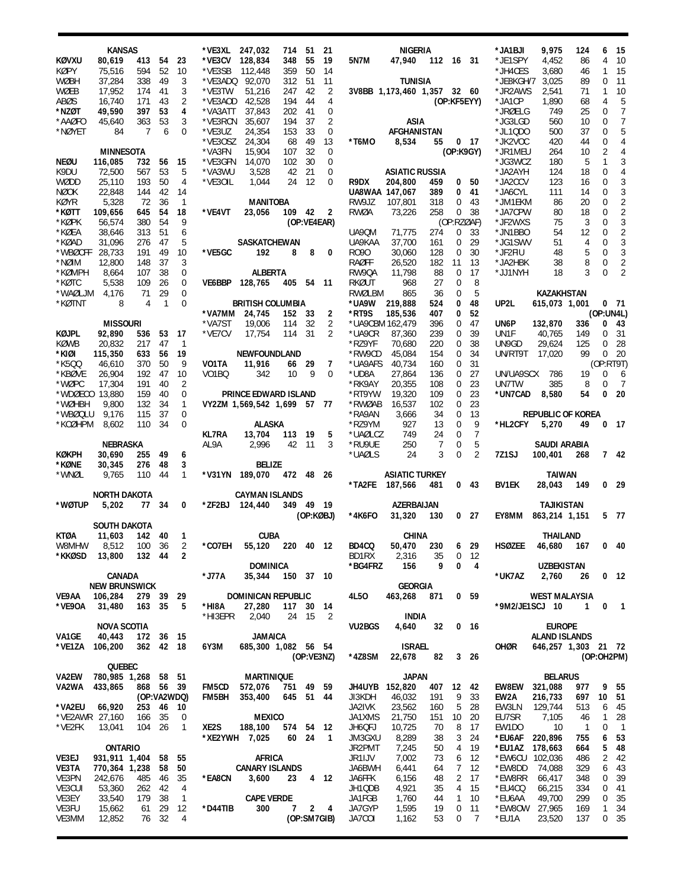### KANSAS

| Call | Score | QSOs | Mults | Mults |
|---|---|---|---|---|
| KØVXU | 80,619 | 413 | 54 | 23 |
| KØPY | 75,516 | 594 | 52 | 10 |
| WØBH | 37,284 | 338 | 49 | 3 |
| WØEB | 17,952 | 174 | 41 | 3 |
| ABØS | 16,740 | 171 | 43 | 2 |
| **\*NZØT** | **49,590** | **397** | **53** | **4** |
| \*AAØFO | 45,640 | 363 | 53 | 3 |
| \*NØYET | 84 | 7 | 6 | 0 |

### MINNESOTA

| Call | Score | QSOs | Mults | Mults |
|---|---|---|---|---|
| **NEØU** | **116,085** | **732** | **56** | **15** |
| K9DU | 72,500 | 567 | 53 | 5 |
| WØDD | 25,110 | 193 | 50 | 4 |
| NØOK | 22,848 | 144 | 42 | 14 |
| KØYR | 5,328 | 72 | 36 | 1 |
| **\*KØTT** | **109,656** | **645** | **54** | **18** |
| \*KØPK | 56,574 | 380 | 54 | 9 |
| \*KØEA | 38,646 | 313 | 51 | 6 |
| \*KØAD | 31,096 | 276 | 47 | 5 |
| \*WBØOFF | 28,733 | 191 | 49 | 10 |
| \*NØIM | 12,800 | 148 | 37 | 3 |
| \*KØMPH | 8,664 | 107 | 38 | 0 |
| \*KØTC | 5,538 | 109 | 26 | 0 |
| \*WAØLJM | 4,176 | 71 | 29 | 0 |
| \*KØTNT | 8 | 4 | 1 | 0 |

### MISSOURI

| Call | Score | QSOs | Mults | Mults |
|---|---|---|---|---|
| **KØJPL** | **92,890** | **536** | **53** | **17** |
| KØWB | 20,832 | 217 | 47 | 1 |
| **\*KIØI** | **115,350** | **633** | **56** | **19** |
| \*K5QQ | 46,610 | 370 | 50 | 9 |
| \*KBØVE | 26,904 | 192 | 47 | 10 |
| \*WØPC | 17,304 | 191 | 40 | 2 |
| \*WDØECO | 13,880 | 159 | 40 | 0 |
| \*WØHBH | 9,800 | 132 | 34 | 1 |
| \*WBØQLU | 9,176 | 115 | 37 | 0 |
| \*KCØHPM | 8,602 | 110 | 34 | 0 |

### NEBRASKA

| Call | Score | QSOs | Mults | Mults |
|---|---|---|---|---|
| **KØKPH** | **30,690** | **255** | **49** | **6** |
| **\*KØNE** | **30,345** | **276** | **48** | **3** |
| \*WNØL | 9,765 | 110 | 44 | 1 |

### NORTH DAKOTA

| Call | Score | QSOs | Mults | Mults |
|---|---|---|---|---|
| **\*WØTUP** | **5,202** | **77** | **34** | **0** |

### SOUTH DAKOTA

| Call | Score | QSOs | Mults | Mults |
|---|---|---|---|---|
| **KTØA** | **11,603** | **142** | **40** | **1** |
| W8MHW | 8,512 | 100 | 36 | 2 |
| **\*KKØSD** | **13,800** | **132** | **44** | **2** |

### CANADA
### NEW BRUNSWICK

| Call | Score | QSOs | Mults | Mults |
|---|---|---|---|---|
| **VE9AA** | **106,284** | **279** | **39** | **29** |
| **\*VE9OA** | **31,480** | **163** | **35** | **5** |

### NOVA SCOTIA

| Call | Score | QSOs | Mults | Mults |
|---|---|---|---|---|
| **VA1GE** | **40,443** | **172** | **36** | **15** |
| **\*VE1ZA** | **106,200** | **362** | **42** | **18** |

### QUEBEC

| Call | Score | QSOs | Mults | Mults |
|---|---|---|---|---|
| **VA2EW** | **780,985** | **1,268** | **58** | **51** |
| **VA2WA** | **433,865** | **868** | **56** | **39** |
| | (OP:VA2WDQ) | | | |
| **\*VA2EU** | **66,920** | **253** | **46** | **10** |
| \*VE2AWR | 27,160 | 166 | 35 | 0 |
| \*VE2FK | 13,041 | 104 | 26 | 1 |

### ONTARIO

| Call | Score | QSOs | Mults | Mults |
|---|---|---|---|---|
| **VE3EJ** | **931,911** | **1,404** | **58** | **55** |
| **VE3TA** | **770,364** | **1,238** | **58** | **50** |
| VE3PN | 242,676 | 485 | 46 | 35 |
| VE3CUI | 53,360 | 262 | 42 | 4 |
| VE3EY | 33,540 | 179 | 38 | 1 |
| VE3FU | 15,662 | 61 | 29 | 12 |
| VE3MM | 12,852 | 76 | 32 | 4 |
| **\*VE3XL** | **247,032** | **714** | **51** | **21** |
| **\*VE3CV** | **128,834** | **348** | **55** | **19** |
| \*VE3SB | 112,448 | 359 | 50 | 14 |
| \*VE3ADQ | 92,070 | 312 | 51 | 11 |
| \*VE3TW | 51,216 | 247 | 42 | 2 |
| \*VE3AOD | 42,528 | 194 | 44 | 4 |
| \*VA3ATT | 37,843 | 202 | 41 | 0 |
| \*VE3RCN | 35,607 | 194 | 37 | 2 |
| \*VE3UZ | 24,354 | 153 | 33 | 0 |
| \*VE3OSZ | 24,304 | 68 | 49 | 13 |
| \*VA3FN | 15,904 | 107 | 32 | 0 |
| \*VE3GFN | 14,070 | 102 | 30 | 0 |
| \*VA3WU | 3,528 | 42 | 21 | 0 |
| \*VE3OIL | 1,044 | 24 | 12 | 0 |

### MANITOBA

| Call | Score | QSOs | Mults | Mults |
|---|---|---|---|---|
| **\*VE4VT** | **23,056** | **109** | **42** | **2** |
| | (OP:VE4EAR) | | | |

### SASKATCHEWAN

| Call | Score | QSOs | Mults | Mults |
|---|---|---|---|---|
| **\*VE5GC** | **192** | **8** | **8** | **0** |

### ALBERTA

| Call | Score | QSOs | Mults | Mults |
|---|---|---|---|---|
| **VE6BBP** | **128,765** | **405** | **54** | **11** |

### BRITISH COLUMBIA

| Call | Score | QSOs | Mults | Mults |
|---|---|---|---|---|
| **\*VA7MM** | **24,745** | **152** | **33** | **2** |
| \*VA7ST | 19,006 | 114 | 32 | 2 |
| \*VE7CV | 17,754 | 114 | 31 | 2 |

### NEWFOUNDLAND

| Call | Score | QSOs | Mults | Mults |
|---|---|---|---|---|
| **VO1TA** | **11,916** | **66** | **29** | **7** |
| VO1BQ | 342 | 10 | 9 | 0 |

### PRINCE EDWARD ISLAND

| Call | Score | QSOs | Mults | Mults |
|---|---|---|---|---|
| **VY2ZM** | **1,569,542** | **1,699** | **57** | **77** |

### ALASKA

| Call | Score | QSOs | Mults | Mults |
|---|---|---|---|---|
| **KL7RA** | **13,704** | **113** | **19** | **5** |
| AL9A | 2,996 | 42 | 11 | 3 |

### BELIZE

| Call | Score | QSOs | Mults | Mults |
|---|---|---|---|---|
| **\*V31YN** | **189,070** | **472** | **48** | **26** |

### CAYMAN ISLANDS

| Call | Score | QSOs | Mults | Mults |
|---|---|---|---|---|
| **\*ZF2BJ** | **124,440** | **349** | **49** | **19** |
| | (OP:KØBJ) | | | |

### CUBA

| Call | Score | QSOs | Mults | Mults |
|---|---|---|---|---|
| **\*CO7EH** | **55,120** | **220** | **40** | **12** |

### DOMINICA

| Call | Score | QSOs | Mults | Mults |
|---|---|---|---|---|
| **\*J77A** | **35,344** | **150** | **37** | **10** |

### DOMINICAN REPUBLIC

| Call | Score | QSOs | Mults | Mults |
|---|---|---|---|---|
| **\*HI8A** | **27,280** | **117** | **30** | **14** |
| \*HI3EPR | 2,040 | 24 | 15 | 2 |

### JAMAICA

| Call | Score | QSOs | Mults | Mults |
|---|---|---|---|---|
| **6Y3M** | **685,300** | **1,082** | **56** | **54** |
| | (OP:VE3NZ) | | | |

### MARTINIQUE

| Call | Score | QSOs | Mults | Mults |
|---|---|---|---|---|
| **FM5CD** | **572,076** | **751** | **49** | **59** |
| **FM5BH** | **353,400** | **645** | **51** | **44** |

### MEXICO

| Call | Score | QSOs | Mults | Mults |
|---|---|---|---|---|
| **XE2S** | **188,100** | **574** | **54** | **12** |
| **\*XE2YWH** | **7,025** | **60** | **24** | **1** |

### AFRICA
### CANARY ISLANDS

| Call | Score | QSOs | Mults | Mults |
|---|---|---|---|---|
| **\*EA8CN** | **3,600** | **23** | **4** | **12** |

### CAPE VERDE

| Call | Score | QSOs | Mults | Mults |
|---|---|---|---|---|
| **\*D44TIB** | **300** | **7** | **2** | **4** |
| | (OP:SM7GIB) | | | |

### NIGERIA

| Call | Score | QSOs | Mults | Mults |
|---|---|---|---|---|
| **5N7M** | **47,940** | **112** | **16** | **31** |

### TUNISIA

| Call | Score | QSOs | Mults | Mults |
|---|---|---|---|---|
| **3V8BB** | **1,173,460** | **1,357** | **32** | **60** |
| | (OP:KF5EYY) | | | |

### ASIA
### AFGHANISTAN

| Call | Score | QSOs | Mults | Mults |
|---|---|---|---|---|
| **\*T6MO** | **8,534** | **55** | **0** | **17** |
| | (OP:K9GY) | | | |

### ASIATIC RUSSIA

| Call | Score | QSOs | Mults | Mults |
|---|---|---|---|---|
| **R9DX** | **204,800** | **459** | **0** | **50** |
| **UA8WAA** | **147,067** | **389** | **0** | **41** |
| RW9JZ | 107,801 | 318 | 0 | 43 |
| RWØA | 73,226 | 258 | 0 | 38 |
| | (OP:RZØAF) | | | |
| UA9QM | 71,775 | 274 | 0 | 33 |
| UA9KAA | 37,700 | 161 | 0 | 29 |
| RO9O | 30,060 | 128 | 0 | 30 |
| RAØFF | 26,520 | 182 | 11 | 13 |
| RW9QA | 11,798 | 88 | 0 | 17 |
| RKØUT | 968 | 27 | 0 | 8 |
| RWØLBM | 865 | 36 | 0 | 5 |
| **\*UA9W** | **219,888** | **524** | **0** | **48** |
| **\*RT9S** | **185,536** | **407** | **0** | **52** |
| \*UA9CBM | 162,479 | 396 | 0 | 47 |
| \*UA9CR | 87,360 | 239 | 0 | 39 |
| \*RZ9YF | 70,680 | 220 | 0 | 38 |
| \*RW9CD | 45,084 | 154 | 0 | 34 |
| \*UA9AFS | 40,734 | 160 | 0 | 31 |
| \*UD8A | 27,864 | 136 | 0 | 27 |
| \*RK9AY | 20,355 | 108 | 0 | 23 |
| \*RT9YW | 19,320 | 109 | 0 | 23 |
| \*RWØAB | 16,537 | 102 | 0 | 23 |
| \*RA9AN | 3,666 | 34 | 0 | 13 |
| \*RZ9YM | 927 | 13 | 0 | 9 |
| \*UAØLCZ | 749 | 24 | 0 | 7 |
| \*RU9UE | 250 | 7 | 0 | 5 |
| \*UAØLS | 24 | 3 | 0 | 2 |

### ASIATIC TURKEY

| Call | Score | QSOs | Mults | Mults |
|---|---|---|---|---|
| **\*TA2FE** | **187,566** | **481** | **0** | **43** |

### AZERBAIJAN

| Call | Score | QSOs | Mults | Mults |
|---|---|---|---|---|
| **\*4K6FO** | **31,320** | **130** | **0** | **27** |

### CHINA

| Call | Score | QSOs | Mults | Mults |
|---|---|---|---|---|
| **BD4CQ** | **50,470** | **230** | **6** | **29** |
| BD1RX | 2,316 | 35 | 0 | 12 |
| **\*BG4FRZ** | **156** | **9** | **0** | **4** |

### GEORGIA

| Call | Score | QSOs | Mults | Mults |
|---|---|---|---|---|
| **4L5O** | **463,268** | **871** | **0** | **59** |

### INDIA

| Call | Score | QSOs | Mults | Mults |
|---|---|---|---|---|
| **VU2BGS** | **4,640** | **32** | **0** | **16** |

### ISRAEL

| Call | Score | QSOs | Mults | Mults |
|---|---|---|---|---|
| **\*4Z8SM** | **22,678** | **82** | **3** | **26** |

### JAPAN

| Call | Score | QSOs | Mults | Mults |
|---|---|---|---|---|
| **JH4UYB** | **152,820** | **407** | **12** | **42** |
| JI3KDH | 46,032 | 191 | 9 | 33 |
| JA2IVK | 23,562 | 160 | 5 | 28 |
| JA1XMS | 21,750 | 151 | 10 | 20 |
| JH6QFJ | 10,725 | 70 | 8 | 17 |
| JM3GXU | 8,289 | 38 | 3 | 24 |
| JR2PMT | 7,245 | 50 | 4 | 19 |
| JR1IJV | 7,002 | 73 | 6 | 12 |
| JA6BWH | 6,441 | 64 | 7 | 12 |
| JA6FFK | 6,156 | 48 | 2 | 17 |
| JH1QDB | 4,921 | 35 | 4 | 15 |
| JA1FGB | 1,760 | 44 | 1 | 10 |
| JA7GYP | 1,595 | 19 | 0 | 11 |
| JA7COI | 1,162 | 53 | 0 | 7 |
| **\*JA1BJI** | **9,975** | **124** | **6** | **15** |
| \*JE1SPY | 4,452 | 86 | 4 | 10 |
| \*JH4CES | 3,680 | 46 | 1 | 15 |
| \*JE8KGH/7 | 3,025 | 89 | 0 | 11 |
| \*JR2AWS | 2,541 | 71 | 1 | 10 |
| \*JA1CP | 1,890 | 68 | 4 | 5 |
| \*JRØELG | 749 | 25 | 0 | 7 |
| \*JG3LGD | 560 | 10 | 0 | 7 |
| \*JL1QDO | 500 | 37 | 0 | 5 |
| \*JK2VOC | 420 | 44 | 0 | 4 |
| \*JR1MEU | 264 | 10 | 2 | 4 |
| \*JG3WCZ | 180 | 5 | 1 | 3 |
| \*JA2AYH | 124 | 18 | 0 | 4 |
| \*JA2CCV | 123 | 16 | 0 | 3 |
| \*JA6CYL | 111 | 14 | 0 | 3 |
| \*JM1EKM | 86 | 20 | 0 | 2 |
| \*JA7CPW | 80 | 18 | 0 | 2 |
| \*JF2WXS | 75 | 3 | 0 | 3 |
| \*JN1BBO | 54 | 12 | 0 | 2 |
| \*JG1SWV | 51 | 4 | 0 | 3 |
| \*JF2FIU | 48 | 5 | 0 | 3 |
| \*JA2HBK | 38 | 8 | 0 | 2 |
| \*JJ1NYH | 18 | 3 | 0 | 2 |

### KAZAKHSTAN

| Call | Score | QSOs | Mults | Mults |
|---|---|---|---|---|
| **UP2L** | **615,073** | **1,001** | **0** | **71** |
| | (OP:UN4L) | | | |
| **UN6P** | **132,870** | **336** | **0** | **43** |
| UN1F | 40,765 | 149 | 0 | 31 |
| UN9GD | 29,624 | 125 | 0 | 28 |
| UN/RT9T | 17,020 | 99 | 0 | 20 |
| | (OP:RT9T) | | | |
| UN/UA9SCX | 786 | 19 | 0 | 6 |
| UN7TW | 385 | 8 | 0 | 7 |
| **\*UN7CAD** | **8,580** | **54** | **0** | **20** |

### REPUBLIC OF KOREA

| Call | Score | QSOs | Mults | Mults |
|---|---|---|---|---|
| **\*HL2CFY** | **5,270** | **49** | **0** | **17** |

### SAUDI ARABIA

| Call | Score | QSOs | Mults | Mults |
|---|---|---|---|---|
| **7Z1SJ** | **100,401** | **268** | **7** | **42** |

### TAIWAN

| Call | Score | QSOs | Mults | Mults |
|---|---|---|---|---|
| **BV1EK** | **28,043** | **149** | **0** | **29** |

### TAJIKISTAN

| Call | Score | QSOs | Mults | Mults |
|---|---|---|---|---|
| **EY8MM** | **863,214** | **1,151** | **5** | **77** |

### THAILAND

| Call | Score | QSOs | Mults | Mults |
|---|---|---|---|---|
| **HSØZEE** | **46,680** | **167** | **0** | **40** |

### UZBEKISTAN

| Call | Score | QSOs | Mults | Mults |
|---|---|---|---|---|
| **\*UK7AZ** | **2,760** | **26** | **0** | **12** |

### WEST MALAYSIA

| Call | Score | QSOs | Mults | Mults |
|---|---|---|---|---|
| **\*9M2/JE1SCJ** | **10** | **1** | **0** | **1** |

### EUROPE
### ALAND ISLANDS

| Call | Score | QSOs | Mults | Mults |
|---|---|---|---|---|
| **OHØR** | **646,257** | **1,303** | **21** | **72** |
| | (OP:OH2PM) | | | |

### BELARUS

| Call | Score | QSOs | Mults | Mults |
|---|---|---|---|---|
| **EW8EW** | **321,088** | **977** | **9** | **55** |
| **EW2A** | **216,733** | **697** | **10** | **51** |
| EW3LN | 129,744 | 513 | 6 | 45 |
| EU7SR | 7,105 | 46 | 1 | 28 |
| EW1DO | 10 | 1 | 0 | 1 |
| **\*EU6AF** | **220,896** | **755** | **6** | **53** |
| **\*EU1AZ** | **178,663** | **664** | **5** | **48** |
| \*EW6CU | 102,036 | 486 | 2 | 42 |
| \*EW8DD | 74,088 | 329 | 6 | 43 |
| \*EW8RR | 66,417 | 348 | 0 | 39 |
| \*EU4CQ | 66,215 | 334 | 0 | 41 |
| \*EU6AA | 49,700 | 299 | 0 | 35 |
| \*EW8OW | 27,965 | 169 | 1 | 34 |
| \*EU1A | 23,520 | 137 | 0 | 35 |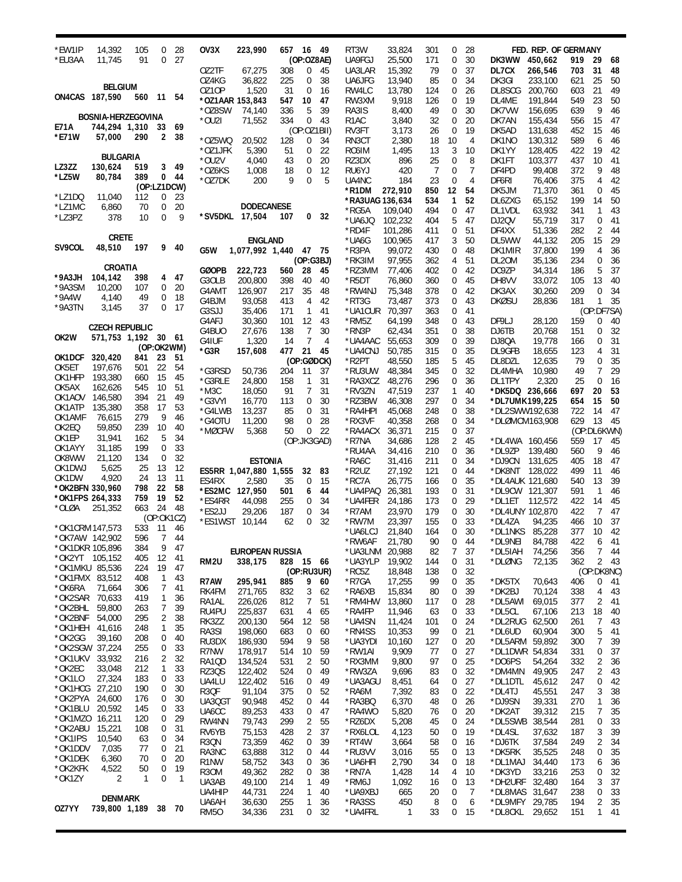| Call | Score | QSOs | Zone | Mult |
|---|---|---|---|---|
| *EW1IP | 14,392 | 105 | 0 | 28 |
| *EU3AA | 11,745 | 91 | 0 | 27 |

## BELGIUM

| Call | Score | QSOs | Zone | Mult |
|---|---|---|---|---|
| **ON4CAS** | **187,590** | **560** | **11** | **54** |

## BOSNIA-HERZEGOVINA

| Call | Score | QSOs | Zone | Mult |
|---|---|---|---|---|
| **E71A** | **744,294** | **1,310** | **33** | **69** |
| ***E71W** | **57,000** | **290** | **2** | **38** |

## BULGARIA

| Call | Score | QSOs | Zone | Mult |
|---|---|---|---|---|
| **LZ3ZZ** | **130,624** | **519** | **3** | **49** |
| ***LZ5W** | **80,784** | **389** | **0** | **44** |
| | | **(OP:LZ1DCW)** | | |
| *LZ1DQ | 11,040 | 112 | 0 | 23 |
| *LZ1MC | 6,860 | 70 | 0 | 20 |
| *LZ3PZ | 378 | 10 | 0 | 9 |

## CRETE

| Call | Score | QSOs | Zone | Mult |
|---|---|---|---|---|
| **SV9COL** | **48,510** | **197** | **9** | **40** |

## CROATIA

| Call | Score | QSOs | Zone | Mult |
|---|---|---|---|---|
| ***9A3JH** | **104,142** | **398** | **4** | **47** |
| *9A3SM | 10,200 | 107 | 0 | 20 |
| *9A4W | 4,140 | 49 | 0 | 18 |
| *9A3TN | 3,145 | 37 | 0 | 17 |

## CZECH REPUBLIC

| Call | Score | QSOs | Zone | Mult |
|---|---|---|---|---|
| **OK2W** | **571,753** | **1,192** | **30** | **61** |
| | | **(OP:OK2WM)** | | |
| **OK1DCF** | **320,420** | **841** | **23** | **51** |
| OK5ET | 197,676 | 501 | 22 | 54 |
| OK1HFP | 193,380 | 660 | 15 | 45 |
| OK5AX | 162,626 | 545 | 10 | 51 |
| OK1AOV | 146,580 | 394 | 21 | 49 |
| OK1ATP | 135,380 | 358 | 17 | 53 |
| OK1AMF | 76,615 | 279 | 9 | 46 |
| OK2EQ | 59,850 | 239 | 10 | 40 |
| OK1EP | 31,941 | 162 | 5 | 34 |
| OK1AYY | 31,185 | 199 | 0 | 33 |
| OK8WW | 21,120 | 134 | 0 | 32 |
| OK1DWJ | 5,625 | 25 | 13 | 12 |
| OK1DW | 4,920 | 24 | 13 | 11 |
| ***OK2BFN** | **330,960** | **798** | **22** | **58** |
| ***OK1FPS** | **264,333** | **759** | **19** | **52** |
| *OLØA | 251,352 | 663 | 24 | 48 |
| | | (OP:OK1CZ) | | |
| *OK1CRM | 147,573 | 533 | 11 | 46 |
| *OK7AW | 142,902 | 596 | 7 | 44 |
| *OK1DKR | 105,896 | 384 | 9 | 47 |
| *OK2YT | 105,152 | 405 | 12 | 41 |
| *OK1MKU | 85,536 | 224 | 19 | 47 |
| *OK1FMX | 83,512 | 408 | 1 | 43 |
| *OK6RA | 71,664 | 306 | 7 | 41 |
| *OK2SAR | 70,633 | 419 | 1 | 36 |
| *OK2BHL | 59,800 | 263 | 7 | 39 |
| *OK2BNF | 54,000 | 295 | 2 | 38 |
| *OK1HEH | 41,616 | 248 | 1 | 35 |
| *OK2GG | 39,160 | 208 | 0 | 40 |
| *OK2SGW | 37,224 | 255 | 0 | 33 |
| *OK1UKV | 33,932 | 216 | 2 | 32 |
| *OK2EC | 33,048 | 212 | 1 | 33 |
| *OK1LO | 27,324 | 183 | 0 | 33 |
| *OK1HCG | 27,210 | 190 | 0 | 30 |
| *OK2PYA | 24,600 | 176 | 0 | 30 |
| *OK1BLU | 20,592 | 145 | 0 | 33 |
| *OK1MZO | 16,211 | 120 | 0 | 29 |
| *OK2ABU | 15,221 | 108 | 0 | 31 |
| *OK1IPS | 10,540 | 63 | 0 | 34 |
| *OK1DDV | 7,035 | 77 | 0 | 21 |
| *OK1DEK | 6,360 | 70 | 0 | 20 |
| *OK2KFK | 4,522 | 50 | 0 | 19 |
| *OK1ZY | 2 | 1 | 0 | 1 |

## DENMARK

| Call | Score | QSOs | Zone | Mult |
|---|---|---|---|---|
| **OZ7YY** | **739,800** | **1,189** | **38** | **70** |
| **OV3X** | **223,990** | **657** | **16** | **49** |
| | | **(OP:OZ8AE)** | | |
| OZ2TF | 67,275 | 308 | 0 | 45 |
| OZ4KG | 36,822 | 225 | 0 | 38 |
| OZ1OP | 1,520 | 31 | 0 | 16 |
| ***OZ1AAR** | **153,843** | **547** | **10** | **47** |
| *OZ8SW | 74,140 | 336 | 5 | 39 |
| *OU2I | 71,552 | 334 | 0 | 43 |
| | | (OP:OZ1BII) | | |
| *OZ5WQ | 20,502 | 128 | 0 | 34 |
| *OZ1JFK | 5,390 | 51 | 0 | 22 |
| *OU2V | 4,040 | 43 | 0 | 20 |
| *OZ6KS | 1,008 | 18 | 0 | 12 |
| *OZ7DK | 200 | 9 | 0 | 5 |

## DODECANESE

| Call | Score | QSOs | Zone | Mult |
|---|---|---|---|---|
| ***SV5DKL** | **17,504** | **107** | **0** | **32** |

## ENGLAND

| Call | Score | QSOs | Zone | Mult |
|---|---|---|---|---|
| **G5W** | **1,077,992** | **1,440** | **47** | **75** |
| | | **(OP:G3BJ)** | | |
| **GØOPB** | **222,723** | **560** | **28** | **45** |
| G3OLB | 200,800 | 398 | 40 | 40 |
| G4AMT | 126,907 | 217 | 35 | 48 |
| G4BJM | 93,058 | 413 | 4 | 42 |
| G3SJJ | 35,406 | 171 | 1 | 41 |
| G4AFJ | 30,360 | 101 | 12 | 43 |
| G4BUO | 27,676 | 138 | 7 | 30 |
| G4IUF | 1,320 | 14 | 7 | 4 |
| ***G3R** | **157,608** | **477** | **21** | **45** |
| | | **(OP:GØDCK)** | | |
| *G3RSD | 50,736 | 204 | 11 | 37 |
| *G3RLE | 24,800 | 158 | 1 | 31 |
| *M3C | 18,050 | 91 | 7 | 31 |
| *G3VYI | 16,770 | 113 | 0 | 30 |
| *G4LWB | 13,237 | 85 | 0 | 31 |
| *G4OTU | 11,200 | 98 | 0 | 28 |
| *MØCFW | 5,368 | 50 | 0 | 22 |
| | | (OP:JK3GAD) | | |

## ESTONIA

| Call | Score | QSOs | Zone | Mult |
|---|---|---|---|---|
| **ES5RR** | **1,047,880** | **1,555** | **32** | **83** |
| ES4RX | 2,580 | 35 | 0 | 15 |
| ***ES2MC** | **127,950** | **501** | **6** | **44** |
| *ES4RR | 44,098 | 255 | 0 | 34 |
| *ES2JJ | 29,206 | 187 | 0 | 34 |
| *ES1WST | 10,144 | 62 | 0 | 32 |

## EUROPEAN RUSSIA

| Call | Score | QSOs | Zone | Mult |
|---|---|---|---|---|
| **RM2U** | **338,175** | **828** | **15** | **66** |
| | | **(OP:RU3UR)** | | |
| **R7AW** | **295,941** | **885** | **9** | **60** |
| RK4FM | 271,765 | 832 | 3 | 62 |
| RA1AL | 226,026 | 812 | 7 | 51 |
| RU4PU | 225,837 | 631 | 4 | 65 |
| RK3ZZ | 200,130 | 564 | 12 | 58 |
| RA3SI | 198,060 | 683 | 0 | 60 |
| RU3DX | 186,930 | 594 | 9 | 58 |
| R7NW | 178,917 | 514 | 10 | 59 |
| RA1QD | 134,524 | 531 | 2 | 50 |
| RZ3QS | 122,402 | 524 | 0 | 49 |
| UA4LU | 122,402 | 516 | 0 | 49 |
| R3QF | 91,104 | 375 | 0 | 52 |
| UA3QGT | 90,948 | 452 | 0 | 44 |
| UA6CC | 89,253 | 433 | 0 | 47 |
| RW4NN | 79,743 | 299 | 2 | 55 |
| RV6YB | 75,153 | 428 | 2 | 37 |
| R3QN | 73,359 | 462 | 0 | 39 |
| RA3NC | 63,888 | 312 | 0 | 44 |
| R1NW | 58,752 | 343 | 0 | 36 |
| R3OM | 49,362 | 282 | 0 | 38 |
| UA3AB | 49,100 | 214 | 1 | 49 |
| UA4HIP | 44,731 | 224 | 1 | 40 |
| UA6AH | 36,630 | 255 | 1 | 36 |
| RM5O | 34,336 | 231 | 0 | 32 |
| RT3W | 33,824 | 301 | 0 | 28 |
| UA9FGJ | 25,500 | 171 | 0 | 30 |
| UA3LAR | 15,392 | 79 | 0 | 37 |
| UA6JFG | 13,940 | 85 | 0 | 34 |
| RW4LC | 13,780 | 124 | 0 | 26 |
| RW3XM | 9,918 | 126 | 0 | 19 |
| RA3IS | 8,400 | 49 | 0 | 30 |
| R1AC | 3,840 | 32 | 0 | 20 |
| RV3FT | 3,173 | 26 | 0 | 19 |
| RN3CT | 2,380 | 18 | 10 | 4 |
| RC6IM | 1,495 | 13 | 3 | 10 |
| RZ3DX | 896 | 25 | 0 | 8 |
| RU6YJ | 420 | 7 | 0 | 7 |
| UA4NC | 184 | 23 | 0 | 4 |
| ***R1DM** | **272,910** | **850** | **12** | **54** |
| ***RA3UAG** | **136,634** | **534** | **1** | **52** |
| *RG5A | 109,040 | 494 | 0 | 47 |
| *UA6JQ | 102,232 | 404 | 5 | 47 |
| *RD4F | 101,286 | 411 | 0 | 51 |
| *UA6G | 100,965 | 417 | 3 | 50 |
| *R3PA | 99,072 | 430 | 0 | 48 |
| *RK3IM | 97,955 | 362 | 4 | 51 |
| *RZ3MM | 77,406 | 402 | 0 | 42 |
| *R5DT | 76,860 | 360 | 0 | 45 |
| *RW4NJ | 75,348 | 378 | 0 | 42 |
| *RT3G | 73,487 | 373 | 0 | 43 |
| *UA1CUR | 70,397 | 363 | 0 | 41 |
| *RM5Z | 64,199 | 348 | 0 | 43 |
| *RN3P | 62,434 | 351 | 0 | 38 |
| *UA4AAC | 55,653 | 309 | 0 | 39 |
| *UA4CNJ | 50,785 | 315 | 0 | 35 |
| *R2PT | 48,550 | 185 | 5 | 45 |
| *RU3UW | 48,384 | 345 | 0 | 32 |
| *RA3XCZ | 48,276 | 296 | 0 | 36 |
| *RV3ZN | 47,519 | 237 | 1 | 40 |
| *RZ3BW | 46,308 | 297 | 0 | 34 |
| *RA4HPI | 45,068 | 248 | 0 | 38 |
| *RX3VF | 40,358 | 268 | 0 | 34 |
| *RA4ACX | 36,371 | 215 | 0 | 37 |
| *R7NA | 34,686 | 128 | 2 | 45 |
| *RU4AA | 34,416 | 210 | 0 | 36 |
| *RA6C | 31,416 | 211 | 0 | 34 |
| *R2UZ | 27,192 | 121 | 0 | 44 |
| *RC7A | 26,775 | 166 | 0 | 35 |
| *UA4PAQ | 26,381 | 193 | 0 | 31 |
| *UA4FER | 24,186 | 173 | 0 | 29 |
| *R7AM | 23,970 | 179 | 0 | 30 |
| *RW7M | 23,397 | 155 | 0 | 33 |
| *UA6LCJ | 21,840 | 164 | 0 | 30 |
| *RW6AF | 21,780 | 90 | 0 | 44 |
| *UA3LNM | 20,988 | 82 | 7 | 37 |
| *UA3YLP | 19,902 | 144 | 0 | 31 |
| *RC5Z | 18,848 | 138 | 0 | 32 |
| *R7GA | 17,255 | 99 | 0 | 35 |
| *RA6XB | 15,834 | 80 | 0 | 39 |
| *RM4HW | 13,860 | 117 | 0 | 28 |
| *RA4FP | 11,946 | 63 | 0 | 33 |
| *UA4SN | 11,424 | 101 | 0 | 24 |
| *RN4SS | 10,353 | 99 | 0 | 21 |
| *UA3YDI | 10,160 | 127 | 0 | 20 |
| *RW1AI | 9,909 | 77 | 0 | 27 |
| *RX3MM | 9,800 | 97 | 0 | 25 |
| *RW3ZA | 9,696 | 83 | 0 | 32 |
| *UA3AGU | 8,451 | 64 | 0 | 27 |
| *RA6M | 7,392 | 83 | 0 | 22 |
| *RA3BQ | 6,370 | 48 | 0 | 26 |
| *RA4WO | 5,820 | 76 | 0 | 20 |
| *RZ6DX | 5,208 | 45 | 0 | 24 |
| *RX6LOL | 4,123 | 50 | 0 | 19 |
| *RT4W | 3,664 | 58 | 0 | 16 |
| *RU3VV | 3,016 | 55 | 0 | 13 |
| *UA6HFI | 2,790 | 34 | 0 | 18 |
| *RN7A | 1,428 | 14 | 4 | 10 |
| *RM6J | 1,092 | 16 | 0 | 13 |
| *UA9XBJ | 665 | 20 | 0 | 7 |
| *RA3SS | 450 | 8 | 0 | 6 |
| *UA4FRL | 1 | 33 | 0 | 15 |

## FED. REP. OF GERMANY

| Call | Score | QSOs | Zone | Mult |
|---|---|---|---|---|
| **DK3WW** | **450,662** | **919** | **29** | **68** |
| **DL7CX** | **266,546** | **703** | **31** | **48** |
| DK3GI | 233,100 | 621 | 25 | 50 |
| DL8SCG | 200,760 | 603 | 21 | 49 |
| DL4ME | 191,844 | 549 | 23 | 50 |
| DK7VW | 156,695 | 639 | 9 | 46 |
| DK7AN | 155,434 | 556 | 15 | 47 |
| DK5AD | 131,638 | 452 | 15 | 46 |
| DK1NO | 130,312 | 589 | 6 | 46 |
| DK1YY | 128,405 | 422 | 19 | 42 |
| DK1FT | 103,377 | 437 | 10 | 41 |
| DF4PD | 99,408 | 372 | 9 | 48 |
| DF6RI | 76,406 | 375 | 4 | 42 |
| DK5JM | 71,370 | 361 | 0 | 45 |
| DL6ZXG | 65,152 | 199 | 14 | 50 |
| DL1VDL | 63,932 | 341 | 1 | 43 |
| DJ2QV | 55,719 | 317 | 0 | 41 |
| DF4XX | 51,336 | 282 | 2 | 44 |
| DL5WW | 44,132 | 205 | 15 | 29 |
| DK1MIR | 37,800 | 199 | 4 | 36 |
| DL2OM | 35,136 | 234 | 0 | 36 |
| DC9ZP | 34,314 | 186 | 5 | 37 |
| DH8VV | 33,072 | 105 | 13 | 40 |
| DK3AX | 30,260 | 209 | 0 | 34 |
| DKØSU | 28,836 | 181 | 1 | 35 |
| | | (OP:DF7SA) | | |
| DF9LJ | 28,120 | 159 | 0 | 40 |
| DJ6TB | 20,768 | 151 | 0 | 32 |
| DJ8QA | 19,778 | 166 | 0 | 31 |
| DL9GFB | 18,655 | 123 | 4 | 31 |
| DL8DZL | 12,635 | 79 | 0 | 35 |
| DL4MHA | 10,980 | 49 | 7 | 29 |
| DL1TPY | 2,320 | 25 | 0 | 16 |
| ***DK5DQ** | **236,666** | **697** | **20** | **53** |
| ***DL7UMK** | **199,225** | **654** | **15** | **50** |
| *DL2SWW | 192,638 | 722 | 14 | 47 |
| *DLØMCM | 163,908 | 629 | 13 | 45 |
| | | (OP:DL6KWN) | | |
| *DL4WA | 160,456 | 559 | 17 | 45 |
| *DL9ZP | 139,480 | 560 | 9 | 46 |
| *DJ9CN | 131,625 | 405 | 18 | 47 |
| *DK8NT | 128,022 | 499 | 11 | 46 |
| *DL4AUK | 121,680 | 540 | 13 | 39 |
| *DL9CW | 121,307 | 591 | 1 | 46 |
| *DL1ET | 112,572 | 422 | 14 | 45 |
| *DL4UNY | 102,870 | 422 | 7 | 47 |
| *DL4ZA | 94,235 | 466 | 10 | 37 |
| *DL1NKS | 85,228 | 377 | 10 | 42 |
| *DL9NEI | 84,788 | 422 | 6 | 41 |
| *DL5IAH | 74,256 | 356 | 7 | 44 |
| *DLØNG | 72,135 | 362 | 2 | 43 |
| | | (OP:DK8NC) | | |
| *DK5TX | 70,643 | 406 | 0 | 41 |
| *DK2BJ | 70,124 | 338 | 4 | 43 |
| *DL5AWI | 69,015 | 377 | 2 | 41 |
| *DL5CL | 67,106 | 213 | 18 | 40 |
| *DL2RUG | 62,500 | 261 | 7 | 43 |
| *DL6UD | 60,904 | 300 | 5 | 41 |
| *DL5ARM | 59,892 | 300 | 7 | 39 |
| *DL1DWR | 54,834 | 331 | 0 | 37 |
| *DO6PS | 54,264 | 332 | 2 | 36 |
| *DM4MN | 49,905 | 247 | 2 | 43 |
| *DL1DTL | 45,612 | 247 | 0 | 42 |
| *DL4TJ | 45,551 | 247 | 3 | 38 |
| *DJ9SN | 39,331 | 270 | 1 | 36 |
| *DK2AT | 39,312 | 215 | 7 | 35 |
| *DL5SWB | 38,544 | 281 | 0 | 33 |
| *DL4SL | 37,632 | 187 | 3 | 39 |
| *DJ6TK | 37,584 | 249 | 2 | 34 |
| *DK5RK | 35,525 | 248 | 0 | 35 |
| *DL1MAJ | 34,440 | 173 | 6 | 36 |
| *DK3YD | 33,216 | 253 | 0 | 32 |
| *DH2URF | 32,480 | 164 | 3 | 37 |
| *DL8MAS | 31,647 | 238 | 0 | 33 |
| *DL9MFY | 29,785 | 194 | 2 | 35 |
| *DL8CKL | 29,652 | 151 | 1 | 41 |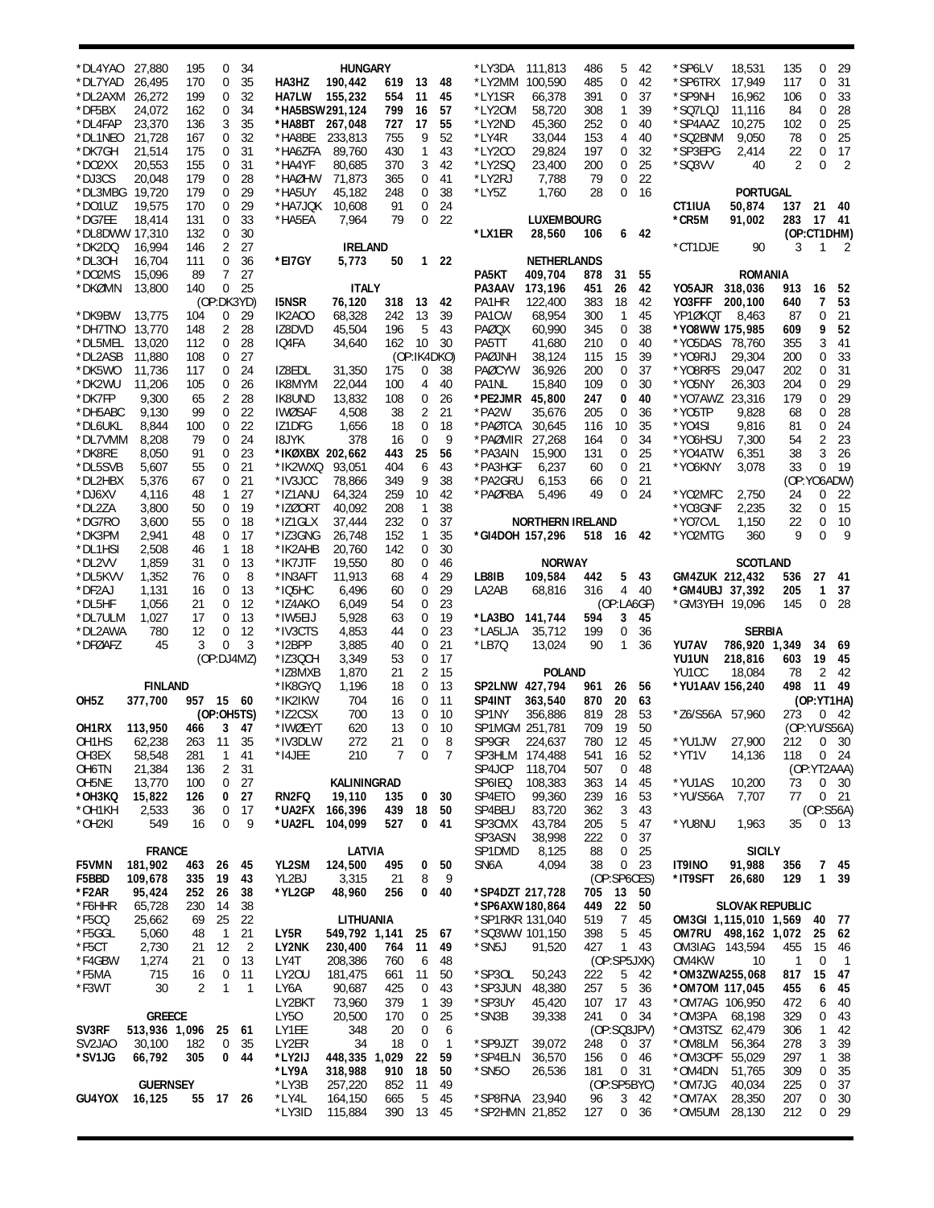| Call | Score | QSOs | Mults | Mults |
|---|---|---|---|---|
| *DL4YAO | 27,880 | 195 | 0 | 34 |
| *DL7YAD | 26,495 | 170 | 0 | 35 |
| *DL2AXM | 26,272 | 199 | 0 | 32 |
| *DF5BX | 24,072 | 162 | 0 | 34 |
| *DL4FAP | 23,370 | 136 | 3 | 35 |
| *DL1NEO | 21,728 | 167 | 0 | 32 |
| *DK7GH | 21,514 | 175 | 0 | 31 |
| *DO2XX | 20,553 | 155 | 0 | 31 |
| *DJ3CS | 20,048 | 179 | 0 | 28 |
| *DL3MBG | 19,720 | 179 | 0 | 29 |
| *DO1UZ | 19,575 | 170 | 0 | 29 |
| *DG7EE | 18,414 | 131 | 0 | 33 |
| *DL8DWW | 17,310 | 132 | 0 | 30 |
| *DK2DQ | 16,994 | 146 | 2 | 27 |
| *DL3OH | 16,704 | 111 | 0 | 36 |
| *DO2MS | 15,096 | 89 | 7 | 27 |
| *DKØMN | 13,800 | 140 | 0 | 25 |
| | | (OP:DK3YD) | | |
| *DK9BW | 13,775 | 104 | 0 | 29 |
| *DH7TNO | 13,770 | 148 | 2 | 28 |
| *DL5MEL | 13,020 | 112 | 0 | 28 |
| *DL2ASB | 11,880 | 108 | 0 | 27 |
| *DK5WO | 11,736 | 117 | 0 | 24 |
| *DK2WU | 11,206 | 105 | 0 | 26 |
| *DK7FP | 9,300 | 65 | 2 | 28 |
| *DH5ABC | 9,130 | 99 | 0 | 22 |
| *DL6UKL | 8,844 | 100 | 0 | 22 |
| *DL7VMM | 8,208 | 79 | 0 | 24 |
| *DK8RE | 8,050 | 91 | 0 | 23 |
| *DL5SVB | 5,607 | 55 | 0 | 21 |
| *DL2HBX | 5,376 | 67 | 0 | 21 |
| *DJ6XV | 4,116 | 48 | 1 | 27 |
| *DL2ZA | 3,800 | 50 | 0 | 19 |
| *DG7RO | 3,600 | 55 | 0 | 18 |
| *DK3PM | 2,941 | 48 | 0 | 17 |
| *DL1HSI | 2,508 | 46 | 1 | 18 |
| *DL2VV | 1,859 | 31 | 0 | 13 |
| *DL5KVV | 1,352 | 76 | 0 | 8 |
| *DF2AJ | 1,131 | 16 | 0 | 13 |
| *DL5HF | 1,056 | 21 | 0 | 12 |
| *DL7ULM | 1,027 | 17 | 0 | 13 |
| *DL2AWA | 780 | 12 | 0 | 12 |
| *DFØAFZ | 45 | 3 | 0 | 3 |
| | | (OP:DJ4MZ) | | |

**FINLAND**

| Call | Score | QSOs | Mults | Mults |
|---|---|---|---|---|
| OH5Z | 377,700 | 957 | 15 | 60 |
| | | (OP:OH5TS) | | |
| OH1RX | 113,950 | 466 | 3 | 47 |
| OH1HS | 62,238 | 263 | 11 | 35 |
| OH3EX | 58,548 | 281 | 1 | 41 |
| OH6TN | 21,384 | 136 | 2 | 31 |
| OH5NE | 13,770 | 100 | 0 | 27 |
| *OH3KQ | 15,822 | 126 | 0 | 27 |
| *OH1KH | 2,533 | 36 | 0 | 17 |
| *OH2KI | 549 | 16 | 0 | 9 |

**FRANCE**

| Call | Score | QSOs | Mults | Mults |
|---|---|---|---|---|
| F5VMN | 181,902 | 463 | 26 | 45 |
| F5BBD | 109,678 | 335 | 19 | 43 |
| *F2AR | 95,424 | 252 | 26 | 38 |
| *F6HHR | 65,728 | 230 | 14 | 38 |
| *F5CQ | 25,662 | 69 | 25 | 22 |
| *F5GGL | 5,060 | 48 | 1 | 21 |
| *F5CT | 2,730 | 21 | 12 | 2 |
| *F4GBW | 1,274 | 21 | 0 | 13 |
| *F5MA | 715 | 16 | 0 | 11 |
| *F3WT | 30 | 2 | 1 | 1 |

**GREECE**

| Call | Score | QSOs | Mults | Mults |
|---|---|---|---|---|
| SV3RF | 513,936 | 1,096 | 25 | 61 |
| SV2JAO | 30,100 | 182 | 0 | 35 |
| *SV1JG | 66,792 | 305 | 0 | 44 |

**GUERNSEY**

| Call | Score | QSOs | Mults | Mults |
|---|---|---|---|---|
| GU4YOX | 16,125 | 55 | 17 | 26 |

**HUNGARY**

| Call | Score | QSOs | Mults | Mults |
|---|---|---|---|---|
| HA3HZ | 190,442 | 619 | 13 | 48 |
| HA7LW | 155,232 | 554 | 11 | 45 |
| *HA5BSW | 291,124 | 799 | 16 | 57 |
| *HA8BT | 267,048 | 727 | 17 | 55 |
| *HA8BE | 233,813 | 755 | 9 | 52 |
| *HA6ZFA | 89,760 | 430 | 1 | 43 |
| *HA4YF | 80,685 | 370 | 3 | 42 |
| *HAØHW | 71,873 | 365 | 0 | 41 |
| *HA5UY | 45,182 | 248 | 0 | 38 |
| *HA7JQK | 10,608 | 91 | 0 | 24 |
| *HA5EA | 7,964 | 79 | 0 | 22 |

**IRELAND**

| Call | Score | QSOs | Mults | Mults |
|---|---|---|---|---|
| *EI7GY | 5,773 | 50 | 1 | 22 |

**ITALY**

| Call | Score | QSOs | Mults | Mults |
|---|---|---|---|---|
| I5NSR | 76,120 | 318 | 13 | 42 |
| IK2AOO | 68,328 | 242 | 13 | 39 |
| IZ8DVD | 45,504 | 196 | 5 | 43 |
| IQ4FA | 34,640 | 162 | 10 | 30 |
| | | (OP:IK4DKO) | | |
| IZ8EDL | 31,350 | 175 | 0 | 38 |
| IK8MYM | 22,044 | 100 | 4 | 40 |
| IK8UND | 13,832 | 108 | 0 | 26 |
| IWØSAF | 4,508 | 38 | 2 | 21 |
| IZ1DFG | 1,656 | 18 | 0 | 18 |
| I8JYK | 378 | 16 | 0 | 9 |
| *IKØXBX | 202,662 | 443 | 25 | 56 |
| *IK2WXQ | 93,051 | 404 | 6 | 43 |
| *IV3JCC | 78,866 | 349 | 9 | 38 |
| *IZ1ANU | 64,324 | 259 | 10 | 42 |
| *IZØORT | 40,092 | 208 | 1 | 38 |
| *IZ1GLX | 37,444 | 232 | 0 | 37 |
| *IZ3GNG | 26,748 | 152 | 1 | 35 |
| *IK2AHB | 20,760 | 142 | 0 | 30 |
| *IK7JTF | 19,550 | 80 | 0 | 46 |
| *IN3AFT | 11,913 | 68 | 4 | 29 |
| *IQ5HC | 6,496 | 60 | 0 | 29 |
| *IZ4AKO | 6,049 | 54 | 0 | 23 |
| *IW5EIJ | 5,928 | 63 | 0 | 19 |
| *IV3CTS | 4,853 | 44 | 0 | 23 |
| *I2BPP | 3,885 | 40 | 0 | 21 |
| *IZ3QCH | 3,349 | 53 | 0 | 17 |
| *IZ8MXB | 1,870 | 21 | 2 | 15 |
| *IK8GYQ | 1,196 | 18 | 0 | 13 |
| *IK2IKW | 704 | 16 | 0 | 11 |
| *IZ2CSX | 700 | 13 | 0 | 10 |
| *IWØEYT | 620 | 13 | 0 | 10 |
| *IV3DLW | 272 | 21 | 0 | 8 |
| *I4JEE | 210 | 7 | 0 | 7 |

**KALININGRAD**

| Call | Score | QSOs | Mults | Mults |
|---|---|---|---|---|
| RN2FQ | 19,110 | 135 | 0 | 30 |
| *UA2FX | 166,396 | 439 | 18 | 50 |
| *UA2FL | 104,099 | 527 | 0 | 41 |

**LATVIA**

| Call | Score | QSOs | Mults | Mults |
|---|---|---|---|---|
| YL2SM | 124,500 | 495 | 0 | 50 |
| YL2BJ | 3,315 | 21 | 8 | 9 |
| *YL2GP | 48,960 | 256 | 0 | 40 |

**LITHUANIA**

| Call | Score | QSOs | Mults | Mults |
|---|---|---|---|---|
| LY5R | 549,792 | 1,141 | 25 | 67 |
| LY2NK | 230,400 | 764 | 11 | 49 |
| LY4T | 208,386 | 760 | 6 | 48 |
| LY2OU | 181,475 | 661 | 11 | 50 |
| LY6A | 90,687 | 425 | 0 | 43 |
| LY2BKT | 73,960 | 379 | 1 | 39 |
| LY5O | 20,500 | 170 | 0 | 25 |
| LY1EE | 348 | 20 | 0 | 6 |
| LY2ER | 34 | 18 | 0 | 1 |
| *LY2IJ | 448,335 | 1,029 | 22 | 59 |
| *LY9A | 318,988 | 910 | 18 | 50 |
| *LY3B | 257,220 | 852 | 11 | 49 |
| *LY4L | 164,150 | 665 | 5 | 45 |
| *LY3ID | 115,884 | 390 | 13 | 45 |
| *LY3DA | 111,813 | 486 | 5 | 42 |
| *LY2MM | 100,590 | 485 | 0 | 42 |
| *LY1SR | 66,378 | 391 | 0 | 37 |
| *LY2OM | 58,720 | 308 | 1 | 39 |
| *LY2ND | 45,360 | 252 | 0 | 40 |
| *LY4R | 33,044 | 153 | 4 | 40 |
| *LY2CO | 29,824 | 197 | 0 | 32 |
| *LY2SQ | 23,400 | 200 | 0 | 25 |
| *LY2RJ | 7,788 | 79 | 0 | 22 |
| *LY5Z | 1,760 | 28 | 0 | 16 |

**LUXEMBOURG**

| Call | Score | QSOs | Mults | Mults |
|---|---|---|---|---|
| *LX1ER | 28,560 | 106 | 6 | 42 |

**NETHERLANDS**

| Call | Score | QSOs | Mults | Mults |
|---|---|---|---|---|
| PA5KT | 409,704 | 878 | 31 | 55 |
| PA3AAV | 173,196 | 451 | 26 | 42 |
| PA1HR | 122,400 | 383 | 18 | 42 |
| PA1CW | 68,954 | 300 | 1 | 45 |
| PAØQX | 60,990 | 345 | 0 | 38 |
| PA5TT | 41,680 | 210 | 0 | 40 |
| PAØJNH | 38,124 | 115 | 15 | 39 |
| PAØCYW | 36,926 | 200 | 0 | 37 |
| PA1NL | 15,840 | 109 | 0 | 30 |
| *PE2JMR | 45,800 | 247 | 0 | 40 |
| *PA2W | 35,676 | 205 | 0 | 36 |
| *PAØTCA | 30,645 | 116 | 10 | 35 |
| *PAØMIR | 27,268 | 164 | 0 | 34 |
| *PA3AIN | 15,900 | 131 | 0 | 25 |
| *PA3HGF | 6,237 | 60 | 0 | 21 |
| *PA2GRU | 6,153 | 66 | 0 | 21 |
| *PAØRBA | 5,496 | 49 | 0 | 24 |

**NORTHERN IRELAND**

| Call | Score | QSOs | Mults | Mults |
|---|---|---|---|---|
| *GI4DOH | 157,296 | 518 | 16 | 42 |

**NORWAY**

| Call | Score | QSOs | Mults | Mults |
|---|---|---|---|---|
| LB8IB | 109,584 | 442 | 5 | 43 |
| LA2AB | 68,816 | 316 | 4 | 40 |
| | | (OP:LA6GF) | | |
| *LA3BO | 141,744 | 594 | 3 | 45 |
| *LA5LJA | 35,712 | 199 | 0 | 36 |
| *LB7Q | 13,024 | 90 | 1 | 36 |

**POLAND**

| Call | Score | QSOs | Mults | Mults |
|---|---|---|---|---|
| SP2LNW | 427,794 | 961 | 26 | 56 |
| SP4INT | 363,540 | 870 | 20 | 63 |
| SP1NY | 356,886 | 819 | 28 | 53 |
| SP1MGM | 251,781 | 709 | 19 | 50 |
| SP9GR | 224,637 | 780 | 12 | 45 |
| SP3HLM | 174,488 | 541 | 16 | 52 |
| SP4JCP | 118,704 | 507 | 0 | 48 |
| SP6IEQ | 108,383 | 363 | 14 | 45 |
| SP4ETO | 99,360 | 239 | 16 | 53 |
| SP4BEU | 83,720 | 362 | 3 | 43 |
| SP3CMX | 43,784 | 205 | 5 | 47 |
| SP3ASN | 38,998 | 222 | 0 | 37 |
| SP1DMD | 8,125 | 88 | 0 | 25 |
| SN6A | 4,094 | 38 | 0 | 23 |
| | | (OP:SP6CES) | | |
| *SP4DZT | 217,728 | 705 | 13 | 50 |
| *SP6AXW | 180,864 | 449 | 22 | 50 |
| *SP1RKR | 131,040 | 519 | 7 | 45 |
| *SQ3WW | 101,150 | 398 | 5 | 45 |
| *SN5J | 91,520 | 427 | 1 | 43 |
| | | (OP:SP5JXK) | | |
| *SP3OL | 50,243 | 222 | 5 | 42 |
| *SP3JUN | 48,380 | 257 | 5 | 36 |
| *SP3UY | 45,420 | 107 | 17 | 43 |
| *SN3B | 39,338 | 241 | 0 | 43 |
| | | (OP:SQ3JPV) | | |
| *SP9JZT | 39,072 | 248 | 0 | 37 |
| *SP4ELN | 36,570 | 156 | 0 | 46 |
| *SN5O | 26,536 | 181 | 0 | 31 |
| | | (OP:SP5BYC) | | |
| *SP8FNA | 23,940 | 96 | 3 | 42 |
| *SP2HMN | 21,852 | 127 | 0 | 36 |
| *SP6LV | 18,531 | 135 | 0 | 29 |
| *SP6TRX | 17,949 | 117 | 0 | 31 |
| *SP9NH | 16,962 | 106 | 0 | 33 |
| *SQ7LQJ | 11,116 | 84 | 0 | 28 |
| *SP4AAZ | 10,275 | 102 | 0 | 25 |
| *SQ2BNM | 9,050 | 78 | 0 | 25 |
| *SP3EPG | 2,414 | 22 | 0 | 17 |
| *SQ3VV | 40 | 2 | 0 | 2 |

**PORTUGAL**

| Call | Score | QSOs | Mults | Mults |
|---|---|---|---|---|
| CT1IUA | 50,874 | 137 | 21 | 40 |
| *CR5M | 91,002 | 283 | 17 | 41 |
| | | (OP:CT1DHM) | | |
| *CT1DJE | 90 | 3 | 1 | 2 |

**ROMANIA**

| Call | Score | QSOs | Mults | Mults |
|---|---|---|---|---|
| YO5AJR | 318,036 | 913 | 16 | 52 |
| YO3FFF | 200,100 | 640 | 7 | 53 |
| YP1ØKQT | 8,463 | 87 | 0 | 21 |
| *YO8WW | 175,985 | 609 | 9 | 52 |
| *YO5DAS | 78,760 | 355 | 3 | 41 |
| *YO9RIJ | 29,304 | 200 | 0 | 33 |
| *YO8RFS | 29,047 | 202 | 0 | 31 |
| *YO5NY | 26,303 | 204 | 0 | 29 |
| *YO7AWZ | 23,316 | 179 | 0 | 29 |
| *YO5TP | 9,828 | 68 | 0 | 28 |
| *YO4SI | 9,816 | 81 | 0 | 24 |
| *YO6HSU | 7,300 | 54 | 2 | 23 |
| *YO4ATW | 6,351 | 38 | 3 | 26 |
| *YO6KNY | 3,078 | 33 | 0 | 19 |
| | | (OP:YO6ADW) | | |
| *YO2MFC | 2,750 | 24 | 0 | 22 |
| *YO3GNF | 2,235 | 32 | 0 | 15 |
| *YO7CVL | 1,150 | 22 | 0 | 10 |
| *YO2MTG | 360 | 9 | 0 | 9 |

**SCOTLAND**

| Call | Score | QSOs | Mults | Mults |
|---|---|---|---|---|
| GM4ZUK | 212,432 | 536 | 27 | 41 |
| *GM4UBJ | 37,392 | 205 | 1 | 37 |
| *GM3YEH | 19,096 | 145 | 0 | 28 |

**SERBIA**

| Call | Score | QSOs | Mults | Mults |
|---|---|---|---|---|
| YU7AV | 786,920 | 1,349 | 34 | 69 |
| YU1UN | 218,816 | 603 | 19 | 45 |
| YU1CC | 18,084 | 78 | 2 | 42 |
| *YU1AAV | 156,240 | 498 | 11 | 49 |
| | | (OP:YT1HA) | | |
| *Z6/S56A | 57,960 | 273 | 0 | 42 |
| | | (OP:YU/S56A) | | |
| *YU1JW | 27,900 | 212 | 0 | 30 |
| *YT1V | 14,136 | 118 | 0 | 24 |
| | | (OP:YT2AAA) | | |
| *YU1AS | 10,200 | 73 | 0 | 30 |
| *YU/S56A | 7,707 | 77 | 0 | 21 |
| | | (OP:S56A) | | |
| *YU8NU | 1,963 | 35 | 0 | 13 |

**SICILY**

| Call | Score | QSOs | Mults | Mults |
|---|---|---|---|---|
| IT9INO | 91,988 | 356 | 7 | 45 |
| *IT9SFT | 26,680 | 129 | 1 | 39 |

**SLOVAK REPUBLIC**

| Call | Score | QSOs | Mults | Mults |
|---|---|---|---|---|
| OM3GI | 1,115,010 | 1,569 | 40 | 77 |
| OM7RU | 498,162 | 1,072 | 25 | 62 |
| OM3IAG | 143,594 | 455 | 15 | 46 |
| OM4KW | 10 | 1 | 0 | 1 |
| *OM3ZWA | 265,068 | 817 | 15 | 47 |
| *OM7OM | 117,045 | 455 | 6 | 45 |
| *OM7AG | 106,950 | 472 | 6 | 40 |
| *OM3PA | 68,198 | 329 | 0 | 43 |
| *OM3TSZ | 62,479 | 306 | 1 | 42 |
| *OM8LM | 56,364 | 278 | 3 | 39 |
| *OM3CPF | 55,029 | 297 | 1 | 38 |
| *OM4DN | 51,765 | 309 | 0 | 35 |
| *OM7JG | 40,034 | 225 | 0 | 37 |
| *OM7AX | 28,350 | 207 | 0 | 30 |
| *OM5UM | 28,130 | 212 | 0 | 29 |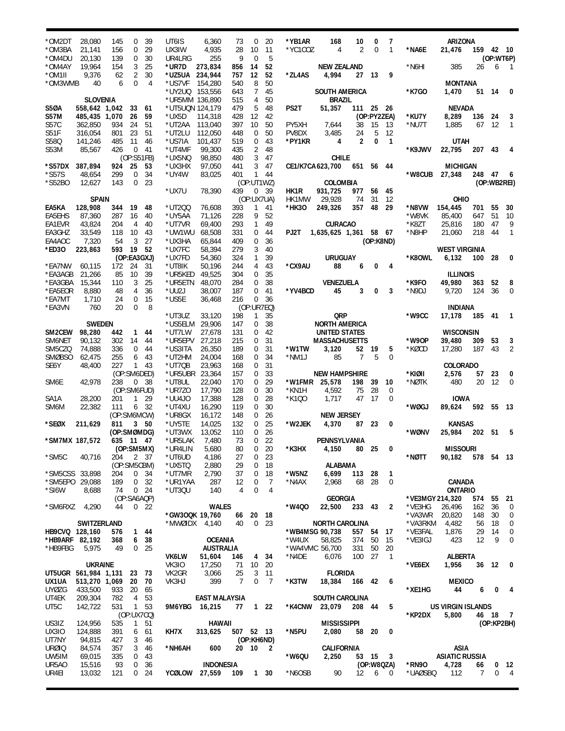| Call | Score | QSOs | Mults | Mults |
|---|---|---|---|---|
| *OM2DT | 28,080 | 145 | 0 | 39 |
| *OM3BA | 21,141 | 156 | 0 | 29 |
| *OM4DU | 20,130 | 139 | 0 | 30 |
| *OM4AY | 19,964 | 154 | 3 | 25 |
| *OM1II | 9,376 | 62 | 2 | 30 |
| *OM3WMB | 40 | 6 | 0 | 4 |

**SLOVENIA**

| Call | Score | QSOs | Mults | Mults |
|---|---|---|---|---|
| **S5ØA** | **558,642** | **1,042** | **33** | **61** |
| **S57M** | **485,435** | **1,070** | **26** | **59** |
| S57C | 362,850 | 934 | 24 | 51 |
| S51F | 316,054 | 801 | 23 | 51 |
| S58Q | 141,246 | 485 | 11 | 46 |
| S53M | 85,567 | 426 | 0 | 41 |
| | (OP:S51FB) | | | |
| ***S57DX** | **387,894** | **924** | **25** | **53** |
| *S57S | 48,654 | 299 | 0 | 34 |
| *S52BO | 12,627 | 143 | 0 | 23 |

**SPAIN**

| Call | Score | QSOs | Mults | Mults |
|---|---|---|---|---|
| **EA5KA** | **128,908** | **344** | **19** | **48** |
| EA5EHS | 87,360 | 287 | 16 | 40 |
| EA1EVR | 43,824 | 204 | 4 | 40 |
| EA3GHZ | 33,549 | 118 | 10 | 43 |
| EA4AOC | 7,320 | 54 | 3 | 27 |
| ***ED3O** | **223,863** | **593** | **19** | **52** |
| | (OP:EA3GXJ) | | | |
| *EA7NW | 60,115 | 172 | 24 | 31 |
| *EA3AGB | 21,266 | 85 | 10 | 39 |
| *EA3GBA | 15,344 | 110 | 3 | 25 |
| *EA5EOR | 8,880 | 48 | 4 | 36 |
| *EA7MT | 1,710 | 24 | 0 | 15 |
| *EA3VN | 760 | 20 | 0 | 8 |

**SWEDEN**

| Call | Score | QSOs | Mults | Mults |
|---|---|---|---|---|
| **SM2CEW** | **98,280** | **442** | **1** | **44** |
| SM6NET | 90,132 | 302 | 14 | 44 |
| SM5CZQ | 74,888 | 336 | 0 | 44 |
| SMØBSO | 62,475 | 255 | 6 | 43 |
| SE6Y | 48,400 | 227 | 1 | 43 |
| | (OP:SM6DED) | | | |
| SM6E | 42,978 | 238 | 0 | 38 |
| | (OP:SM6FUD) | | | |
| SA1A | 28,200 | 201 | 1 | 29 |
| SM6M | 22,382 | 111 | 6 | 32 |
| | (OP:SM6MCW) | | | |
| ***SEØX** | **211,629** | **811** | **3** | **50** |
| | (OP:SMØMDG) | | | |
| ***SM7MX** | **187,572** | **635** | **11** | **47** |
| | (OP:SM5MX) | | | |
| *SM5C | 40,716 | 204 | 2 | 37 |
| | (OP:SM5CBM) | | | |
| *SM5CSS | 33,898 | 204 | 0 | 34 |
| *SM5EPO | 29,088 | 189 | 0 | 32 |
| *SI6W | 8,688 | 74 | 0 | 24 |
| | (OP:SA6AQP) | | | |
| *SM6RXZ | 4,290 | 44 | 0 | 22 |

**SWITZERLAND**

| Call | Score | QSOs | Mults | Mults |
|---|---|---|---|---|
| **HB9CVQ** | **128,160** | **576** | **1** | **44** |
| ***HB9ARF** | **82,192** | **368** | **6** | **38** |
| *HB9FBG | 5,975 | 49 | 0 | 25 |

**UKRAINE**

| Call | Score | QSOs | Mults | Mults |
|---|---|---|---|---|
| **UT5UGR** | **561,984** | **1,131** | **23** | **73** |
| **UX1UA** | **513,270** | **1,069** | **20** | **70** |
| UYØZG | 433,500 | 933 | 20 | 65 |
| UT4EK | 209,304 | 782 | 4 | 53 |
| UT5C | 142,722 | 531 | 1 | 53 |
| | (OP:UX7CQ) | | | |
| US3IZ | 124,956 | 535 | 1 | 51 |
| UX3IO | 124,888 | 391 | 6 | 61 |
| UT7NY | 94,815 | 427 | 3 | 46 |
| URØIQ | 84,574 | 357 | 3 | 46 |
| UW5IM | 69,015 | 335 | 0 | 43 |
| UR5AO | 15,516 | 93 | 0 | 36 |
| UR4EI | 13,032 | 121 | 0 | 24 |
| UT6IS | 6,360 | 73 | 0 | 20 |
| UX3IW | 4,935 | 28 | 10 | 11 |
| UR4LRG | 255 | 9 | 0 | 5 |
| ***UR7D** | **273,834** | **856** | **14** | **52** |
| ***UZ5UA** | **234,944** | **757** | **12** | **52** |
| *US7VF | 154,280 | 540 | 8 | 50 |
| *UY2UQ | 153,556 | 643 | 7 | 45 |
| *UR5MM | 136,890 | 515 | 4 | 50 |
| *UT5UQN | 124,179 | 479 | 5 | 48 |
| *UX5D | 114,318 | 428 | 12 | 42 |
| *UT2AA | 113,040 | 397 | 10 | 50 |
| *UT2LU | 112,050 | 448 | 0 | 50 |
| *US7IA | 101,437 | 519 | 0 | 43 |
| *UT4MF | 99,300 | 435 | 2 | 48 |
| *UX5NQ | 98,850 | 480 | 3 | 47 |
| *UX3HX | 97,050 | 441 | 3 | 47 |
| *UY4W | 83,025 | 401 | 1 | 44 |
| | (OP:UT1WZ) | | | |
| *UX7U | 78,390 | 439 | 0 | 39 |
| | (OP:UX7UA) | | | |
| *UT2QQ | 76,608 | 393 | 1 | 41 |
| *UY5AA | 71,126 | 228 | 9 | 52 |
| *UT7VR | 69,400 | 293 | 1 | 49 |
| *UW1WU | 68,508 | 331 | 0 | 44 |
| *UX3HA | 65,844 | 409 | 0 | 36 |
| *UX7FC | 58,394 | 279 | 3 | 40 |
| *UX7FD | 54,360 | 324 | 1 | 39 |
| *UT8IK | 50,196 | 244 | 4 | 43 |
| *UR5KED | 49,525 | 304 | 0 | 35 |
| *UR5ETN | 48,070 | 284 | 0 | 38 |
| *UU2J | 38,007 | 187 | 0 | 41 |
| *US5E | 36,468 | 216 | 0 | 36 |
| | (OP:UR7EQ) | | | |
| *UT3UZ | 33,120 | 198 | 1 | 35 |
| *US5ELM | 29,906 | 147 | 0 | 38 |
| *UT7LW | 27,678 | 131 | 0 | 42 |
| *UR5EPV | 27,218 | 215 | 0 | 31 |
| *US3ITA | 26,350 | 189 | 0 | 31 |
| *UT2HM | 24,004 | 168 | 0 | 34 |
| *UT7QB | 23,963 | 168 | 0 | 31 |
| *UR5UBR | 23,364 | 157 | 0 | 33 |
| *UT8UL | 22,040 | 170 | 0 | 29 |
| *UR7ZO | 17,790 | 128 | 0 | 30 |
| *UU4JO | 17,388 | 128 | 0 | 28 |
| *UT4XU | 16,290 | 119 | 0 | 30 |
| *UR8GX | 16,172 | 148 | 0 | 26 |
| *UY5TE | 14,025 | 132 | 0 | 25 |
| *UT3WX | 13,052 | 110 | 0 | 26 |
| *UR5LAK | 7,480 | 73 | 0 | 22 |
| *UR4LIN | 5,680 | 80 | 0 | 20 |
| *UT6UD | 4,186 | 27 | 0 | 23 |
| *UX5TQ | 2,880 | 29 | 0 | 18 |
| *UT7MR | 2,790 | 37 | 0 | 18 |
| *UR1YAA | 287 | 12 | 0 | 7 |
| *UT3QU | 140 | 4 | 0 | 4 |

**WALES**

| Call | Score | QSOs | Mults | Mults |
|---|---|---|---|---|
| ***GW3OQK** | **19,760** | **66** | **20** | **18** |
| *MWØIDX | 4,140 | 40 | 0 | 23 |

**OCEANIA**

**AUSTRALIA**

| Call | Score | QSOs | Mults | Mults |
|---|---|---|---|---|
| **VK6LW** | **51,604** | **146** | **4** | **34** |
| VK3IO | 17,250 | 71 | 10 | 20 |
| VK2GR | 3,066 | 25 | 3 | 11 |
| VK3HJ | 399 | 7 | 0 | 7 |

**EAST MALAYSIA**

| Call | Score | QSOs | Mults | Mults |
|---|---|---|---|---|
| **9M6YBG** | **16,215** | **77** | **1** | **22** |

**HAWAII**

| Call | Score | QSOs | Mults | Mults |
|---|---|---|---|---|
| **KH7X** | **313,625** | **507** | **52** | **13** |
| | **(OP:KH6ND)** | | | |
| ***NH6AH** | **600** | **20** | **10** | **2** |

**INDONESIA**

| Call | Score | QSOs | Mults | Mults |
|---|---|---|---|---|
| **YCØLOW** | **27,559** | **109** | **1** | **30** |
| ***YB1AR** | **168** | **10** | **0** | **7** |
| *YC1COZ | 4 | 2 | 0 | 1 |

**NEW ZEALAND**

| Call | Score | QSOs | Mults | Mults |
|---|---|---|---|---|
| ***ZL4AS** | **4,994** | **27** | **13** | **9** |

**SOUTH AMERICA**

**BRAZIL**

| Call | Score | QSOs | Mults | Mults |
|---|---|---|---|---|
| **PS2T** | **51,357** | **111** | **25** | **26** |
| | **(OP:PY2ZEA)** | | | |
| PY5XH | 7,644 | 38 | 15 | 13 |
| PV8DX | 3,485 | 24 | 5 | 12 |
| ***PY1KR** | **4** | **2** | **0** | **1** |

**CHILE**

| Call | Score | QSOs | Mults | Mults |
|---|---|---|---|---|
| **CE1/K7CA** | **623,700** | **651** | **56** | **44** |

**COLOMBIA**

| Call | Score | QSOs | Mults | Mults |
|---|---|---|---|---|
| **HK1R** | **931,725** | **977** | **56** | **45** |
| HK1MW | 29,928 | 74 | 31 | 12 |
| ***HK3O** | **249,326** | **357** | **48** | **29** |

**CURACAO**

| Call | Score | QSOs | Mults | Mults |
|---|---|---|---|---|
| **PJ2T** | **1,635,625** | **1,361** | **58** | **67** |
| | **(OP:K8ND)** | | | |

**URUGUAY**

| Call | Score | QSOs | Mults | Mults |
|---|---|---|---|---|
| ***CX9AU** | **88** | **6** | **0** | **4** |

**VENEZUELA**

| Call | Score | QSOs | Mults | Mults |
|---|---|---|---|---|
| ***YV4BCD** | **45** | **3** | **0** | **3** |

**QRP**

**NORTH AMERICA**

**UNITED STATES**

**MASSACHUSETTS**

| Call | Score | QSOs | Mults | Mults |
|---|---|---|---|---|
| ***W1TW** | **3,120** | **52** | **19** | **5** |
| *NM1J | 85 | 7 | 5 | 0 |

**NEW HAMPSHIRE**

| Call | Score | QSOs | Mults | Mults |
|---|---|---|---|---|
| ***W1FMR** | **25,578** | **198** | **39** | **10** |
| *KN1H | 4,592 | 75 | 28 | 0 |
| *K1QO | 1,717 | 47 | 17 | 0 |

**NEW JERSEY**

| Call | Score | QSOs | Mults | Mults |
|---|---|---|---|---|
| ***W2JEK** | **4,370** | **87** | **23** | **0** |

**PENNSYLVANIA**

| Call | Score | QSOs | Mults | Mults |
|---|---|---|---|---|
| ***K3HX** | **4,150** | **80** | **25** | **0** |

**ALABAMA**

| Call | Score | QSOs | Mults | Mults |
|---|---|---|---|---|
| ***W5NZ** | **6,699** | **113** | **28** | **1** |
| *N4AX | 2,968 | 68 | 28 | 0 |

**GEORGIA**

| Call | Score | QSOs | Mults | Mults |
|---|---|---|---|---|
| ***W4QO** | **22,500** | **233** | **43** | **2** |

**NORTH CAROLINA**

| Call | Score | QSOs | Mults | Mults |
|---|---|---|---|---|
| ***WB4MSG** | **90,738** | **557** | **54** | **17** |
| *W4UX | 58,825 | 374 | 50 | 15 |
| *WA4VMC | 56,700 | 331 | 50 | 20 |
| *N4DE | 6,076 | 100 | 27 | 1 |

**FLORIDA**

| Call | Score | QSOs | Mults | Mults |
|---|---|---|---|---|
| ***K3TW** | **18,384** | **166** | **42** | **6** |

**SOUTH CAROLINA**

| Call | Score | QSOs | Mults | Mults |
|---|---|---|---|---|
| ***K4CNW** | **23,079** | **208** | **44** | **5** |

**MISSISSIPPI**

| Call | Score | QSOs | Mults | Mults |
|---|---|---|---|---|
| ***N5PU** | **2,080** | **58** | **20** | **0** |

**CALIFORNIA**

| Call | Score | QSOs | Mults | Mults |
|---|---|---|---|---|
| ***W6QU** | **2,250** | **53** | **15** | **3** |
| | **(OP:W8QZA)** | | | |
| *N6OSB | 90 | 12 | 6 | 0 |

**ARIZONA**

| Call | Score | QSOs | Mults | Mults |
|---|---|---|---|---|
| ***NA6E** | **21,476** | **159** | **42** | **10** |
| | **(OP:WT6P)** | | | |
| *N6HI | 385 | 26 | 6 | 1 |

**MONTANA**

| Call | Score | QSOs | Mults | Mults |
|---|---|---|---|---|
| ***K7GO** | **1,470** | **51** | **14** | **0** |

**NEVADA**

| Call | Score | QSOs | Mults | Mults |
|---|---|---|---|---|
| ***KU7Y** | **8,289** | **136** | **24** | **3** |
| *NU7T | 1,885 | 67 | 12 | 1 |

**UTAH**

| Call | Score | QSOs | Mults | Mults |
|---|---|---|---|---|
| ***K9JWV** | **22,795** | **207** | **43** | **4** |

**MICHIGAN**

| Call | Score | QSOs | Mults | Mults |
|---|---|---|---|---|
| ***W8CUB** | **27,348** | **248** | **47** | **6** |
| | **(OP:WB2REI)** | | | |

**OHIO**

| Call | Score | QSOs | Mults | Mults |
|---|---|---|---|---|
| ***N8VW** | **154,445** | **701** | **55** | **30** |
| *W8VK | 85,400 | 647 | 51 | 10 |
| *K8ZT | 25,816 | 180 | 47 | 9 |
| *N8HP | 21,060 | 218 | 44 | 1 |

**WEST VIRGINIA**

| Call | Score | QSOs | Mults | Mults |
|---|---|---|---|---|
| ***K8OWL** | **6,132** | **100** | **28** | **0** |

**ILLINOIS**

| Call | Score | QSOs | Mults | Mults |
|---|---|---|---|---|
| ***K9FO** | **49,980** | **363** | **52** | **8** |
| *N9DJ | 9,720 | 124 | 36 | 0 |

**INDIANA**

| Call | Score | QSOs | Mults | Mults |
|---|---|---|---|---|
| ***W9CC** | **17,178** | **185** | **41** | **1** |

**WISCONSIN**

| Call | Score | QSOs | Mults | Mults |
|---|---|---|---|---|
| ***W9OP** | **39,480** | **309** | **53** | **3** |
| *KØCD | 17,280 | 187 | 43 | 2 |

**COLORADO**

| Call | Score | QSOs | Mults | Mults |
|---|---|---|---|---|
| ***KIØII** | **2,576** | **57** | **23** | **0** |
| *NØTK | 480 | 20 | 12 | 0 |

**IOWA**

| Call | Score | QSOs | Mults | Mults |
|---|---|---|---|---|
| ***WØGJ** | **89,624** | **592** | **55** | **13** |

**KANSAS**

| Call | Score | QSOs | Mults | Mults |
|---|---|---|---|---|
| ***WØNV** | **25,984** | **202** | **51** | **5** |

**MISSOURI**

| Call | Score | QSOs | Mults | Mults |
|---|---|---|---|---|
| ***NØTT** | **90,182** | **578** | **54** | **13** |

**CANADA**

**ONTARIO**

| Call | Score | QSOs | Mults | Mults |
|---|---|---|---|---|
| ***VE3MGY** | **214,320** | **574** | **55** | **21** |
| *VE3HG | 26,496 | 162 | 36 | 0 |
| *VA3WR | 20,820 | 148 | 30 | 0 |
| *VA3RKM | 4,482 | 56 | 18 | 0 |
| *VE3FAL | 1,876 | 29 | 14 | 0 |
| *VE3IGJ | 423 | 12 | 9 | 0 |

**ALBERTA**

| Call | Score | QSOs | Mults | Mults |
|---|---|---|---|---|
| ***VE6EX** | **1,956** | **36** | **12** | **0** |

**MEXICO**

| Call | Score | QSOs | Mults | Mults |
|---|---|---|---|---|
| ***XE1HG** | **44** | **6** | **0** | **4** |

**US VIRGIN ISLANDS**

| Call | Score | QSOs | Mults | Mults |
|---|---|---|---|---|
| ***KP2DX** | **5,800** | **46** | **18** | **7** |
| | **(OP:KP2BH)** | | | |

**ASIA**

**ASIATIC RUSSIA**

| Call | Score | QSOs | Mults | Mults |
|---|---|---|---|---|
| ***RN9O** | **4,728** | **66** | **0** | **12** |
| *UAØSBQ | 112 | 7 | 0 | 4 |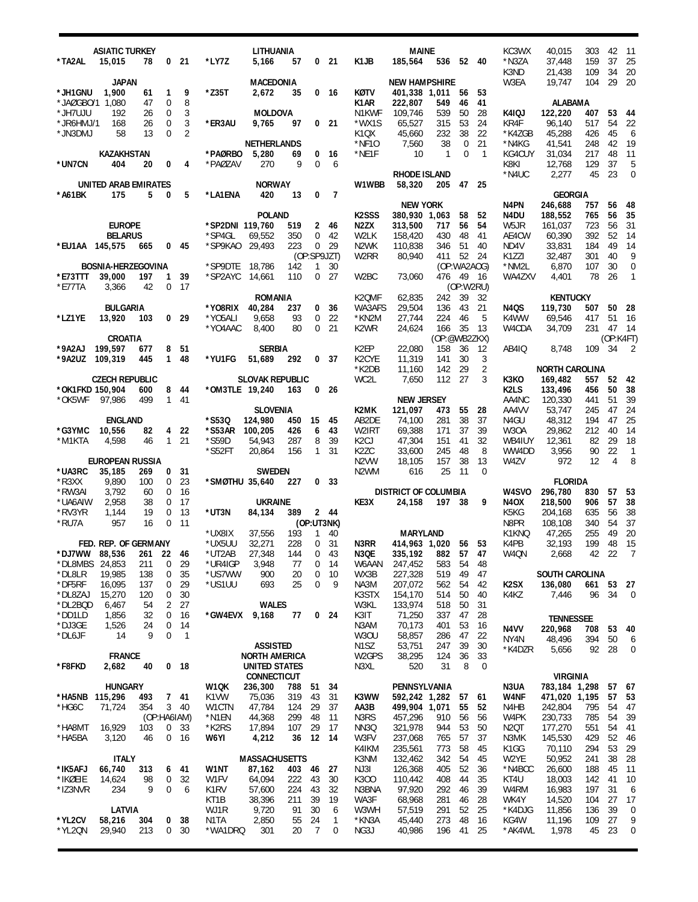**ASIATIC TURKEY**

| | | | | |
|---|---|---|---|---|
| *TA2AL | 15,015 | 78 | 0 | 21 |

**JAPAN**

| | | | | |
|---|---|---|---|---|
| *JH1GNU | 1,900 | 61 | 1 | 9 |
| *JAØGBO/1 | 1,080 | 47 | 0 | 8 |
| *JH7UJU | 192 | 26 | 0 | 3 |
| *JR6HMJ/1 | 168 | 26 | 0 | 3 |
| *JN3DMJ | 58 | 13 | 0 | 2 |

**KAZAKHSTAN**

| | | | | |
|---|---|---|---|---|
| *UN7CN | 404 | 20 | 0 | 4 |

**UNITED ARAB EMIRATES**

| | | | | |
|---|---|---|---|---|
| *A61BK | 175 | 5 | 0 | 5 |

## EUROPE

**BELARUS**

| | | | | |
|---|---|---|---|---|
| *EU1AA | 145,575 | 665 | 0 | 45 |

**BOSNIA-HERZEGOVINA**

| | | | | |
|---|---|---|---|---|
| *E73TTT | 39,000 | 197 | 1 | 39 |
| *E77TA | 3,366 | 42 | 0 | 17 |

**BULGARIA**

| | | | | |
|---|---|---|---|---|
| *LZ1YE | 13,920 | 103 | 0 | 29 |

**CROATIA**

| | | | | |
|---|---|---|---|---|
| *9A2AJ | 199,597 | 677 | 8 | 51 |
| *9A2UZ | 109,319 | 445 | 1 | 48 |

**CZECH REPUBLIC**

| | | | | |
|---|---|---|---|---|
| *OK1FKD | 150,904 | 600 | 8 | 44 |
| *OK5WF | 97,986 | 499 | 1 | 41 |

**ENGLAND**

| | | | | |
|---|---|---|---|---|
| *G3YMC | 10,556 | 82 | 4 | 22 |
| *M1KTA | 4,598 | 46 | 1 | 21 |

**EUROPEAN RUSSIA**

| | | | | |
|---|---|---|---|---|
| *UA3RC | 35,185 | 269 | 0 | 31 |
| *R3XX | 9,890 | 100 | 0 | 23 |
| *RW3AI | 3,792 | 60 | 0 | 16 |
| *UA6AIW | 2,958 | 38 | 0 | 17 |
| *RV3YR | 1,144 | 19 | 0 | 13 |
| *RU7A | 957 | 16 | 0 | 11 |

**FED. REP. OF GERMANY**

| | | | | |
|---|---|---|---|---|
| *DJ7WW | 88,536 | 261 | 22 | 46 |
| *DL8MBS | 24,853 | 211 | 0 | 29 |
| *DL8LR | 19,985 | 138 | 0 | 35 |
| *DF5RF | 16,095 | 137 | 0 | 29 |
| *DL8ZAJ | 15,270 | 120 | 0 | 30 |
| *DL2BQD | 6,467 | 54 | 2 | 27 |
| *DD1LD | 1,856 | 32 | 0 | 16 |
| *DJ3GE | 1,526 | 24 | 0 | 14 |
| *DL6JF | 14 | 9 | 0 | 1 |

**FRANCE**

| | | | | |
|---|---|---|---|---|
| *F8FKD | 2,682 | 40 | 0 | 18 |

**HUNGARY**

| | | | | |
|---|---|---|---|---|
| *HA5NB | 115,296 | 493 | 7 | 41 |
| *HG6C | 71,724 | 354 | 3 | 40 |
| | | (OP:HA6IAM) | | |
| *HA8MT | 16,929 | 103 | 0 | 33 |
| *HA5BA | 3,120 | 46 | 0 | 16 |

**ITALY**

| | | | | |
|---|---|---|---|---|
| *IK5AFJ | 66,740 | 313 | 6 | 41 |
| *IKØEIE | 14,624 | 98 | 0 | 32 |
| *IZ3NVR | 234 | 9 | 0 | 6 |

**LATVIA**

| | | | | |
|---|---|---|---|---|
| *YL2CV | 58,216 | 304 | 0 | 38 |
| *YL2QN | 29,940 | 213 | 0 | 30 |

**LITHUANIA**

| | | | | |
|---|---|---|---|---|
| *LY7Z | 5,166 | 57 | 0 | 21 |

**MACEDONIA**

| | | | | |
|---|---|---|---|---|
| *Z35T | 2,672 | 35 | 0 | 16 |

**MOLDOVA**

| | | | | |
|---|---|---|---|---|
| *ER3AU | 9,765 | 97 | 0 | 21 |

**NETHERLANDS**

| | | | | |
|---|---|---|---|---|
| *PAØRBO | 5,280 | 69 | 0 | 16 |
| *PAØZAV | 270 | 9 | 0 | 6 |

**NORWAY**

| | | | | |
|---|---|---|---|---|
| *LA1ENA | 420 | 13 | 0 | 7 |

**POLAND**

| | | | | |
|---|---|---|---|---|
| *SP2DNI | 119,760 | 519 | 2 | 46 |
| *SP4GL | 69,552 | 350 | 0 | 42 |
| *SP9KAO | 29,493 | 223 | 0 | 29 |
| | | (OP:SP9JZT) | | |
| *SP9DTE | 18,786 | 142 | 1 | 30 |
| *SP2AYC | 14,661 | 110 | 0 | 27 |

**ROMANIA**

| | | | | |
|---|---|---|---|---|
| *YO8RIX | 40,284 | 237 | 0 | 36 |
| *YO5ALI | 9,658 | 93 | 0 | 22 |
| *YO4AAC | 8,400 | 80 | 0 | 21 |

**SERBIA**

| | | | | |
|---|---|---|---|---|
| *YU1FG | 51,689 | 292 | 0 | 37 |

**SLOVAK REPUBLIC**

| | | | | |
|---|---|---|---|---|
| *OM3TLE | 19,240 | 163 | 0 | 26 |

**SLOVENIA**

| | | | | |
|---|---|---|---|---|
| *S53Q | 124,980 | 450 | 15 | 45 |
| *S53AR | 100,205 | 426 | 6 | 43 |
| *S59D | 54,943 | 287 | 8 | 39 |
| *S52FT | 20,864 | 156 | 1 | 31 |

**SWEDEN**

| | | | | |
|---|---|---|---|---|
| *SMØTHU | 35,640 | 227 | 0 | 33 |

**UKRAINE**

| | | | | |
|---|---|---|---|---|
| *UT3N | 84,134 | 389 | 2 | 44 |
| | | (OP:UT3NK) | | |
| *UX8IX | 37,556 | 193 | 1 | 40 |
| *UX5UU | 32,271 | 228 | 0 | 31 |
| *UT2AB | 27,348 | 144 | 0 | 43 |
| *UR4IGP | 3,948 | 77 | 0 | 14 |
| *US7WW | 900 | 20 | 0 | 10 |
| *US1UU | 693 | 25 | 0 | 9 |

**WALES**

| | | | | |
|---|---|---|---|---|
| *GW4EVX | 9,168 | 77 | 0 | 24 |

## ASSISTED
## NORTH AMERICA
### UNITED STATES

**CONNECTICUT**

| | | | | |
|---|---|---|---|---|
| W1QK | 236,300 | 788 | 51 | 34 |
| K1VW | 75,036 | 319 | 43 | 31 |
| W1CTN | 47,784 | 124 | 29 | 37 |
| *N1EN | 44,368 | 299 | 48 | 11 |
| *K2RS | 17,894 | 107 | 29 | 17 |
| W6YI | 4,212 | 36 | 12 | 14 |

**MASSACHUSETTS**

| | | | | |
|---|---|---|---|---|
| W1NT | 87,162 | 403 | 46 | 27 |
| W1FV | 64,094 | 222 | 43 | 30 |
| K1RV | 57,600 | 224 | 43 | 32 |
| KT1B | 38,396 | 211 | 39 | 19 |
| WJ1R | 9,720 | 91 | 30 | 6 |
| N1TA | 2,850 | 55 | 24 | 1 |
| *WA1DRQ | 301 | 20 | 7 | 0 |

**MAINE**

| | | | | |
|---|---|---|---|---|
| K1JB | 185,564 | 536 | 52 | 40 |

**NEW HAMPSHIRE**

| | | | | |
|---|---|---|---|---|
| KØTV | 401,338 | 1,011 | 56 | 53 |
| K1AR | 222,807 | 549 | 46 | 41 |
| N1KWF | 109,746 | 539 | 50 | 28 |
| *WX1S | 65,527 | 315 | 53 | 24 |
| K1QX | 45,660 | 232 | 38 | 22 |
| *NF1O | 7,560 | 38 | 0 | 21 |
| *NE1F | 10 | 1 | 0 | 1 |

**RHODE ISLAND**

| | | | | |
|---|---|---|---|---|
| W1WBB | 58,320 | 205 | 47 | 25 |

**NEW YORK**

| | | | | |
|---|---|---|---|---|
| K2SSS | 380,930 | 1,063 | 58 | 52 |
| N2ZX | 313,500 | 717 | 56 | 54 |
| W2LK | 158,420 | 430 | 48 | 41 |
| N2WK | 110,838 | 346 | 51 | 40 |
| W2RR | 80,940 | 411 | 52 | 24 |
| | | (OP:WA2AOG) | | |
| W2BC | 73,060 | 476 | 49 | 16 |
| | | (OP:W2RU) | | |
| K2QMF | 62,835 | 242 | 39 | 32 |
| WA3AFS | 29,504 | 136 | 43 | 21 |
| *KN2M | 27,744 | 224 | 46 | 5 |
| K2WR | 24,624 | 166 | 35 | 13 |
| | | (OP:@WB2ZKX) | | |
| K2EP | 22,080 | 158 | 36 | 12 |
| K2CYE | 11,319 | 141 | 30 | 3 |
| *K2DB | 11,160 | 142 | 29 | 2 |
| WC2L | 7,650 | 112 | 27 | 3 |

**NEW JERSEY**

| | | | | |
|---|---|---|---|---|
| K2MK | 121,097 | 473 | 55 | 28 |
| AB2DE | 74,100 | 281 | 38 | 37 |
| W2IRT | 69,388 | 171 | 37 | 39 |
| K2CJ | 47,304 | 151 | 41 | 32 |
| K2ZC | 33,600 | 245 | 48 | 8 |
| N2VW | 18,105 | 157 | 38 | 13 |
| N2WM | 616 | 25 | 11 | 0 |

**DISTRICT OF COLUMBIA**

| | | | | |
|---|---|---|---|---|
| KE3X | 24,158 | 197 | 38 | 9 |

**MARYLAND**

| | | | | |
|---|---|---|---|---|
| N3RR | 414,963 | 1,020 | 56 | 53 |
| N3QE | 335,192 | 882 | 57 | 47 |
| W6AAN | 247,452 | 583 | 54 | 48 |
| WX3B | 227,328 | 519 | 49 | 47 |
| NA3M | 207,072 | 562 | 54 | 42 |
| K3STX | 154,170 | 514 | 50 | 40 |
| W3KL | 133,974 | 518 | 50 | 31 |
| K3IT | 71,250 | 337 | 47 | 28 |
| N3AM | 70,173 | 401 | 53 | 16 |
| W3OU | 58,857 | 286 | 47 | 22 |
| N1SZ | 53,751 | 247 | 39 | 30 |
| W2GPS | 38,295 | 124 | 36 | 33 |
| N3XL | 520 | 31 | 8 | 0 |

**PENNSYLVANIA**

| | | | | |
|---|---|---|---|---|
| K3WW | 592,242 | 1,282 | 57 | 61 |
| AA3B | 499,904 | 1,071 | 55 | 52 |
| N3RS | 457,296 | 910 | 56 | 56 |
| NN3Q | 321,978 | 944 | 53 | 50 |
| W3FV | 237,068 | 765 | 57 | 37 |
| K4IKM | 235,561 | 773 | 58 | 45 |
| K3NM | 132,462 | 342 | 54 | 45 |
| NJ3I | 126,368 | 405 | 52 | 36 |
| K3OO | 110,442 | 408 | 44 | 35 |
| N3BNA | 97,920 | 292 | 46 | 39 |
| WA3F | 68,968 | 281 | 46 | 28 |
| W3WH | 57,519 | 291 | 52 | 25 |
| *KN3A | 45,440 | 273 | 48 | 16 |
| NG3J | 40,986 | 196 | 41 | 25 |
| KC3WX | 40,015 | 303 | 42 | 11 |
| *N3ZA | 37,448 | 159 | 37 | 25 |
| K3ND | 21,438 | 109 | 34 | 20 |
| W3EA | 19,747 | 104 | 29 | 20 |

**ALABAMA**

| | | | | |
|---|---|---|---|---|
| K4IQJ | 122,220 | 407 | 53 | 44 |
| KR4F | 96,140 | 517 | 54 | 22 |
| *K4ZGB | 45,288 | 426 | 45 | 6 |
| *N4KG | 41,541 | 248 | 42 | 19 |
| KG4CUY | 31,034 | 217 | 48 | 11 |
| K8KI | 12,768 | 129 | 37 | 5 |
| *N4UC | 2,277 | 45 | 23 | 0 |

**GEORGIA**

| | | | | |
|---|---|---|---|---|
| N4PN | 246,688 | 757 | 56 | 48 |
| N4DU | 188,552 | 765 | 56 | 35 |
| W5JR | 161,037 | 723 | 56 | 31 |
| AE4CW | 60,390 | 392 | 52 | 14 |
| ND4V | 33,831 | 184 | 49 | 14 |
| K1ZZI | 32,487 | 301 | 40 | 9 |
| *NM2L | 6,870 | 107 | 30 | 0 |
| WA4ZXV | 4,401 | 78 | 26 | 1 |

**KENTUCKY**

| | | | | |
|---|---|---|---|---|
| N4QS | 119,730 | 507 | 50 | 28 |
| K4WW | 69,546 | 417 | 51 | 16 |
| W4CDA | 34,709 | 231 | 47 | 14 |
| | | (OP:K4FT) | | |
| AB4IQ | 8,748 | 109 | 34 | 2 |

**NORTH CAROLINA**

| | | | | |
|---|---|---|---|---|
| K3KO | 169,482 | 557 | 52 | 42 |
| K2LS | 133,496 | 456 | 50 | 38 |
| AA4NC | 120,330 | 441 | 51 | 39 |
| AA4VV | 53,747 | 245 | 47 | 24 |
| N4GU | 48,312 | 194 | 47 | 25 |
| W3OA | 29,862 | 212 | 40 | 14 |
| WB4IUY | 12,361 | 82 | 29 | 18 |
| WW4DD | 3,956 | 90 | 22 | 1 |
| W4ZV | 972 | 12 | 4 | 8 |

**FLORIDA**

| | | | | |
|---|---|---|---|---|
| W4SVO | 296,780 | 830 | 57 | 53 |
| N4OX | 218,500 | 906 | 57 | 38 |
| K5KG | 204,168 | 635 | 56 | 38 |
| N8PR | 108,108 | 340 | 54 | 37 |
| K1KNQ | 47,265 | 255 | 49 | 20 |
| K4PB | 32,193 | 199 | 48 | 15 |
| W4QN | 2,668 | 42 | 22 | 7 |

**SOUTH CAROLINA**

| | | | | |
|---|---|---|---|---|
| K2SX | 136,080 | 661 | 53 | 27 |
| K4KZ | 7,446 | 96 | 34 | 0 |

**TENNESSEE**

| | | | | |
|---|---|---|---|---|
| N4VV | 220,968 | 708 | 53 | 40 |
| NY4N | 48,496 | 394 | 50 | 6 |
| *K4DZR | 5,656 | 92 | 28 | 0 |

**VIRGINIA**

| | | | | |
|---|---|---|---|---|
| N3UA | 783,184 | 1,298 | 57 | 67 |
| W4NF | 471,020 | 1,195 | 57 | 53 |
| N4HB | 242,804 | 795 | 54 | 47 |
| W4PK | 230,733 | 785 | 54 | 39 |
| N2QT | 177,270 | 551 | 54 | 41 |
| N3MK | 145,530 | 429 | 52 | 46 |
| K1GG | 70,110 | 294 | 53 | 29 |
| W2YE | 50,952 | 241 | 38 | 28 |
| *N4BCC | 26,600 | 188 | 45 | 11 |
| KT4U | 18,003 | 142 | 41 | 10 |
| W4RM | 16,983 | 197 | 31 | 6 |
| WK4Y | 14,520 | 104 | 27 | 17 |
| *K4DJG | 11,856 | 136 | 39 | 0 |
| KG4W | 11,196 | 109 | 27 | 9 |
| *AK4WL | 1,978 | 45 | 23 | 0 |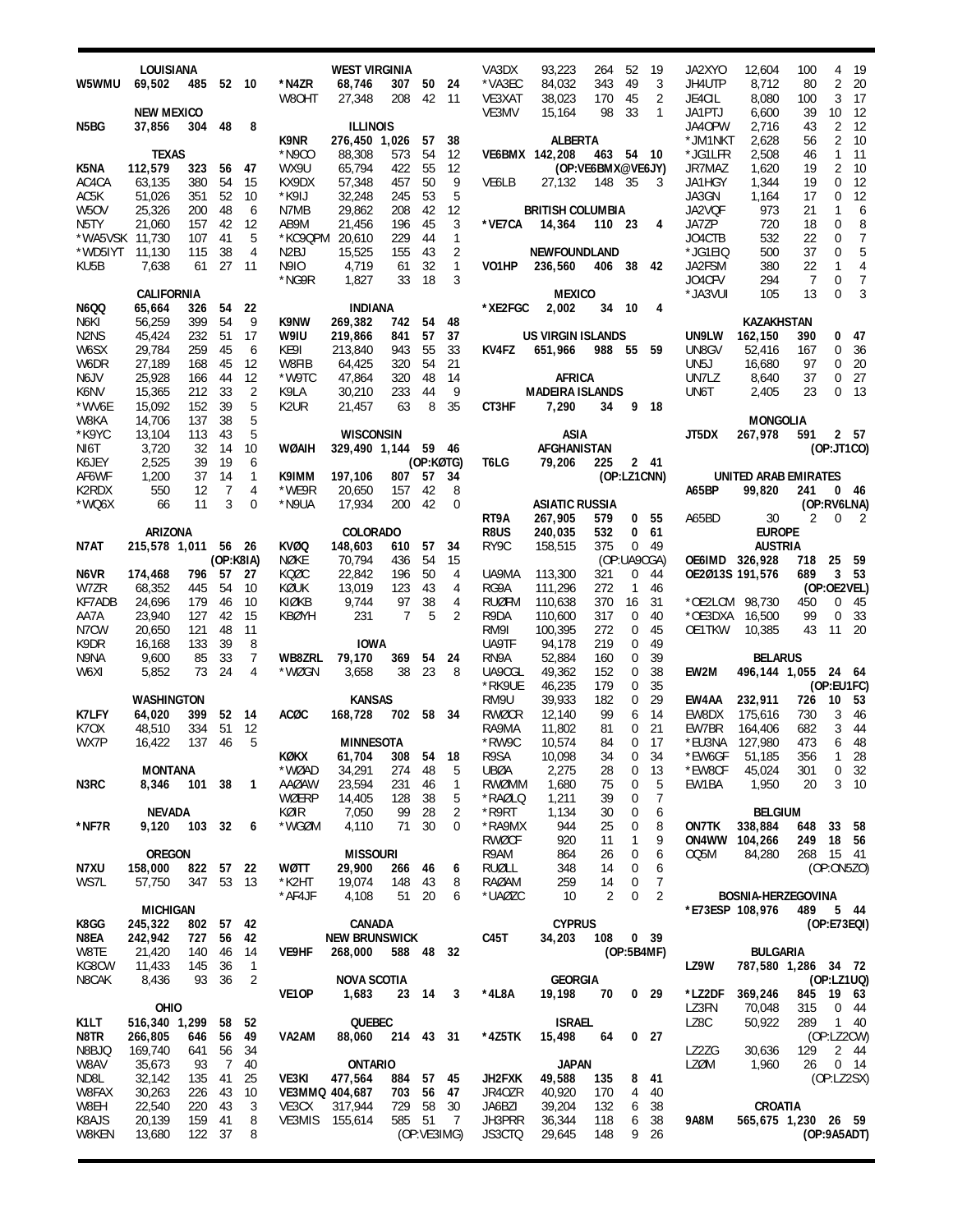## LOUISIANA

| Call | Score | QSOs | Mults | Mults |
|---|---|---|---|---|
| **W5WMU** | **69,502** | **485** | **52** | **10** |

## NEW MEXICO

| Call | Score | QSOs | Mults | Mults |
|---|---|---|---|---|
| **N5BG** | **37,856** | **304** | **48** | **8** |

## TEXAS

| Call | Score | QSOs | Mults | Mults |
|---|---|---|---|---|
| **K5NA** | **112,579** | **323** | **56** | **47** |
| AC4CA | 63,135 | 380 | 54 | 15 |
| AC5K | 51,026 | 351 | 52 | 10 |
| W5OV | 25,326 | 200 | 48 | 6 |
| N5TY | 21,060 | 157 | 42 | 12 |
| *WA5VSK | 11,730 | 107 | 41 | 5 |
| *WD5IYT | 11,130 | 115 | 38 | 4 |
| KU5B | 7,638 | 61 | 27 | 11 |

## CALIFORNIA

| Call | Score | QSOs | Mults | Mults |
|---|---|---|---|---|
| **N6QQ** | **65,664** | **326** | **54** | **22** |
| N6KI | 56,259 | 399 | 54 | 9 |
| N2NS | 45,424 | 232 | 51 | 17 |
| W6SX | 29,784 | 259 | 45 | 6 |
| W6DR | 27,189 | 168 | 45 | 12 |
| N6JV | 25,928 | 166 | 44 | 12 |
| K6NV | 15,365 | 212 | 33 | 2 |
| *WV6E | 15,092 | 152 | 39 | 5 |
| W8KA | 14,706 | 137 | 38 | 5 |
| *K9YC | 13,104 | 113 | 43 | 5 |
| NI6T | 3,720 | 32 | 14 | 10 |
| K6JEY | 2,525 | 39 | 19 | 6 |
| AF6WF | 1,200 | 37 | 14 | 1 |
| K2RDX | 550 | 12 | 7 | 4 |
| *WQ6X | 66 | 11 | 3 | 0 |

## ARIZONA

| Call | Score | QSOs | Mults | Mults |
|---|---|---|---|---|
| **N7AT** | **215,578** | **1,011** | **56** | **26** |
| | | **(OP:K8IA)** | | |
| **N6VR** | **174,468** | **796** | **57** | **27** |
| W7ZR | 68,352 | 445 | 54 | 10 |
| KF7ADB | 24,696 | 179 | 46 | 10 |
| AA7A | 23,940 | 127 | 42 | 15 |
| N7CW | 20,650 | 121 | 48 | 11 |
| K9DR | 16,168 | 133 | 39 | 8 |
| N9NA | 9,600 | 85 | 33 | 7 |
| W6XI | 5,852 | 73 | 24 | 4 |

## WASHINGTON

| Call | Score | QSOs | Mults | Mults |
|---|---|---|---|---|
| **K7LFY** | **64,020** | **399** | **52** | **14** |
| K7OX | 48,510 | 334 | 51 | 12 |
| WX7P | 16,422 | 137 | 46 | 5 |

## MONTANA

| Call | Score | QSOs | Mults | Mults |
|---|---|---|---|---|
| **N3RC** | **8,346** | **101** | **38** | **1** |

## NEVADA

| Call | Score | QSOs | Mults | Mults |
|---|---|---|---|---|
| ***NF7R** | **9,120** | **103** | **32** | **6** |

## OREGON

| Call | Score | QSOs | Mults | Mults |
|---|---|---|---|---|
| **N7XU** | **158,000** | **822** | **57** | **22** |
| WS7L | 57,750 | 347 | 53 | 13 |

## MICHIGAN

| Call | Score | QSOs | Mults | Mults |
|---|---|---|---|---|
| **K8GG** | **245,322** | **802** | **57** | **42** |
| **N8EA** | **242,942** | **727** | **56** | **42** |
| W8TE | 21,420 | 140 | 46 | 14 |
| KG8CW | 11,433 | 145 | 36 | 1 |
| N8CAK | 8,436 | 93 | 36 | 2 |

## OHIO

| Call | Score | QSOs | Mults | Mults |
|---|---|---|---|---|
| **K1LT** | **516,340** | **1,299** | **58** | **52** |
| **N8TR** | **266,805** | **646** | **56** | **49** |
| N8BJQ | 169,740 | 641 | 56 | 34 |
| W8AV | 35,673 | 93 | 7 | 40 |
| ND8L | 32,142 | 135 | 41 | 25 |
| W8FAX | 30,263 | 226 | 43 | 10 |
| W8EH | 22,540 | 220 | 43 | 3 |
| K8AJS | 20,139 | 159 | 41 | 8 |
| W8KEN | 13,680 | 122 | 37 | 8 |

## WEST VIRGINIA

| Call | Score | QSOs | Mults | Mults |
|---|---|---|---|---|
| ***N4ZR** | **68,746** | **307** | **50** | **24** |
| W8OHT | 27,348 | 208 | 42 | 11 |

## ILLINOIS

| Call | Score | QSOs | Mults | Mults |
|---|---|---|---|---|
| **K9NR** | **276,450** | **1,026** | **57** | **38** |
| *N9CO | 88,308 | 573 | 54 | 12 |
| WX9U | 65,794 | 422 | 55 | 12 |
| KX9DX | 57,348 | 457 | 50 | 9 |
| *K9IJ | 32,248 | 245 | 53 | 5 |
| N7MB | 29,862 | 208 | 42 | 12 |
| AB9M | 21,456 | 196 | 45 | 3 |
| *KC9QPM | 20,610 | 229 | 44 | 1 |
| N2BJ | 15,525 | 155 | 43 | 2 |
| N9IO | 4,719 | 61 | 32 | 1 |
| *NG9R | 1,827 | 33 | 18 | 3 |

## INDIANA

| Call | Score | QSOs | Mults | Mults |
|---|---|---|---|---|
| **K9NW** | **269,382** | **742** | **54** | **48** |
| **W9IU** | **219,866** | **841** | **57** | **37** |
| KE9I | 213,840 | 943 | 55 | 33 |
| W8FIB | 64,425 | 320 | 54 | 21 |
| *W9TC | 47,864 | 320 | 48 | 14 |
| K9LA | 30,210 | 233 | 44 | 9 |
| K2UR | 21,457 | 63 | 8 | 35 |

## WISCONSIN

| Call | Score | QSOs | Mults | Mults |
|---|---|---|---|---|
| **WØAIH** | **329,490** | **1,144** | **59** | **46** |
| | | **(OP:KØTG)** | | |
| **K9IMM** | **197,106** | **807** | **57** | **34** |
| *WE9R | 20,650 | 157 | 42 | 8 |
| *N9UA | 17,934 | 200 | 42 | 0 |

## COLORADO

| Call | Score | QSOs | Mults | Mults |
|---|---|---|---|---|
| **KVØQ** | **148,603** | **610** | **57** | **34** |
| NØKE | 70,794 | 436 | 54 | 15 |
| KQØC | 22,842 | 196 | 50 | 4 |
| KØUK | 13,019 | 123 | 43 | 4 |
| KIØKB | 9,744 | 97 | 38 | 4 |
| KBØYH | 231 | 7 | 5 | 2 |

## IOWA

| Call | Score | QSOs | Mults | Mults |
|---|---|---|---|---|
| **WB8ZRL** | **79,170** | **369** | **54** | **24** |
| *WØGN | 3,658 | 38 | 23 | 8 |

## KANSAS

| Call | Score | QSOs | Mults | Mults |
|---|---|---|---|---|
| **ACØC** | **168,728** | **702** | **58** | **34** |

## MINNESOTA

| Call | Score | QSOs | Mults | Mults |
|---|---|---|---|---|
| **KØKX** | **61,704** | **308** | **54** | **18** |
| *WØAD | 34,291 | 274 | 48 | 5 |
| AAØAW | 23,594 | 231 | 46 | 1 |
| WØERP | 14,405 | 128 | 38 | 5 |
| KØIR | 7,050 | 99 | 28 | 2 |
| *WGØM | 4,110 | 71 | 30 | 0 |

## MISSOURI

| Call | Score | QSOs | Mults | Mults |
|---|---|---|---|---|
| **WØTT** | **29,900** | **266** | **46** | **6** |
| *K2HT | 19,074 | 148 | 43 | 8 |
| *AF4JF | 4,108 | 51 | 20 | 6 |

## CANADA

### NEW BRUNSWICK

| Call | Score | QSOs | Mults | Mults |
|---|---|---|---|---|
| **VE9HF** | **268,000** | **588** | **48** | **32** |

### NOVA SCOTIA

| Call | Score | QSOs | Mults | Mults |
|---|---|---|---|---|
| **VE1OP** | **1,683** | **23** | **14** | **3** |

### QUEBEC

| Call | Score | QSOs | Mults | Mults |
|---|---|---|---|---|
| **VA2AM** | **88,060** | **214** | **43** | **31** |

### ONTARIO

| Call | Score | QSOs | Mults | Mults |
|---|---|---|---|---|
| **VE3KI** | **477,564** | **884** | **57** | **45** |
| **VE3MMQ** | **404,687** | **703** | **56** | **47** |
| VE3CX | 317,944 | 729 | 58 | 30 |
| VE3MIS | 155,614 | 585 | 51 | 7 |
| | | (OP:VE3IMG) | | |
| VA3DX | 93,223 | 264 | 52 | 19 |
| *VA3EC | 84,032 | 343 | 49 | 3 |
| VE3XAT | 38,023 | 170 | 45 | 2 |
| VE3MV | 15,164 | 98 | 33 | 1 |

### ALBERTA

| Call | Score | QSOs | Mults | Mults |
|---|---|---|---|---|
| **VE6BMX** | **142,208** | **463** | **54** | **10** |
| | | **(OP:VE6BMX@VE6JY)** | | |
| VE6LB | 27,132 | 148 | 35 | 3 |

### BRITISH COLUMBIA

| Call | Score | QSOs | Mults | Mults |
|---|---|---|---|---|
| ***VE7CA** | **14,364** | **110** | **23** | **4** |

### NEWFOUNDLAND

| Call | Score | QSOs | Mults | Mults |
|---|---|---|---|---|
| **VO1HP** | **236,560** | **406** | **38** | **42** |

## MEXICO

| Call | Score | QSOs | Mults | Mults |
|---|---|---|---|---|
| ***XE2FGC** | **2,002** | **34** | **10** | **4** |

## US VIRGIN ISLANDS

| Call | Score | QSOs | Mults | Mults |
|---|---|---|---|---|
| **KV4FZ** | **651,966** | **988** | **55** | **59** |

## AFRICA

### MADEIRA ISLANDS

| Call | Score | QSOs | Mults | Mults |
|---|---|---|---|---|
| **CT3HF** | **7,290** | **34** | **9** | **18** |

## ASIA

### AFGHANISTAN

| Call | Score | QSOs | Mults | Mults |
|---|---|---|---|---|
| **T6LG** | **79,206** | **225** | **2** | **41** |
| | | **(OP:LZ1CNN)** | | |

### ASIATIC RUSSIA

| Call | Score | QSOs | Mults | Mults |
|---|---|---|---|---|
| **RT9A** | **267,905** | **579** | **0** | **55** |
| **R8US** | **240,035** | **532** | **0** | **61** |
| RY9C | 158,515 | 375 | 0 | 49 |
| | | (OP:UA9CGA) | | |
| UA9MA | 113,300 | 321 | 0 | 44 |
| RG9A | 111,296 | 272 | 1 | 46 |
| RUØFM | 110,638 | 370 | 16 | 31 |
| R9DA | 110,600 | 317 | 0 | 40 |
| RM9I | 100,395 | 272 | 0 | 45 |
| UA9TF | 94,178 | 219 | 0 | 49 |
| RN9A | 52,884 | 160 | 0 | 39 |
| UA9CGL | 49,362 | 152 | 0 | 38 |
| *RK9UE | 46,235 | 179 | 0 | 35 |
| RM9U | 39,933 | 182 | 0 | 29 |
| RWØCR | 12,140 | 99 | 6 | 14 |
| RA9MA | 11,802 | 81 | 0 | 21 |
| *RW9C | 10,574 | 84 | 0 | 17 |
| R9SA | 10,098 | 34 | 0 | 34 |
| UBØA | 2,275 | 28 | 0 | 13 |
| RWØMM | 1,680 | 75 | 0 | 5 |
| *RAØLQ | 1,211 | 39 | 0 | 7 |
| *R9RT | 1,134 | 30 | 0 | 6 |
| *RA9MX | 944 | 25 | 0 | 8 |
| RWØCF | 920 | 11 | 1 | 9 |
| R9AM | 864 | 26 | 0 | 6 |
| RUØLL | 348 | 14 | 0 | 6 |
| RAØAM | 259 | 14 | 0 | 7 |
| *UAØZC | 10 | 2 | 0 | 2 |

### CYPRUS

| Call | Score | QSOs | Mults | Mults |
|---|---|---|---|---|
| **C45T** | **34,203** | **108** | **0** | **39** |
| | | **(OP:5B4MF)** | | |

### GEORGIA

| Call | Score | QSOs | Mults | Mults |
|---|---|---|---|---|
| ***4L8A** | **19,198** | **70** | **0** | **29** |

### ISRAEL

| Call | Score | QSOs | Mults | Mults |
|---|---|---|---|---|
| ***4Z5TK** | **15,498** | **64** | **0** | **27** |

### JAPAN

| Call | Score | QSOs | Mults | Mults |
|---|---|---|---|---|
| **JH2FXK** | **49,588** | **135** | **8** | **41** |
| JR4OZR | 40,920 | 170 | 4 | 40 |
| JA6BZI | 39,204 | 132 | 6 | 38 |
| JH3PRR | 36,344 | 118 | 6 | 38 |
| JS3CTQ | 29,645 | 148 | 9 | 26 |
| JA2XYO | 12,604 | 100 | 4 | 19 |
| JH4UTP | 8,712 | 80 | 2 | 20 |
| JE4CIL | 8,080 | 100 | 3 | 17 |
| JA1PTJ | 6,600 | 39 | 10 | 12 |
| JA4OPW | 2,716 | 43 | 2 | 12 |
| *JM1NKT | 2,628 | 56 | 2 | 10 |
| *JG1LFR | 2,508 | 46 | 1 | 11 |
| JR7MAZ | 1,620 | 19 | 2 | 10 |
| JA1HGY | 1,344 | 19 | 0 | 12 |
| JA3GN | 1,164 | 17 | 0 | 12 |
| JA2VQF | 973 | 21 | 1 | 6 |
| JA7ZP | 720 | 18 | 0 | 8 |
| JO4CTB | 532 | 22 | 0 | 7 |
| *JG1EIQ | 500 | 37 | 0 | 5 |
| JA2FSM | 380 | 22 | 1 | 4 |
| JO4CFV | 294 | 7 | 0 | 7 |
| *JA3VUI | 105 | 13 | 0 | 3 |

### KAZAKHSTAN

| Call | Score | QSOs | Mults | Mults |
|---|---|---|---|---|
| **UN9LW** | **162,150** | **390** | **0** | **47** |
| UR8GV | 52,416 | 167 | 0 | 36 |
| UN5J | 16,680 | 97 | 0 | 20 |
| UN7LZ | 8,640 | 37 | 0 | 27 |
| UN6T | 2,405 | 23 | 0 | 13 |

### MONGOLIA

| Call | Score | QSOs | Mults | Mults |
|---|---|---|---|---|
| **JT5DX** | **267,978** | **591** | **2** | **57** |
| | | **(OP:JT1CO)** | | |

### UNITED ARAB EMIRATES

| Call | Score | QSOs | Mults | Mults |
|---|---|---|---|---|
| **A65BP** | **99,820** | **241** | **0** | **46** |
| | | **(OP:RV6LNA)** | | |
| A65BD | 30 | 2 | 0 | 2 |

## EUROPE

### AUSTRIA

| Call | Score | QSOs | Mults | Mults |
|---|---|---|---|---|
| **OE6IMD** | **326,928** | **718** | **25** | **59** |
| **OE2Ø13S** | **191,576** | **689** | **3** | **53** |
| | | **(OP:OE2VEL)** | | |
| *OE2LCM | 98,730 | 450 | 0 | 45 |
| *OE3DXA | 16,500 | 99 | 0 | 33 |
| OE1TKW | 10,385 | 43 | 11 | 20 |

### BELARUS

| Call | Score | QSOs | Mults | Mults |
|---|---|---|---|---|
| **EW2M** | **496,144** | **1,055** | **24** | **64** |
| | | **(OP:EU1FC)** | | |
| **EW4AA** | **232,911** | **726** | **10** | **53** |
| EW8DX | 175,616 | 730 | 3 | 46 |
| EW7BR | 164,406 | 682 | 3 | 44 |
| *EU3NA | 127,980 | 473 | 6 | 48 |
| *EW6GF | 51,185 | 356 | 1 | 28 |
| *EW8OF | 45,024 | 301 | 0 | 32 |
| EW1BA | 1,950 | 20 | 3 | 10 |

### BELGIUM

| Call | Score | QSOs | Mults | Mults |
|---|---|---|---|---|
| **ON7TK** | **338,884** | **648** | **33** | **58** |
| **ON4WW** | **104,266** | **249** | **18** | **56** |
| OQ5M | 84,280 | 268 | 15 | 41 |
| | | (OP:ON5ZO) | | |

### BOSNIA-HERZEGOVINA

| Call | Score | QSOs | Mults | Mults |
|---|---|---|---|---|
| ***E73ESP** | **108,976** | **489** | **5** | **44** |
| | | **(OP:E73EQI)** | | |

### BULGARIA

| Call | Score | QSOs | Mults | Mults |
|---|---|---|---|---|
| **LZ9W** | **787,580** | **1,286** | **34** | **72** |
| | | **(OP:LZ1UQ)** | | |
| ***LZ2DF** | **369,246** | **845** | **19** | **63** |
| LZ3FN | 70,048 | 315 | 0 | 44 |
| LZ8C | 50,922 | 289 | 1 | 40 |
| | | (OP:LZ2CW) | | |
| LZ2ZG | 30,636 | 129 | 2 | 44 |
| LZØM | 1,960 | 26 | 0 | 14 |
| | | (OP:LZ2SX) | | |

### CROATIA

| Call | Score | QSOs | Mults | Mults |
|---|---|---|---|---|
| **9A8M** | **565,675** | **1,230** | **26** | **59** |
| | | **(OP:9A5ADT)** | | |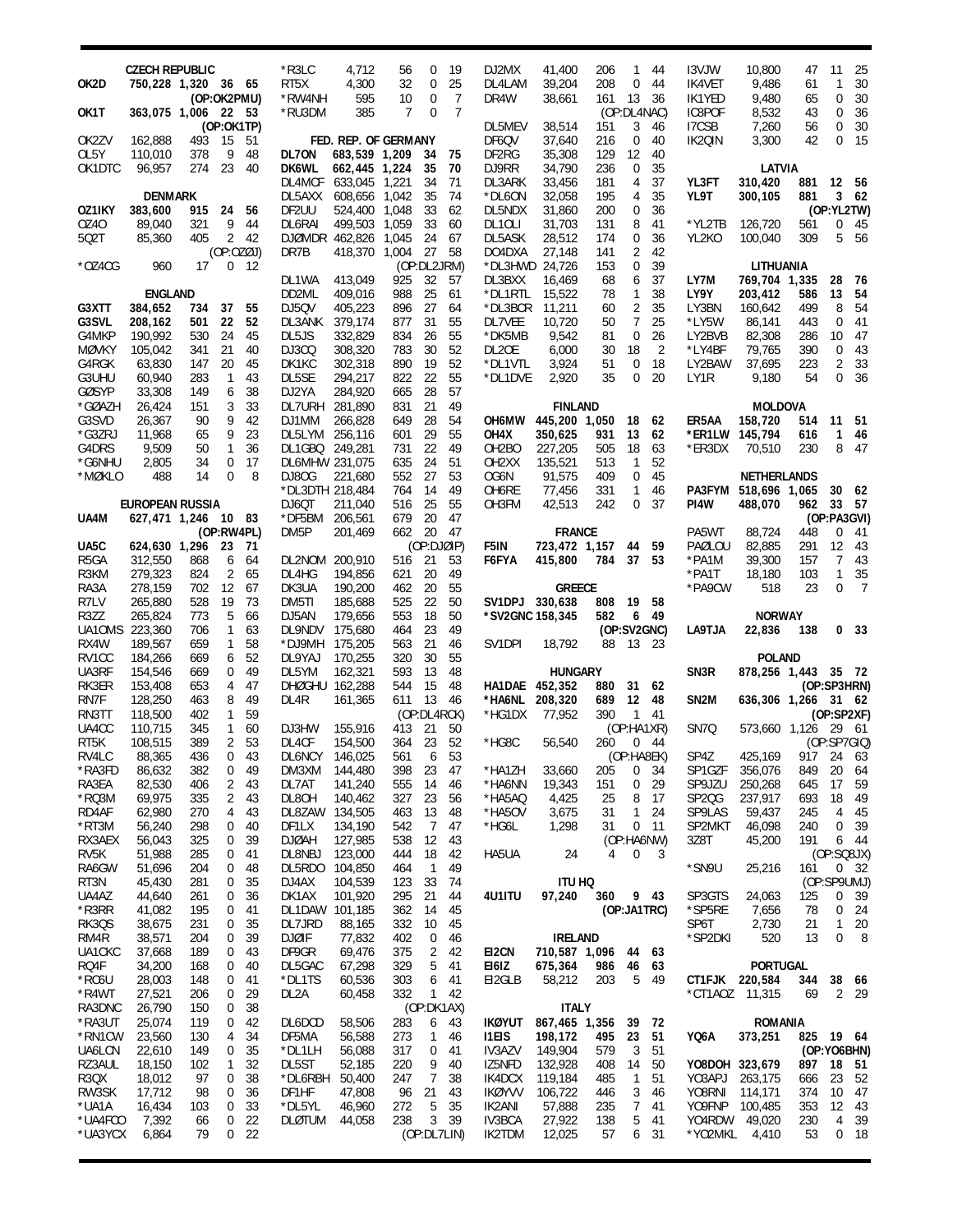## CZECH REPUBLIC

| Call | Score | QSOs | Zones | Countries |
|---|---|---|---|---|
| **OK2D** | **750,228** | **1,320** | **36** | **65** |
| (OP:OK2PMU) | | | | |
| **OK1T** | **363,075** | **1,006** | **22** | **53** |
| (OP:OK1TP) | | | | |
| OK2ZV | 162,888 | 493 | 15 | 51 |
| OL5Y | 110,010 | 378 | 9 | 48 |
| OK1DTC | 96,957 | 274 | 23 | 40 |

## DENMARK

| Call | Score | QSOs | Zones | Countries |
|---|---|---|---|---|
| **OZ1IKY** | **383,600** | **915** | **24** | **56** |
| OZ4O | 89,040 | 321 | 9 | 44 |
| 5Q2T | 85,360 | 405 | 2 | 42 |
| (OP:OZØJ) | | | | |
| *OZ4CG | 960 | 17 | 0 | 12 |

## ENGLAND

| Call | Score | QSOs | Zones | Countries |
|---|---|---|---|---|
| **G3XTT** | **384,652** | **734** | **37** | **55** |
| **G3SVL** | **208,162** | **501** | **22** | **52** |
| G4MKP | 190,992 | 530 | 24 | 45 |
| MØVKY | 105,042 | 341 | 21 | 40 |
| G4RGK | 63,830 | 147 | 20 | 45 |
| G3UHU | 60,940 | 283 | 1 | 43 |
| GØSYP | 33,308 | 149 | 6 | 38 |
| *GØAZH | 26,424 | 151 | 3 | 33 |
| G3SVD | 26,367 | 90 | 9 | 42 |
| *G3ZRJ | 11,968 | 65 | 9 | 23 |
| G4DRS | 9,509 | 50 | 1 | 36 |
| *G6NHU | 2,805 | 34 | 0 | 17 |
| *MØKLO | 488 | 14 | 0 | 8 |

## EUROPEAN RUSSIA

| Call | Score | QSOs | Zones | Countries |
|---|---|---|---|---|
| **UA4M** | **627,471** | **1,246** | **10** | **83** |
| (OP:RW4PL) | | | | |
| **UA5C** | **624,630** | **1,296** | **23** | **71** |
| R5GA | 312,550 | 868 | 6 | 64 |
| R3KM | 279,323 | 824 | 2 | 65 |
| RA3A | 278,159 | 702 | 12 | 67 |
| R7LV | 265,880 | 528 | 19 | 73 |
| R3ZZ | 265,824 | 773 | 5 | 66 |
| UA1OMS | 223,360 | 706 | 1 | 63 |
| RX4W | 189,567 | 659 | 1 | 58 |
| RV1CC | 184,266 | 669 | 6 | 52 |
| UA3RF | 154,546 | 669 | 0 | 49 |
| RK3ER | 153,408 | 653 | 4 | 47 |
| RN7F | 128,250 | 463 | 8 | 49 |
| RN3TT | 118,500 | 402 | 1 | 59 |
| UA4CC | 110,715 | 345 | 1 | 60 |
| RT5K | 108,515 | 389 | 2 | 53 |
| RV4LC | 88,365 | 436 | 0 | 43 |
| *RA3FD | 86,632 | 382 | 0 | 49 |
| RA3EA | 82,530 | 406 | 2 | 43 |
| *RQ3M | 69,975 | 335 | 2 | 43 |
| RD4AF | 62,980 | 270 | 4 | 43 |
| *RT3M | 56,240 | 298 | 0 | 40 |
| RX3AEX | 56,043 | 325 | 0 | 39 |
| RV5K | 51,988 | 285 | 0 | 41 |
| RA6GW | 51,696 | 204 | 0 | 48 |
| RT3N | 45,430 | 281 | 0 | 35 |
| UA4AZ | 44,640 | 261 | 0 | 36 |
| *R3RR | 41,082 | 195 | 0 | 41 |
| RK3QS | 38,675 | 231 | 0 | 35 |
| RM4R | 38,571 | 204 | 0 | 39 |
| UA1CKC | 37,668 | 189 | 0 | 43 |
| RQ4F | 34,200 | 168 | 0 | 40 |
| *RC6U | 28,003 | 148 | 0 | 41 |
| *R4WT | 27,521 | 206 | 0 | 29 |
| RA3DNC | 26,790 | 150 | 0 | 38 |
| *RA3UT | 25,074 | 119 | 0 | 42 |
| *RN1CW | 23,560 | 130 | 4 | 34 |
| UA6LCN | 22,610 | 149 | 0 | 35 |
| RZ3AUL | 18,150 | 102 | 1 | 32 |
| R3QX | 18,012 | 97 | 0 | 38 |
| RW3SK | 17,712 | 98 | 0 | 36 |
| *UA1A | 16,434 | 103 | 0 | 33 |
| *UA4FCO | 7,392 | 66 | 0 | 22 |
| *UA3YCX | 6,864 | 79 | 0 | 22 |
| *R3LC | 4,712 | 56 | 0 | 19 |
| RT5X | 4,300 | 32 | 0 | 25 |
| *RW4NH | 595 | 10 | 0 | 7 |
| *RU3DM | 385 | 7 | 0 | 7 |

## FED. REP. OF GERMANY

| Call | Score | QSOs | Zones | Countries |
|---|---|---|---|---|
| **DL7ON** | **683,539** | **1,209** | **34** | **75** |
| **DK6WL** | **662,445** | **1,224** | **35** | **70** |
| DL4MCF | 633,045 | 1,221 | 34 | 71 |
| DL5AXX | 608,656 | 1,042 | 35 | 74 |
| DF2UU | 524,400 | 1,048 | 33 | 62 |
| DL6RAI | 499,503 | 1,059 | 33 | 60 |
| DJØMDR | 462,826 | 1,045 | 24 | 67 |
| DR7B | 418,370 | 1,004 | 27 | 58 |
| (OP:DL2JRM) | | | | |
| DL1WA | 413,049 | 925 | 32 | 57 |
| DD2ML | 409,016 | 988 | 25 | 61 |
| DJ5QV | 405,223 | 896 | 27 | 64 |
| DL3ANK | 379,174 | 877 | 31 | 55 |
| DL5JS | 332,829 | 834 | 26 | 55 |
| DK3QJ | 308,320 | 783 | 30 | 52 |
| DK1KC | 302,318 | 890 | 19 | 52 |
| DL5SE | 294,217 | 822 | 22 | 55 |
| DJ2YA | 284,920 | 665 | 28 | 57 |
| DL7URH | 281,890 | 831 | 21 | 49 |
| DJ1MM | 266,828 | 649 | 28 | 54 |
| DL5LYM | 256,116 | 601 | 29 | 55 |
| DL1GBQ | 249,281 | 731 | 22 | 49 |
| DL6MHW | 231,075 | 635 | 24 | 51 |
| DJ8OG | 221,680 | 552 | 27 | 53 |
| *DL3DTH | 218,484 | 764 | 14 | 49 |
| DJ6QT | 211,040 | 516 | 25 | 55 |
| *DF5BM | 206,561 | 679 | 20 | 47 |
| DM5P | 201,469 | 662 | 20 | 47 |
| (OP:DJØIP) | | | | |
| DL2NOM | 200,910 | 516 | 21 | 53 |
| DL4HG | 194,856 | 621 | 20 | 49 |
| DK3UA | 190,200 | 462 | 20 | 55 |
| DM5TI | 185,688 | 525 | 22 | 50 |
| DJ5AN | 179,656 | 553 | 18 | 50 |
| DL9NDV | 175,680 | 464 | 23 | 49 |
| *DJ9MH | 175,205 | 563 | 21 | 46 |
| DL9YAJ | 170,255 | 320 | 30 | 55 |
| DL7SVM | 162,321 | 593 | 13 | 48 |
| DHØGHU | 162,288 | 544 | 15 | 48 |
| DL4R | 161,365 | 611 | 13 | 46 |
| (OP:DL4RCK) | | | | |
| DJ3HW | 155,916 | 413 | 21 | 50 |
| DL4CF | 154,500 | 364 | 23 | 52 |
| DL6NCY | 146,025 | 561 | 6 | 53 |
| DM3XM | 144,480 | 398 | 23 | 47 |
| DL7AT | 141,240 | 555 | 14 | 46 |
| DL8OH | 140,462 | 327 | 23 | 56 |
| DL8ZAW | 134,505 | 463 | 13 | 48 |
| DF1LX | 134,190 | 542 | 7 | 47 |
| DJØAH | 127,985 | 538 | 12 | 43 |
| DL8NBJ | 123,000 | 444 | 18 | 42 |
| DL5RDO | 104,850 | 464 | 1 | 49 |
| DJ4AX | 104,539 | 123 | 33 | 74 |
| DK1AX | 101,920 | 295 | 21 | 44 |
| DL1DAW | 101,185 | 362 | 14 | 45 |
| DL7JRD | 88,165 | 332 | 10 | 45 |
| DJØIF | 77,832 | 402 | 0 | 46 |
| DF9GR | 69,476 | 375 | 2 | 42 |
| DL5GAC | 67,298 | 329 | 5 | 41 |
| *DL1TS | 60,536 | 303 | 6 | 41 |
| DL2A | 60,458 | 332 | 1 | 42 |
| (OP:DK1AX) | | | | |
| DL6DCD | 58,506 | 283 | 6 | 43 |
| DF5MA | 56,588 | 273 | 1 | 46 |
| *DL1LH | 56,088 | 317 | 0 | 41 |
| DL5ST | 52,185 | 220 | 9 | 40 |
| *DL6RBH | 50,400 | 247 | 7 | 38 |
| DF1HF | 47,808 | 96 | 21 | 43 |
| *DL5YL | 46,960 | 272 | 5 | 35 |
| DLØTUM | 44,058 | 238 | 3 | 39 |
| (OP:DL7LIN) | | | | |
| DJ2MX | 41,400 | 206 | 1 | 44 |
| DL4LAM | 39,204 | 208 | 0 | 44 |
| DR4W | 38,661 | 161 | 13 | 36 |
| (OP:DL4NAC) | | | | |
| DL5MEV | 38,514 | 151 | 3 | 46 |
| DF6QV | 37,640 | 216 | 0 | 40 |
| DF2RG | 35,308 | 129 | 12 | 40 |
| DJ9RR | 34,790 | 236 | 0 | 35 |
| DL3ARK | 33,456 | 181 | 4 | 37 |
| *DL6ON | 32,058 | 195 | 4 | 35 |
| DL5NDX | 31,860 | 200 | 0 | 36 |
| DL1OLI | 31,703 | 131 | 8 | 41 |
| DL5ASK | 28,512 | 174 | 0 | 36 |
| DO4DXA | 27,148 | 141 | 2 | 42 |
| *DL3HWD | 24,726 | 153 | 0 | 39 |
| DL3BXX | 16,469 | 68 | 6 | 37 |
| *DL1RTL | 15,522 | 78 | 1 | 38 |
| *DL3BCR | 11,211 | 60 | 2 | 35 |
| DL7VEE | 10,720 | 50 | 7 | 25 |
| *DK5MB | 9,542 | 81 | 0 | 26 |
| DL2OE | 6,000 | 30 | 18 | 2 |
| *DL1VTL | 3,924 | 51 | 0 | 18 |
| *DL1DVE | 2,920 | 35 | 0 | 20 |

## FINLAND

| Call | Score | QSOs | Zones | Countries |
|---|---|---|---|---|
| **OH6MW** | **445,200** | **1,050** | **18** | **62** |
| **OH4X** | **350,625** | **931** | **13** | **62** |
| OH2BO | 227,205 | 505 | 18 | 63 |
| OH2XX | 135,521 | 513 | 1 | 52 |
| OG6N | 91,575 | 409 | 0 | 45 |
| OH6RE | 77,456 | 331 | 1 | 46 |
| OH3FM | 42,513 | 242 | 0 | 37 |

## FRANCE

| Call | Score | QSOs | Zones | Countries |
|---|---|---|---|---|
| **F5IN** | **723,472** | **1,157** | **44** | **59** |
| **F6FYA** | **415,800** | **784** | **37** | **53** |

## GREECE

| Call | Score | QSOs | Zones | Countries |
|---|---|---|---|---|
| **SV1DPJ** | **330,638** | **808** | **19** | **58** |
| ***SV2GNC** | **158,345** | **582** | **6** | **49** |
| (OP:SV2GNC) | | | | |
| SV1DPI | 18,792 | 88 | 13 | 23 |

## HUNGARY

| Call | Score | QSOs | Zones | Countries |
|---|---|---|---|---|
| **HA1DAE** | **452,352** | **880** | **31** | **62** |
| ***HA6NL** | **208,320** | **689** | **12** | **48** |
| *HG1DX | 77,952 | 390 | 1 | 41 |
| (OP:HA1XR) | | | | |
| *HG8C | 56,540 | 260 | 0 | 44 |
| (OP:HA8EK) | | | | |
| *HA1ZH | 33,660 | 205 | 0 | 34 |
| *HA6NN | 19,343 | 151 | 0 | 29 |
| *HA5AQ | 4,425 | 25 | 8 | 17 |
| *HA5OV | 3,675 | 31 | 1 | 24 |
| *HG6L | 1,298 | 31 | 0 | 11 |
| (OP:HA6NW) | | | | |
| HA5UA | 24 | 4 | 0 | 3 |

## ITU HQ

| Call | Score | QSOs | Zones | Countries |
|---|---|---|---|---|
| **4U1ITU** | **97,240** | **360** | **9** | **43** |
| (OP:JA1TRC) | | | | |

## IRELAND

| Call | Score | QSOs | Zones | Countries |
|---|---|---|---|---|
| **EI2CN** | **710,587** | **1,096** | **44** | **63** |
| **EI6IZ** | **675,364** | **986** | **46** | **63** |
| EI2GLB | 58,212 | 203 | 5 | 49 |

## ITALY

| Call | Score | QSOs | Zones | Countries |
|---|---|---|---|---|
| **IKØYUT** | **867,465** | **1,356** | **39** | **72** |
| **I1EIS** | **198,172** | **495** | **23** | **51** |
| IV3AZV | 149,904 | 579 | 3 | 51 |
| IZ5NFD | 132,928 | 408 | 14 | 50 |
| IK4DCX | 119,184 | 485 | 1 | 51 |
| IKØYVV | 106,722 | 446 | 3 | 46 |
| IK2ANI | 57,888 | 235 | 7 | 41 |
| IV3BCA | 27,922 | 138 | 5 | 41 |
| IK2TDM | 12,025 | 57 | 6 | 31 |
| I3VJW | 10,800 | 47 | 11 | 25 |
| IK4VET | 9,486 | 61 | 1 | 30 |
| IK1YED | 9,480 | 65 | 0 | 30 |
| IC8POF | 8,532 | 43 | 0 | 36 |
| I7CSB | 7,260 | 56 | 0 | 30 |
| IK2QIN | 3,300 | 42 | 0 | 15 |

## LATVIA

| Call | Score | QSOs | Zones | Countries |
|---|---|---|---|---|
| **YL3FT** | **310,420** | **881** | **12** | **56** |
| **YL9T** | **300,105** | **881** | **3** | **62** |
| (OP:YL2TW) | | | | |
| *YL2TB | 126,720 | 561 | 0 | 45 |
| YL2KO | 100,040 | 309 | 5 | 56 |

## LITHUANIA

| Call | Score | QSOs | Zones | Countries |
|---|---|---|---|---|
| **LY7M** | **769,704** | **1,335** | **28** | **76** |
| **LY9Y** | **203,412** | **586** | **13** | **54** |
| LY3BN | 160,642 | 499 | 8 | 54 |
| *LY5W | 86,141 | 443 | 0 | 41 |
| LY2BVB | 82,308 | 286 | 10 | 47 |
| *LY4BF | 79,765 | 390 | 0 | 43 |
| LY2BAW | 37,695 | 223 | 2 | 33 |
| LY1R | 9,180 | 54 | 0 | 36 |

## MOLDOVA

| Call | Score | QSOs | Zones | Countries |
|---|---|---|---|---|
| **ER5AA** | **158,720** | **514** | **11** | **51** |
| ***ER1LW** | **145,794** | **616** | **1** | **46** |
| *ER3DX | 70,510 | 230 | 8 | 47 |

## NETHERLANDS

| Call | Score | QSOs | Zones | Countries |
|---|---|---|---|---|
| **PA3FYM** | **518,696** | **1,065** | **30** | **62** |
| **PI4W** | **488,070** | **962** | **33** | **57** |
| (OP:PA3GVI) | | | | |
| PA5WT | 88,724 | 448 | 0 | 41 |
| PAØLOU | 82,885 | 291 | 12 | 43 |
| *PA1M | 39,300 | 157 | 7 | 43 |
| *PA1T | 18,180 | 103 | 1 | 35 |
| *PA9CW | 518 | 23 | 0 | 7 |

## NORWAY

| Call | Score | QSOs | Zones | Countries |
|---|---|---|---|---|
| **LA9TJA** | **22,836** | **138** | **0** | **33** |

## POLAND

| Call | Score | QSOs | Zones | Countries |
|---|---|---|---|---|
| **SN3R** | **878,256** | **1,443** | **35** | **72** |
| (OP:SP3HRN) | | | | |
| **SN2M** | **636,306** | **1,266** | **31** | **62** |
| (OP:SP2XF) | | | | |
| SN7Q | 573,660 | 1,126 | 29 | 61 |
| (OP:SP7GIQ) | | | | |
| SP4Z | 425,169 | 917 | 24 | 63 |
| SP1GZF | 356,076 | 849 | 20 | 64 |
| SP9JZU | 250,268 | 645 | 17 | 59 |
| SP2QG | 237,917 | 693 | 18 | 49 |
| SP9LAS | 59,437 | 245 | 4 | 45 |
| SP2MKT | 46,098 | 240 | 0 | 39 |
| 3Z8T | 45,200 | 191 | 6 | 44 |
| (OP:SQ8JX) | | | | |
| *SN9U | 25,216 | 161 | 0 | 32 |
| (OP:SP9UMJ) | | | | |
| SP3GTS | 24,063 | 125 | 0 | 39 |
| *SP5RE | 7,656 | 78 | 0 | 24 |
| SP6T | 2,730 | 21 | 1 | 20 |
| *SP2DKI | 520 | 13 | 0 | 8 |

## PORTUGAL

| Call | Score | QSOs | Zones | Countries |
|---|---|---|---|---|
| **CT1FJK** | **220,584** | **344** | **38** | **66** |
| *CT1AOZ | 11,315 | 69 | 2 | 29 |

## ROMANIA

| Call | Score | QSOs | Zones | Countries |
|---|---|---|---|---|
| **YQ6A** | **373,251** | **825** | **19** | **64** |
| (OP:YO6BHN) | | | | |
| **YO8DOH** | **323,679** | **897** | **18** | **51** |
| YO3APJ | 263,175 | 666 | 23 | 52 |
| YO8RNI | 114,171 | 374 | 10 | 47 |
| YO9FNP | 100,485 | 353 | 12 | 43 |
| YO4RDW | 49,020 | 230 | 4 | 39 |
| *YO2MKL | 4,410 | 53 | 0 | 18 |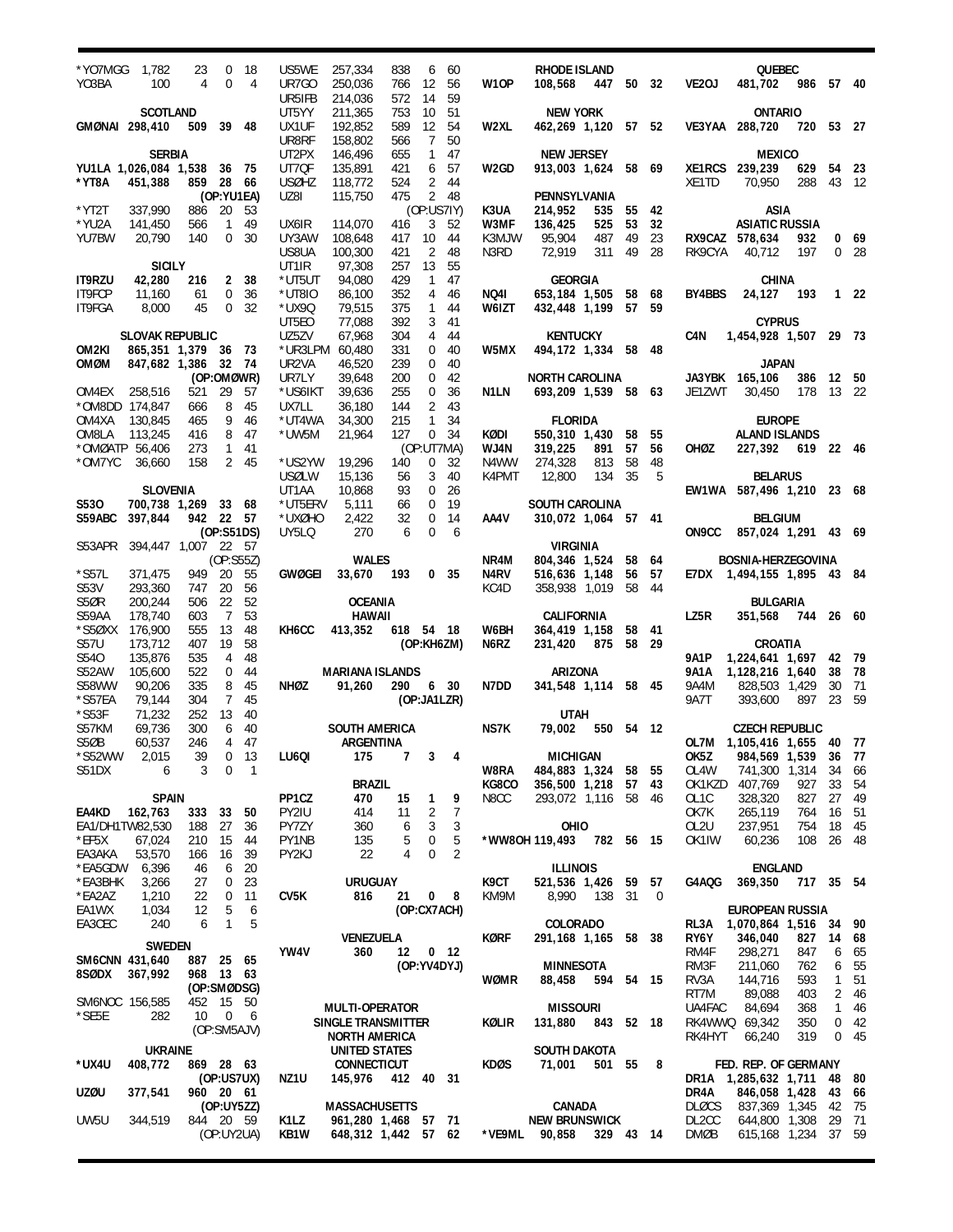| Call | Score | QSOs | Zones | Countries |
|---|---|---|---|---|
| *YO7MGG | 1,782 | 23 | 0 | 18 |
| YO3BA | 100 | 4 | 0 | 4 |

**SCOTLAND**

| Call | Score | QSOs | Zones | Countries |
|---|---|---|---|---|
| **GMØNAI** | **298,410** | **509** | **39** | **48** |

**SERBIA**

| Call | Score | QSOs | Zones | Countries |
|---|---|---|---|---|
| **YU1LA** | **1,026,084** | **1,538** | **36** | **75** |
| ***YT8A** | **451,388** | **859** | **28** | **66** |
| | (OP:YU1EA) | | | |
| *YT2T | 337,990 | 886 | 20 | 53 |
| *YU2A | 141,450 | 566 | 1 | 49 |
| YU7BW | 20,790 | 140 | 0 | 30 |

**SICILY**

| Call | Score | QSOs | Zones | Countries |
|---|---|---|---|---|
| **IT9RZU** | **42,280** | **216** | **2** | **38** |
| IT9FCP | 11,160 | 61 | 0 | 36 |
| IT9FGA | 8,000 | 45 | 0 | 32 |

**SLOVAK REPUBLIC**

| Call | Score | QSOs | Zones | Countries |
|---|---|---|---|---|
| **OM2KI** | **865,351** | **1,379** | **36** | **73** |
| **OMØM** | **847,682** | **1,386** | **32** | **74** |
| | (OP:OMØWR) | | | |
| OM4EX | 258,516 | 521 | 29 | 57 |
| *OM8DD | 174,847 | 666 | 8 | 45 |
| OM4XA | 130,845 | 465 | 9 | 46 |
| OM8LA | 113,245 | 416 | 8 | 47 |
| *OMØATP | 56,406 | 273 | 1 | 41 |
| *OM7YC | 36,660 | 158 | 2 | 45 |

**SLOVENIA**

| Call | Score | QSOs | Zones | Countries |
|---|---|---|---|---|
| **S53O** | **700,738** | **1,269** | **33** | **68** |
| **S59ABC** | **397,844** | **942** | **22** | **57** |
| | (OP:S51DS) | | | |
| S53APR | 394,447 | 1,007 | 22 | 57 |
| | (OP:S55Z) | | | |
| *S57L | 371,475 | 949 | 20 | 55 |
| S53V | 293,360 | 747 | 20 | 56 |
| S5ØR | 200,244 | 506 | 22 | 52 |
| S59AA | 178,740 | 603 | 7 | 53 |
| *S5ØXX | 176,900 | 555 | 13 | 48 |
| S57U | 173,712 | 407 | 19 | 58 |
| S54O | 135,876 | 535 | 4 | 48 |
| S52AW | 105,600 | 522 | 0 | 44 |
| S58WW | 90,206 | 335 | 8 | 45 |
| *S57EA | 79,144 | 304 | 7 | 45 |
| *S53F | 71,232 | 252 | 13 | 40 |
| S57KM | 69,736 | 300 | 6 | 40 |
| S5ØB | 60,537 | 246 | 4 | 47 |
| *S52WW | 2,015 | 39 | 0 | 13 |
| S51DX | 6 | 3 | 0 | 1 |

**SPAIN**

| Call | Score | QSOs | Zones | Countries |
|---|---|---|---|---|
| **EA4KD** | **162,763** | **333** | **33** | **50** |
| EA1/DH1TW | 82,530 | 188 | 27 | 36 |
| *EF5X | 67,024 | 210 | 15 | 44 |
| EA3AKA | 53,570 | 166 | 16 | 39 |
| *EA5GDW | 6,396 | 46 | 6 | 20 |
| *EA3BHK | 3,266 | 27 | 0 | 23 |
| *EA2AZ | 1,210 | 22 | 0 | 11 |
| EA1WX | 1,034 | 12 | 5 | 6 |
| EA3CEC | 240 | 6 | 1 | 5 |

**SWEDEN**

| Call | Score | QSOs | Zones | Countries |
|---|---|---|---|---|
| **SM6CNN** | **431,640** | **887** | **25** | **65** |
| **8SØDX** | **367,992** | **968** | **13** | **63** |
| | (OP:SMØDSG) | | | |
| SM6NOC | 156,585 | 452 | 15 | 50 |
| *SE5E | 282 | 10 | 0 | 6 |
| | (OP:SM5AJV) | | | |

**UKRAINE**

| Call | Score | QSOs | Zones | Countries |
|---|---|---|---|---|
| ***UX4U** | **408,772** | **869** | **28** | **63** |
| | (OP:US7UX) | | | |
| **UZØU** | **377,541** | **960** | **20** | **61** |
| | (OP:UY5ZZ) | | | |
| UW5U | 344,519 | 844 | 20 | 59 |
| | (OP:UY2UA) | | | |
| US5WE | 257,334 | 838 | 6 | 60 |
| UR7GO | 250,036 | 766 | 12 | 56 |
| UR5IFB | 214,036 | 572 | 14 | 59 |
| UT5YY | 211,365 | 753 | 10 | 51 |
| UX1UF | 192,852 | 589 | 12 | 54 |
| UR8RF | 158,802 | 566 | 7 | 50 |
| UT2PX | 146,496 | 655 | 1 | 47 |
| UT7QF | 135,891 | 421 | 6 | 57 |
| USØHZ | 118,772 | 524 | 2 | 44 |
| UZ8I | 115,750 | 475 | 2 | 48 |
| | (OP:US7IY) | | | |
| UX6IR | 114,070 | 416 | 3 | 52 |
| UY3AW | 108,648 | 417 | 10 | 44 |
| US8UA | 100,300 | 421 | 2 | 48 |
| UT1IR | 97,308 | 257 | 13 | 55 |
| *UT5UT | 94,080 | 429 | 1 | 47 |
| *UT8IO | 86,100 | 352 | 4 | 46 |
| *UX9Q | 79,515 | 375 | 1 | 44 |
| UT5EO | 77,088 | 392 | 3 | 41 |
| UZ5ZV | 67,968 | 304 | 4 | 44 |
| *UR3LPM | 60,480 | 331 | 0 | 40 |
| UR2VA | 46,520 | 239 | 0 | 40 |
| UR7LY | 39,648 | 200 | 0 | 42 |
| *US6IKT | 39,636 | 255 | 0 | 36 |
| UX7LL | 36,180 | 144 | 2 | 43 |
| *UT4WA | 34,300 | 215 | 1 | 34 |
| *UW5M | 21,964 | 127 | 0 | 34 |
| | (OP:UT7MA) | | | |
| *US2YW | 19,296 | 140 | 0 | 32 |
| USØLW | 15,136 | 56 | 3 | 40 |
| UT1AA | 10,868 | 93 | 0 | 26 |
| *UT5ERV | 5,111 | 66 | 0 | 19 |
| *UXØHO | 2,422 | 32 | 0 | 14 |
| UY5LQ | 270 | 6 | 0 | 6 |

**WALES**

| Call | Score | QSOs | Zones | Countries |
|---|---|---|---|---|
| **GWØGEI** | **33,670** | **193** | **0** | **35** |

**OCEANIA**

**HAWAII**

| Call | Score | QSOs | Zones | Countries |
|---|---|---|---|---|
| **KH6CC** | **413,352** | **618** | **54** | **18** |
| | (OP:KH6ZM) | | | |

**MARIANA ISLANDS**

| Call | Score | QSOs | Zones | Countries |
|---|---|---|---|---|
| **NHØZ** | **91,260** | **290** | **6** | **30** |
| | (OP:JA1LZR) | | | |

**SOUTH AMERICA**

**ARGENTINA**

| Call | Score | QSOs | Zones | Countries |
|---|---|---|---|---|
| **LU6QI** | **175** | **7** | **3** | **4** |

**BRAZIL**

| Call | Score | QSOs | Zones | Countries |
|---|---|---|---|---|
| **PP1CZ** | **470** | **15** | **1** | **9** |
| PY2IU | 414 | 11 | 2 | 7 |
| PY7ZY | 360 | 6 | 3 | 3 |
| PY1NB | 135 | 5 | 0 | 5 |
| PY2KJ | 22 | 4 | 0 | 2 |

**URUGUAY**

| Call | Score | QSOs | Zones | Countries |
|---|---|---|---|---|
| **CV5K** | **816** | **21** | **0** | **8** |
| | (OP:CX7ACH) | | | |

**VENEZUELA**

| Call | Score | QSOs | Zones | Countries |
|---|---|---|---|---|
| **YW4V** | **360** | **12** | **0** | **12** |
| | (OP:YV4DYJ) | | | |

**MULTI-OPERATOR**
**SINGLE TRANSMITTER**
**NORTH AMERICA**
**UNITED STATES**

**CONNECTICUT**

| Call | Score | QSOs | Zones | Countries |
|---|---|---|---|---|
| **NZ1U** | **145,976** | **412** | **40** | **31** |

**MASSACHUSETTS**

| Call | Score | QSOs | Zones | Countries |
|---|---|---|---|---|
| **K1LZ** | **961,280** | **1,468** | **57** | **71** |
| **KB1W** | **648,312** | **1,442** | **57** | **62** |

**RHODE ISLAND**

| Call | Score | QSOs | Zones | Countries |
|---|---|---|---|---|
| **W1OP** | **108,568** | **447** | **50** | **32** |

**NEW YORK**

| Call | Score | QSOs | Zones | Countries |
|---|---|---|---|---|
| **W2XL** | **462,269** | **1,120** | **57** | **52** |

**NEW JERSEY**

| Call | Score | QSOs | Zones | Countries |
|---|---|---|---|---|
| **W2GD** | **913,003** | **1,624** | **58** | **69** |

**PENNSYLVANIA**

| Call | Score | QSOs | Zones | Countries |
|---|---|---|---|---|
| **K3UA** | **214,952** | **535** | **55** | **42** |
| W3MF | 136,425 | 525 | 53 | 32 |
| K3MJW | 95,904 | 487 | 49 | 23 |
| N3RD | 72,919 | 311 | 49 | 28 |

**GEORGIA**

| Call | Score | QSOs | Zones | Countries |
|---|---|---|---|---|
| **NQ4I** | **653,184** | **1,505** | **58** | **68** |
| W6IZT | 432,448 | 1,199 | 57 | 59 |

**KENTUCKY**

| Call | Score | QSOs | Zones | Countries |
|---|---|---|---|---|
| **W5MX** | **494,172** | **1,334** | **58** | **48** |

**NORTH CAROLINA**

| Call | Score | QSOs | Zones | Countries |
|---|---|---|---|---|
| **N1LN** | **693,209** | **1,539** | **58** | **63** |

**FLORIDA**

| Call | Score | QSOs | Zones | Countries |
|---|---|---|---|---|
| **KØDI** | **550,310** | **1,430** | **58** | **55** |
| WJ4N | 319,225 | 891 | 57 | 56 |
| N4WW | 274,328 | 813 | 58 | 48 |
| K4PMT | 12,800 | 134 | 35 | 5 |

**SOUTH CAROLINA**

| Call | Score | QSOs | Zones | Countries |
|---|---|---|---|---|
| **AA4V** | **310,072** | **1,064** | **57** | **41** |

**VIRGINIA**

| Call | Score | QSOs | Zones | Countries |
|---|---|---|---|---|
| **NR4M** | **804,346** | **1,524** | **58** | **64** |
| N4RV | 516,636 | 1,148 | 56 | 57 |
| KC4D | 358,938 | 1,019 | 58 | 44 |

**CALIFORNIA**

| Call | Score | QSOs | Zones | Countries |
|---|---|---|---|---|
| **W6BH** | **364,419** | **1,158** | **58** | **41** |
| N6RZ | 231,420 | 875 | 58 | 29 |

**ARIZONA**

| Call | Score | QSOs | Zones | Countries |
|---|---|---|---|---|
| **N7DD** | **341,548** | **1,114** | **58** | **45** |

**UTAH**

| Call | Score | QSOs | Zones | Countries |
|---|---|---|---|---|
| **NS7K** | **79,002** | **550** | **54** | **12** |

**MICHIGAN**

| Call | Score | QSOs | Zones | Countries |
|---|---|---|---|---|
| **W8RA** | **484,883** | **1,324** | **58** | **55** |
| KG8CO | 356,500 | 1,218 | 57 | 43 |
| N8CC | 293,072 | 1,116 | 58 | 46 |

**OHIO**

| Call | Score | QSOs | Zones | Countries |
|---|---|---|---|---|
| ***WW8OH** | **119,493** | **782** | **56** | **15** |

**ILLINOIS**

| Call | Score | QSOs | Zones | Countries |
|---|---|---|---|---|
| **K9CT** | **521,536** | **1,426** | **59** | **57** |
| KM9M | 8,990 | 138 | 31 | 0 |

**COLORADO**

| Call | Score | QSOs | Zones | Countries |
|---|---|---|---|---|
| **KØRF** | **291,168** | **1,165** | **58** | **38** |

**MINNESOTA**

| Call | Score | QSOs | Zones | Countries |
|---|---|---|---|---|
| **WØMR** | **88,458** | **594** | **54** | **15** |

**MISSOURI**

| Call | Score | QSOs | Zones | Countries |
|---|---|---|---|---|
| **KØLIR** | **131,880** | **843** | **52** | **18** |

**SOUTH DAKOTA**

| Call | Score | QSOs | Zones | Countries |
|---|---|---|---|---|
| **KDØS** | **71,001** | **501** | **55** | **8** |

**CANADA**

**NEW BRUNSWICK**

| Call | Score | QSOs | Zones | Countries |
|---|---|---|---|---|
| ***VE9ML** | **90,858** | **329** | **43** | **14** |

**QUEBEC**

| Call | Score | QSOs | Zones | Countries |
|---|---|---|---|---|
| **VE2OJ** | **481,702** | **986** | **57** | **40** |

**ONTARIO**

| Call | Score | QSOs | Zones | Countries |
|---|---|---|---|---|
| **VE3YAA** | **288,720** | **720** | **53** | **27** |

**MEXICO**

| Call | Score | QSOs | Zones | Countries |
|---|---|---|---|---|
| **XE1RCS** | **239,239** | **629** | **54** | **23** |
| XE1TD | 70,950 | 288 | 43 | 12 |

**ASIA**

**ASIATIC RUSSIA**

| Call | Score | QSOs | Zones | Countries |
|---|---|---|---|---|
| **RX9CAZ** | **578,634** | **932** | **0** | **69** |
| RK9CYA | 40,712 | 197 | 0 | 28 |

**CHINA**

| Call | Score | QSOs | Zones | Countries |
|---|---|---|---|---|
| **BY4BBS** | **24,127** | **193** | **1** | **22** |

**CYPRUS**

| Call | Score | QSOs | Zones | Countries |
|---|---|---|---|---|
| **C4N** | **1,454,928** | **1,507** | **29** | **73** |

**JAPAN**

| Call | Score | QSOs | Zones | Countries |
|---|---|---|---|---|
| **JA3YBK** | **165,106** | **386** | **12** | **50** |
| JE1ZWT | 30,450 | 178 | 13 | 22 |

**EUROPE**

**ALAND ISLANDS**

| Call | Score | QSOs | Zones | Countries |
|---|---|---|---|---|
| **OHØZ** | **227,392** | **619** | **22** | **46** |

**BELARUS**

| Call | Score | QSOs | Zones | Countries |
|---|---|---|---|---|
| **EW1WA** | **587,496** | **1,210** | **23** | **68** |

**BELGIUM**

| Call | Score | QSOs | Zones | Countries |
|---|---|---|---|---|
| **ON9CC** | **857,024** | **1,291** | **43** | **69** |

**BOSNIA-HERZEGOVINA**

| Call | Score | QSOs | Zones | Countries |
|---|---|---|---|---|
| **E7DX** | **1,494,155** | **1,895** | **43** | **84** |

**BULGARIA**

| Call | Score | QSOs | Zones | Countries |
|---|---|---|---|---|
| **LZ5R** | **351,568** | **744** | **26** | **60** |

**CROATIA**

| Call | Score | QSOs | Zones | Countries |
|---|---|---|---|---|
| **9A1P** | **1,224,641** | **1,697** | **42** | **79** |
| **9A1A** | **1,128,216** | **1,640** | **38** | **78** |
| 9A4M | 828,503 | 1,429 | 30 | 71 |
| 9A7T | 393,600 | 897 | 23 | 59 |

**CZECH REPUBLIC**

| Call | Score | QSOs | Zones | Countries |
|---|---|---|---|---|
| **OL7M** | **1,105,416** | **1,655** | **40** | **77** |
| **OK5Z** | **984,569** | **1,539** | **36** | **77** |
| OL4W | 741,300 | 1,314 | 34 | 66 |
| OK1KZD | 407,769 | 927 | 33 | 54 |
| OL1C | 328,320 | 827 | 27 | 49 |
| OK7K | 265,119 | 764 | 16 | 51 |
| OL2U | 237,951 | 754 | 18 | 45 |
| OK1IW | 60,236 | 108 | 26 | 48 |

**ENGLAND**

| Call | Score | QSOs | Zones | Countries |
|---|---|---|---|---|
| **G4AQG** | **369,350** | **717** | **35** | **54** |

**EUROPEAN RUSSIA**

| Call | Score | QSOs | Zones | Countries |
|---|---|---|---|---|
| **RL3A** | **1,070,864** | **1,516** | **34** | **90** |
| **RY6Y** | **346,040** | **827** | **14** | **68** |
| RM4F | 298,271 | 847 | 6 | 65 |
| RM3F | 211,060 | 762 | 6 | 55 |
| RV3A | 144,716 | 593 | 1 | 51 |
| RT7M | 89,088 | 403 | 2 | 46 |
| UA4FAC | 84,694 | 368 | 1 | 46 |
| RK4WWQ | 69,342 | 350 | 0 | 42 |
| RK4HYT | 66,240 | 319 | 0 | 45 |

**FED. REP. OF GERMANY**

| Call | Score | QSOs | Zones | Countries |
|---|---|---|---|---|
| **DR1A** | **1,285,632** | **1,711** | **48** | **80** |
| **DR4A** | **846,058** | **1,428** | **43** | **66** |
| DLØCS | 837,369 | 1,345 | 42 | 75 |
| DL2CC | 644,800 | 1,308 | 29 | 71 |
| DMØB | 615,168 | 1,234 | 37 | 59 |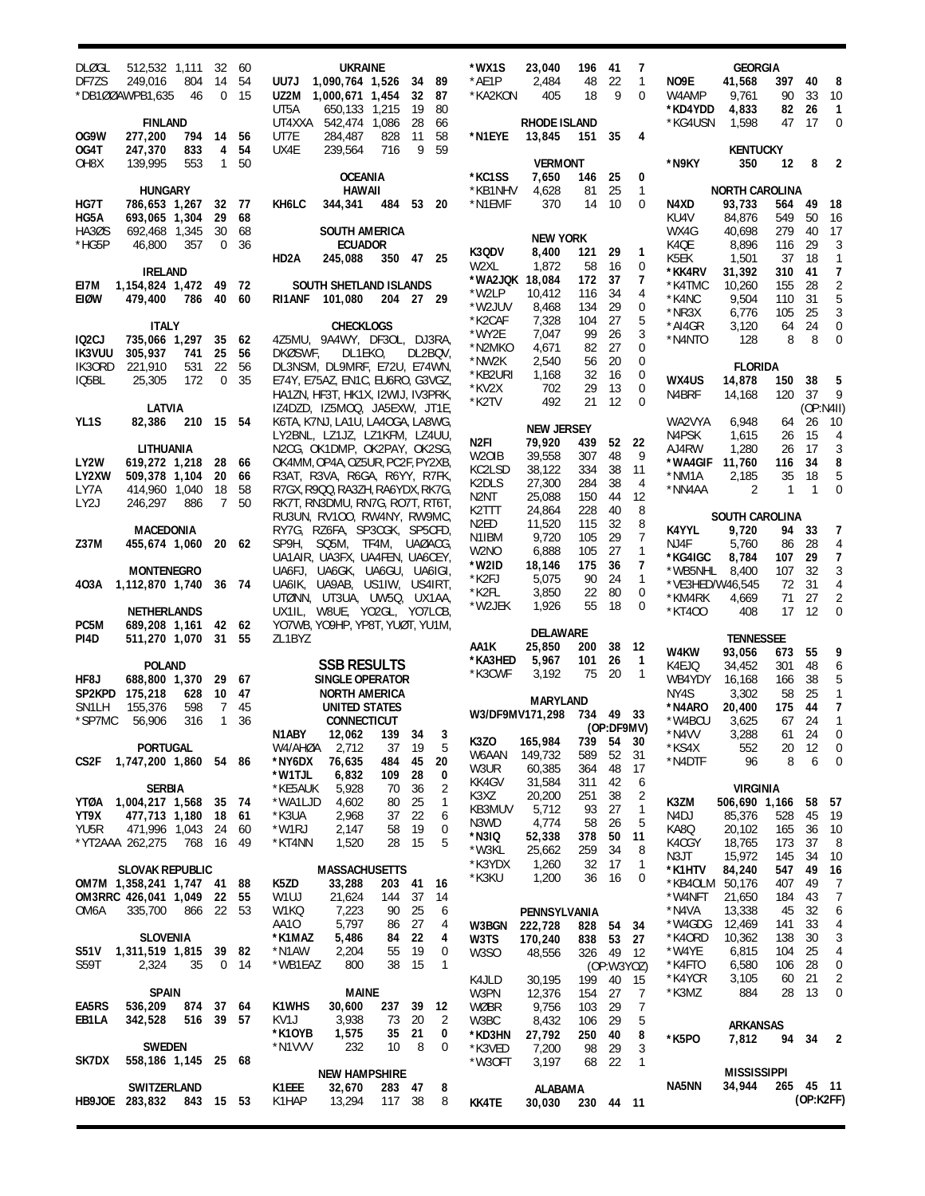| | | | | |
|---|---|---|---|---|
| DLØGL | 512,532 | 1,111 | 32 | 60 |
| DF7ZS | 249,016 | 804 | 14 | 54 |
| *DB1ØØAWPB | 1,635 | 46 | 0 | 15 |

### FINLAND

| | | | | |
|---|---|---|---|---|
| **OG9W** | **277,200** | **794** | **14** | **56** |
| **OG4T** | **247,370** | **833** | **4** | **54** |
| OH8X | 139,995 | 553 | 1 | 50 |

### HUNGARY

| | | | | |
|---|---|---|---|---|
| **HG7T** | **786,653** | **1,267** | **32** | **77** |
| **HG5A** | **693,065** | **1,304** | **29** | **68** |
| HA3ØS | 692,468 | 1,345 | 30 | 68 |
| *HG5P | 46,800 | 357 | 0 | 36 |

### IRELAND

| | | | | |
|---|---|---|---|---|
| **EI7M** | **1,154,824** | **1,472** | **49** | **72** |
| **EIØW** | **479,400** | **786** | **40** | **60** |

### ITALY

| | | | | |
|---|---|---|---|---|
| **IQ2CJ** | **735,066** | **1,297** | **35** | **62** |
| **IK3VUU** | **305,937** | **741** | **25** | **56** |
| IK3ORD | 221,910 | 531 | 22 | 56 |
| IQ5BL | 25,305 | 172 | 0 | 35 |

### LATVIA

| | | | | |
|---|---|---|---|---|
| **YL1S** | **82,386** | **210** | **15** | **54** |

### LITHUANIA

| | | | | |
|---|---|---|---|---|
| **LY2W** | **619,272** | **1,218** | **28** | **66** |
| **LY2XW** | **509,378** | **1,104** | **20** | **66** |
| LY7A | 414,960 | 1,040 | 18 | 58 |
| LY2J | 246,297 | 886 | 7 | 50 |

### MACEDONIA

| | | | | |
|---|---|---|---|---|
| **Z37M** | **455,674** | **1,060** | **20** | **62** |

### MONTENEGRO

| | | | | |
|---|---|---|---|---|
| **4O3A** | **1,112,870** | **1,740** | **36** | **74** |

### NETHERLANDS

| | | | | |
|---|---|---|---|---|
| **PC5M** | **689,208** | **1,161** | **42** | **62** |
| **PI4D** | **511,270** | **1,070** | **31** | **55** |

### POLAND

| | | | | |
|---|---|---|---|---|
| **HF8J** | **688,800** | **1,370** | **29** | **67** |
| **SP2KPD** | **175,218** | **628** | **10** | **47** |
| SN1LH | 155,376 | 598 | 7 | 45 |
| *SP7MC | 56,906 | 316 | 1 | 36 |

### PORTUGAL

| | | | | |
|---|---|---|---|---|
| **CS2F** | **1,747,200** | **1,860** | **54** | **86** |

### SERBIA

| | | | | |
|---|---|---|---|---|
| **YTØA** | **1,004,217** | **1,568** | **35** | **74** |
| **YT9X** | **477,713** | **1,180** | **18** | **61** |
| YU5R | 471,996 | 1,043 | 24 | 60 |
| *YT2AAA | 262,275 | 768 | 16 | 49 |

### SLOVAK REPUBLIC

| | | | | |
|---|---|---|---|---|
| **OM7M** | **1,358,241** | **1,747** | **41** | **88** |
| **OM3RRC** | **426,041** | **1,049** | **22** | **55** |
| OM6A | 335,700 | 866 | 22 | 53 |

### SLOVENIA

| | | | | |
|---|---|---|---|---|
| **S51V** | **1,311,519** | **1,815** | **39** | **82** |
| S59T | 2,324 | 35 | 0 | 14 |

### SPAIN

| | | | | |
|---|---|---|---|---|
| **EA5RS** | **536,209** | **874** | **37** | **64** |
| **EB1LA** | **342,528** | **516** | **39** | **57** |

### SWEDEN

| | | | | |
|---|---|---|---|---|
| **SK7DX** | **558,186** | **1,145** | **25** | **68** |

### SWITZERLAND

| | | | | |
|---|---|---|---|---|
| **HB9JOE** | **283,832** | **843** | **15** | **53** |

### UKRAINE

| | | | | |
|---|---|---|---|---|
| **UU7J** | **1,090,764** | **1,526** | **34** | **89** |
| **UZ2M** | **1,000,671** | **1,454** | **32** | **87** |
| UT5A | 650,133 | 1,215 | 19 | 80 |
| UT4XXA | 542,474 | 1,086 | 28 | 66 |
| UT7E | 284,487 | 828 | 11 | 58 |
| UX4E | 239,564 | 716 | 9 | 59 |

### OCEANIA
### HAWAII

| | | | | |
|---|---|---|---|---|
| **KH6LC** | **344,341** | **484** | **53** | **20** |

### SOUTH AMERICA
### ECUADOR

| | | | | |
|---|---|---|---|---|
| **HD2A** | **245,088** | **350** | **47** | **25** |

### SOUTH SHETLAND ISLANDS

| | | | | |
|---|---|---|---|---|
| **RI1ANF** | **101,080** | **204** | **27** | **29** |

### CHECKLOGS

4Z5MU, 9A4WY, DF3OL, DJ3RA, DKØSWF, DL1EKO, DL2BQV, DL3NSM, DL9MRF, E72U, E74WN, E74Y, E75AZ, EN1C, EU6RO, G3VGZ, HA1ZN, HF3T, HK1X, I2WIJ, IV3PRK, IZ4DZD, IZ5MOQ, JA5EXW, JT1E, K6TA, K7NJ, LA1U, LA4OGA, LA8WG, LY2BNL, LZ1JZ, LZ1KFM, LZ4UU, N2CG, OK1DMP, OK2PAY, OK2SG, OK4MM, OP4A, OZ5UR, PC2F, PY2XB, R3AT, R3VA, R6GA, R6YY, R7FK, R7GX, R9QQ, RA3ZH, RA6YDX, RK7G, RK7T, RN3DMU, RN7G, RO7T, RT6T, RU3UN, RV1OO, RW4NY, RW9MC, RY7G, RZ6FA, SP3CGK, SP5CFD, SP9H, SQ5M, TF4M, UAØACG, UA1AIR, UA3FX, UA4FEN, UA6CEY, UA6FJ, UA6GK, UA6GU, UA6IGI, UA6IK, UA9AB, US1IW, US4IRT, UTØNN, UT3UA, UW5Q, UX1AA, UX1IL, W8UE, YO2GL, YO7LCB, YO7WB, YO9HP, YP8T, YUØT, YU1M, ZL1BYZ

## SSB RESULTS
### SINGLE OPERATOR
### NORTH AMERICA
### UNITED STATES
### CONNECTICUT

| | | | | |
|---|---|---|---|---|
| N1ABY | 12,062 | 139 | 34 | 3 |
| W4/AHØA | 2,712 | 37 | 19 | 5 |
| **\*NY6DX** | **76,635** | **484** | **45** | **20** |
| **\*W1TJL** | **6,832** | **109** | **28** | **0** |
| *KE5AUK | 5,928 | 70 | 36 | 2 |
| *WA1LJD | 4,602 | 80 | 25 | 1 |
| *K3UA | 2,968 | 37 | 22 | 6 |
| *W1RJ | 2,147 | 58 | 19 | 0 |
| *KT4NN | 1,520 | 28 | 15 | 5 |

### MASSACHUSETTS

| | | | | |
|---|---|---|---|---|
| **K5ZD** | **33,288** | **203** | **41** | **16** |
| W1UJ | 21,624 | 144 | 37 | 14 |
| W1KQ | 7,223 | 90 | 25 | 6 |
| AA1O | 5,797 | 86 | 27 | 4 |
| **\*K1MAZ** | **5,486** | **84** | **22** | **4** |
| *N1AW | 2,204 | 55 | 19 | 0 |
| *WB1EAZ | 800 | 38 | 15 | 1 |

### MAINE

| | | | | |
|---|---|---|---|---|
| **K1WHS** | **30,600** | **237** | **39** | **12** |
| KV1J | 3,938 | 73 | 20 | 2 |
| **\*K1OYB** | **1,575** | **35** | **21** | **0** |
| *N1VVV | 232 | 10 | 8 | 0 |

### NEW HAMPSHIRE

| | | | | |
|---|---|---|---|---|
| **K1EEE** | **32,670** | **283** | **47** | **8** |
| K1HAP | 13,294 | 117 | 38 | 8 |

| | | | | |
|---|---|---|---|---|
| **\*WX1S** | **23,040** | **196** | **41** | **7** |
| *AE1P | 2,484 | 48 | 22 | 1 |
| *KA2KON | 405 | 18 | 9 | 0 |

### RHODE ISLAND

| | | | | |
|---|---|---|---|---|
| **\*N1EYE** | **13,845** | **151** | **35** | **4** |

### VERMONT

| | | | | |
|---|---|---|---|---|
| **\*KC1SS** | **7,650** | **146** | **25** | **0** |
| *KB1NHV | 4,628 | 81 | 25 | 1 |
| *N1EMF | 370 | 14 | 10 | 0 |

### NEW YORK

| | | | | |
|---|---|---|---|---|
| **K3QDV** | **8,400** | **121** | **29** | **1** |
| W2XL | 1,872 | 58 | 16 | 0 |
| **\*WA2JQK** | **18,084** | **172** | **37** | **7** |
| *W2LP | 10,412 | 116 | 34 | 4 |
| *W2JUV | 8,468 | 134 | 29 | 0 |
| *K2CAF | 7,328 | 104 | 27 | 5 |
| *WY2E | 7,047 | 99 | 26 | 3 |
| *N2MKO | 4,671 | 82 | 27 | 0 |
| *NW2K | 2,540 | 56 | 20 | 0 |
| *KB2URI | 1,168 | 32 | 16 | 0 |
| *KV2X | 702 | 29 | 13 | 0 |
| *K2TV | 492 | 21 | 12 | 0 |

### NEW JERSEY

| | | | | |
|---|---|---|---|---|
| **N2FI** | **79,920** | **439** | **52** | **22** |
| W2OIB | 39,558 | 307 | 48 | 9 |
| KC2LSD | 38,122 | 334 | 38 | 11 |
| K2DLS | 27,300 | 284 | 38 | 4 |
| N2NT | 25,088 | 150 | 44 | 12 |
| K2TTT | 24,864 | 228 | 40 | 8 |
| N2ED | 11,520 | 115 | 32 | 8 |
| N1IBM | 9,720 | 105 | 29 | 7 |
| W2NO | 6,888 | 105 | 27 | 1 |
| **\*W2ID** | **18,146** | **175** | **36** | **7** |
| *K2FJ | 5,075 | 90 | 24 | 1 |
| *K2FL | 3,850 | 22 | 80 | 0 |
| *W2JEK | 1,926 | 55 | 18 | 0 |

### DELAWARE

| | | | | |
|---|---|---|---|---|
| **AA1K** | **25,850** | **200** | **38** | **12** |
| **\*KA3HED** | **5,967** | **101** | **26** | **1** |
| *K3CWF | 3,192 | 75 | 20 | 1 |

### MARYLAND

| | | | | |
|---|---|---|---|---|
| **W3/DF9MV** | **171,298** | **734** | **49** | **33** |
| | (OP:DF9MV) | | | |
| **K3ZO** | **165,984** | **739** | **54** | **30** |
| W6AAN | 149,732 | 589 | 52 | 31 |
| W3UR | 60,385 | 364 | 48 | 17 |
| KK4GV | 31,584 | 311 | 42 | 6 |
| K3XZ | 20,200 | 251 | 38 | 2 |
| KB3MUV | 5,712 | 93 | 27 | 1 |
| N3WD | 4,774 | 58 | 26 | 5 |
| **\*N3IQ** | **52,338** | **378** | **50** | **11** |
| *W3KL | 25,662 | 259 | 34 | 8 |
| *K3YDX | 1,260 | 32 | 17 | 1 |
| *K3KU | 1,200 | 36 | 16 | 0 |

### PENNSYLVANIA

| | | | | |
|---|---|---|---|---|
| **W3BGN** | **222,728** | **828** | **54** | **34** |
| **W3TS** | **170,240** | **838** | **53** | **27** |
| W3SO | 48,556 | 326 | 49 | 12 |
| | (OP:W3YOZ) | | | |
| K4JLD | 30,195 | 199 | 40 | 15 |
| W3PN | 12,376 | 154 | 27 | 7 |
| WØBR | 9,756 | 103 | 29 | 7 |
| W3BC | 8,432 | 106 | 29 | 5 |
| **\*KD3HN** | **27,792** | **250** | **40** | **8** |
| *K3VED | 7,200 | 98 | 29 | 3 |
| *W3OFT | 3,197 | 68 | 22 | 1 |

### ALABAMA

| | | | | |
|---|---|---|---|---|
| **KK4TE** | **30,030** | **230** | **44** | **11** |

### GEORGIA

| | | | | |
|---|---|---|---|---|
| **NO9E** | **41,568** | **397** | **40** | **8** |
| W4AMP | 9,761 | 90 | 33 | 10 |
| **\*KD4YDD** | **4,833** | **82** | **26** | **1** |
| *KG4USN | 1,598 | 47 | 17 | 0 |

### KENTUCKY

| | | | | |
|---|---|---|---|---|
| **\*N9KY** | **350** | **12** | **8** | **2** |

### NORTH CAROLINA

| | | | | |
|---|---|---|---|---|
| **N4XD** | **93,733** | **564** | **49** | **18** |
| KU4V | 84,876 | 549 | 50 | 16 |
| WX4G | 40,698 | 279 | 40 | 17 |
| K4QE | 8,896 | 116 | 29 | 3 |
| K5EK | 1,501 | 37 | 18 | 1 |
| **\*KK4RV** | **31,392** | **310** | **41** | **7** |
| *K4TMC | 10,260 | 155 | 28 | 2 |
| *K4NC | 9,504 | 110 | 31 | 5 |
| *NR3X | 6,776 | 105 | 25 | 3 |
| *AI4GR | 3,120 | 64 | 24 | 0 |
| *N4NTO | 128 | 8 | 8 | 0 |

### FLORIDA

| | | | | |
|---|---|---|---|---|
| **WX4US** | **14,878** | **150** | **38** | **5** |
| N4BRF | 14,168 | 120 | 37 | 9 |
| | (OP:N4II) | | | |
| WA2VYA | 6,948 | 64 | 26 | 10 |
| N4PSK | 1,615 | 26 | 15 | 4 |
| AJ4RW | 1,280 | 26 | 17 | 3 |
| **\*WA4GIF** | **11,760** | **116** | **34** | **8** |
| *NM1A | 2,185 | 35 | 18 | 5 |
| *NN4AA | 2 | 1 | 1 | 0 |

### SOUTH CAROLINA

| | | | | |
|---|---|---|---|---|
| **K4YYL** | **9,720** | **94** | **33** | **7** |
| NJ4F | 5,760 | 86 | 28 | 4 |
| **\*KG4IGC** | **8,784** | **107** | **29** | **7** |
| *WB5NHL | 8,400 | 107 | 32 | 3 |
| *VE3HED/W4 | 6,545 | 72 | 31 | 4 |
| *KM4RK | 4,669 | 71 | 27 | 2 |
| *KT4OO | 408 | 17 | 12 | 0 |

### TENNESSEE

| | | | | |
|---|---|---|---|---|
| **W4KW** | **93,056** | **673** | **55** | **9** |
| K4EJQ | 34,452 | 301 | 48 | 6 |
| WB4YDY | 16,168 | 166 | 38 | 5 |
| NY4S | 3,302 | 58 | 25 | 1 |
| **\*N4ARO** | **20,400** | **175** | **44** | **7** |
| *W4BCU | 3,625 | 67 | 24 | 1 |
| *N4VV | 3,288 | 61 | 24 | 0 |
| *KS4X | 552 | 20 | 12 | 0 |
| *N4DTF | 96 | 8 | 6 | 0 |

### VIRGINIA

| | | | | |
|---|---|---|---|---|
| **K3ZM** | **506,690** | **1,166** | **58** | **57** |
| N4DJ | 85,376 | 528 | 45 | 19 |
| KA8Q | 20,102 | 165 | 36 | 10 |
| K4CGY | 18,765 | 173 | 37 | 8 |
| N3JT | 15,972 | 145 | 34 | 10 |
| **\*K1HTV** | **84,240** | **547** | **49** | **16** |
| *KB4OLM | 50,176 | 407 | 49 | 7 |
| *W4NFT | 21,650 | 184 | 43 | 7 |
| *N4VA | 13,338 | 45 | 32 | 6 |
| *W4GDG | 12,469 | 141 | 33 | 4 |
| *K4ORD | 10,362 | 138 | 30 | 3 |
| *W4YE | 6,815 | 104 | 25 | 4 |
| *K4FTO | 6,580 | 106 | 28 | 0 |
| *K4YCR | 3,105 | 60 | 21 | 2 |
| *K3MZ | 884 | 28 | 13 | 0 |

### ARKANSAS

| | | | | |
|---|---|---|---|---|
| **\*K5PO** | **7,812** | **94** | **34** | **2** |

### MISSISSIPPI

| | | | | |
|---|---|---|---|---|
| **NA5NN** | **34,944** | **265** | **45** | **11** |
| | (OP:K2FF) | | | |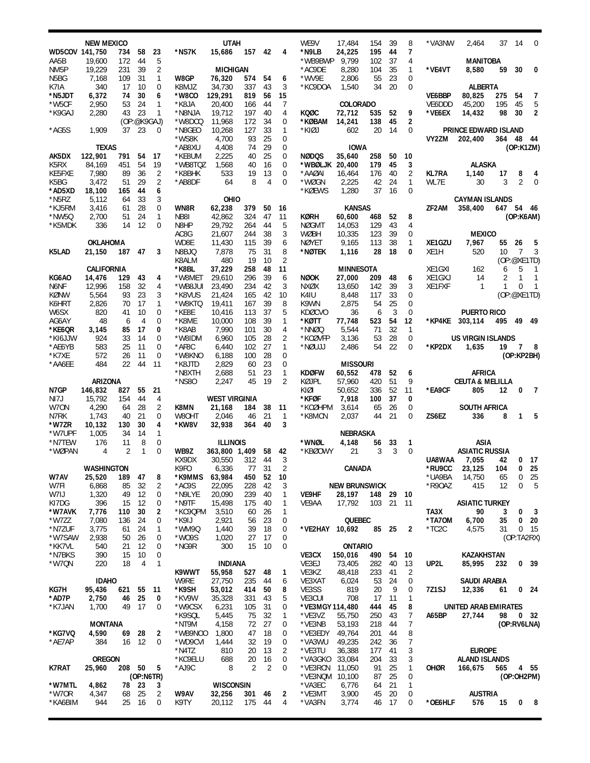### NEW MEXICO

| Call | Score | QSOs | Mults | Mults |
|---|---|---|---|---|
| WD5COV | 141,750 | 734 | 58 | 23 |
| AA5B | 19,600 | 172 | 44 | 5 |
| NM5P | 19,229 | 231 | 39 | 2 |
| N5BG | 7,168 | 109 | 31 | 1 |
| K7IA | 340 | 17 | 10 | 0 |
| *N5JDT | 6,372 | 74 | 30 | 6 |
| *W5CF | 2,950 | 53 | 24 | 1 |
| *K9GAJ | 2,280 | 43 | 23 | 1 |
| | (OP:@K9GAJ) | | | |
| *AG5S | 1,909 | 37 | 23 | 0 |

### TEXAS

| Call | Score | QSOs | Mults | Mults |
|---|---|---|---|---|
| AK5DX | 122,901 | 791 | 54 | 17 |
| K5RX | 84,169 | 451 | 54 | 19 |
| KE5FXE | 7,980 | 89 | 36 | 2 |
| K5BG | 3,472 | 51 | 29 | 2 |
| *AD5XD | 18,100 | 165 | 44 | 6 |
| *N5RZ | 5,112 | 64 | 33 | 3 |
| *KJ5RM | 3,416 | 61 | 28 | 0 |
| *NW5Q | 2,700 | 51 | 24 | 1 |
| *K5MDK | 336 | 14 | 12 | 0 |

### OKLAHOMA

| Call | Score | QSOs | Mults | Mults |
|---|---|---|---|---|
| K5LAD | 21,150 | 187 | 47 | 3 |

### CALIFORNIA

| Call | Score | QSOs | Mults | Mults |
|---|---|---|---|---|
| KG6AO | 14,476 | 129 | 43 | 4 |
| N6NF | 12,996 | 158 | 32 | 4 |
| KØNW | 5,564 | 93 | 23 | 3 |
| K6HRT | 2,826 | 70 | 17 | 1 |
| W6SX | 820 | 41 | 10 | 0 |
| AG6AY | 48 | 6 | 4 | 0 |
| *KE6QR | 3,145 | 85 | 17 | 0 |
| *KI6JJW | 924 | 33 | 14 | 0 |
| *AE6YB | 583 | 25 | 11 | 0 |
| *K7XE | 572 | 26 | 11 | 0 |
| *AA6EE | 484 | 22 | 44 | 11 |

### ARIZONA

| Call | Score | QSOs | Mults | Mults |
|---|---|---|---|---|
| N7GP | 146,832 | 827 | 55 | 21 |
| NI7J | 15,792 | 154 | 44 | 4 |
| W7ON | 4,290 | 64 | 28 | 2 |
| N7RK | 1,743 | 40 | 21 | 0 |
| *W7ZR | 10,132 | 130 | 30 | 4 |
| *W7UPF | 1,005 | 34 | 14 | 1 |
| *N7TEW | 176 | 11 | 8 | 0 |
| *WØPAN | 4 | 2 | 1 | 0 |

### WASHINGTON

| Call | Score | QSOs | Mults | Mults |
|---|---|---|---|---|
| W7AV | 25,520 | 189 | 47 | 8 |
| W7FI | 6,868 | 85 | 32 | 2 |
| W7IJ | 1,320 | 49 | 12 | 0 |
| KI7DG | 396 | 15 | 12 | 0 |
| *W7AVK | 7,776 | 110 | 30 | 2 |
| *W7ZZ | 7,080 | 136 | 24 | 0 |
| *N7ZUF | 3,775 | 61 | 24 | 1 |
| *W7SAW | 2,938 | 50 | 26 | 0 |
| *KK7VL | 540 | 21 | 12 | 0 |
| *N7BKS | 390 | 15 | 10 | 0 |
| *W7QN | 220 | 18 | 4 | 1 |

### IDAHO

| Call | Score | QSOs | Mults | Mults |
|---|---|---|---|---|
| KG7H | 95,436 | 621 | 55 | 11 |
| *AD7P | 2,750 | 46 | 25 | 0 |
| *K7JAN | 1,700 | 49 | 17 | 0 |

### MONTANA

| Call | Score | QSOs | Mults | Mults |
|---|---|---|---|---|
| *KG7VQ | 4,590 | 69 | 28 | 2 |
| *AE7AP | 384 | 16 | 12 | 0 |

### OREGON

| Call | Score | QSOs | Mults | Mults |
|---|---|---|---|---|
| K7RAT | 25,960 | 208 | 50 | 5 |
| | (OP:N6TR) | | | |
| *W7MTL | 4,862 | 78 | 23 | 3 |
| *W7OR | 4,347 | 68 | 25 | 2 |
| *KA6BIM | 944 | 25 | 16 | 0 |

### UTAH

| Call | Score | QSOs | Mults | Mults |
|---|---|---|---|---|
| *NS7K | 15,686 | 157 | 42 | 4 |

### MICHIGAN

| Call | Score | QSOs | Mults | Mults |
|---|---|---|---|---|
| W8GP | 76,320 | 574 | 54 | 6 |
| K8MJZ | 34,730 | 337 | 43 | 3 |
| *W8CO | 129,291 | 819 | 56 | 15 |
| *K8JA | 20,400 | 166 | 44 | 7 |
| *N8NJA | 19,712 | 197 | 40 | 4 |
| *W8DCQ | 11,968 | 172 | 34 | 0 |
| *N8GEO | 10,268 | 127 | 33 | 1 |
| *WS8K | 4,700 | 93 | 25 | 0 |
| *AB8XU | 4,408 | 74 | 29 | 0 |
| *KE8UM | 2,225 | 40 | 25 | 0 |
| *WB8TQZ | 1,568 | 40 | 16 | 0 |
| *K8BHK | 533 | 19 | 13 | 0 |
| *AB8DF | 64 | 8 | 4 | 0 |

### OHIO

| Call | Score | QSOs | Mults | Mults |
|---|---|---|---|---|
| WN8R | 62,238 | 379 | 50 | 16 |
| NB8I | 42,862 | 324 | 47 | 11 |
| N8HP | 29,792 | 264 | 44 | 5 |
| AC8G | 21,607 | 244 | 38 | 3 |
| WD8E | 11,430 | 115 | 39 | 6 |
| N8BJQ | 7,878 | 75 | 31 | 8 |
| K8ALM | 480 | 19 | 10 | 2 |
| *K8BL | 37,229 | 258 | 48 | 11 |
| *W8MET | 29,610 | 296 | 39 | 6 |
| *WB8JUI | 23,490 | 234 | 42 | 3 |
| *K8VUS | 21,424 | 165 | 42 | 10 |
| *W8KTQ | 19,411 | 167 | 39 | 8 |
| *KE8E | 10,416 | 113 | 37 | 5 |
| *K8ME | 10,000 | 108 | 39 | 1 |
| *K8AB | 7,990 | 101 | 30 | 4 |
| *W8IDM | 6,960 | 105 | 28 | 2 |
| *AF8C | 6,440 | 102 | 27 | 1 |
| *W8KNO | 6,188 | 100 | 28 | 0 |
| *K8JTD | 2,829 | 60 | 23 | 0 |
| *N8XTH | 2,688 | 51 | 23 | 1 |
| *NS8O | 2,247 | 45 | 19 | 2 |

### WEST VIRGINIA

| Call | Score | QSOs | Mults | Mults |
|---|---|---|---|---|
| K8MN | 21,168 | 184 | 38 | 11 |
| W8OHT | 2,046 | 46 | 21 | 1 |
| *KW8V | 32,938 | 364 | 40 | 3 |

### ILLINOIS

| Call | Score | QSOs | Mults | Mults |
|---|---|---|---|---|
| WB9Z | 363,800 | 1,409 | 58 | 42 |
| KX9DX | 30,550 | 312 | 44 | 3 |
| K9FO | 6,336 | 77 | 31 | 2 |
| *K9MMS | 63,984 | 450 | 52 | 10 |
| *AC9S | 22,095 | 228 | 42 | 3 |
| *N9LYE | 20,090 | 239 | 40 | 1 |
| *N9TF | 15,498 | 175 | 40 | 1 |
| *KC9QPM | 3,510 | 60 | 26 | 1 |
| *K9IJ | 2,921 | 56 | 23 | 0 |
| *WM9Q | 1,440 | 39 | 18 | 0 |
| *WO9S | 1,020 | 27 | 17 | 0 |
| *NG9R | 300 | 15 | 10 | 0 |

### INDIANA

| Call | Score | QSOs | Mults | Mults |
|---|---|---|---|---|
| K9WWT | 55,958 | 527 | 48 | 1 |
| W9RE | 27,750 | 235 | 44 | 6 |
| *K9SH | 53,012 | 414 | 50 | 8 |
| *KV9W | 35,328 | 331 | 43 | 5 |
| *W9CSX | 6,231 | 105 | 31 | 0 |
| *K9SQL | 5,445 | 75 | 32 | 1 |
| *NT9M | 4,158 | 72 | 27 | 0 |
| *WB9NOO | 1,800 | 47 | 18 | 0 |
| *WD9CVI | 1,444 | 32 | 19 | 0 |
| *N4TZ | 810 | 20 | 13 | 2 |
| *KC9ELU | 688 | 20 | 16 | 0 |
| *AJ9C | 8 | 2 | 2 | 0 |

### WISCONSIN

| Call | Score | QSOs | Mults | Mults |
|---|---|---|---|---|
| W9AV | 32,256 | 301 | 46 | 2 |
| K9TY | 20,112 | 175 | 44 | 4 |
| WE9V | 17,484 | 154 | 39 | 8 |
| *N9LB | 24,225 | 195 | 44 | 7 |
| *WB9BWP | 9,799 | 102 | 37 | 4 |
| *AC9DE | 8,280 | 104 | 35 | 1 |
| *WV9E | 2,806 | 55 | 23 | 0 |
| *KC9DOA | 1,540 | 34 | 20 | 0 |

### COLORADO

| Call | Score | QSOs | Mults | Mults |
|---|---|---|---|---|
| KQØC | 72,712 | 535 | 52 | 9 |
| *KØBAM | 14,241 | 138 | 45 | 2 |
| *KIØJ | 602 | 20 | 14 | 0 |

### IOWA

| Call | Score | QSOs | Mults | Mults |
|---|---|---|---|---|
| NØDQS | 35,640 | 258 | 50 | 10 |
| *WBØLJK | 20,400 | 179 | 45 | 3 |
| *AAØAI | 16,464 | 176 | 40 | 2 |
| *WØGN | 2,225 | 42 | 24 | 1 |
| *KØEWS | 1,280 | 37 | 16 | 0 |

### KANSAS

| Call | Score | QSOs | Mults | Mults |
|---|---|---|---|---|
| KØRH | 60,600 | 468 | 52 | 8 |
| NØGMT | 14,053 | 129 | 43 | 4 |
| WØBH | 10,335 | 123 | 39 | 0 |
| NØYET | 9,165 | 113 | 38 | 1 |
| *NØTEK | 1,116 | 28 | 18 | 0 |

### MINNESOTA

| Call | Score | QSOs | Mults | Mults |
|---|---|---|---|---|
| NØOK | 27,000 | 209 | 48 | 6 |
| NXØX | 13,650 | 142 | 39 | 3 |
| K4IU | 8,448 | 117 | 33 | 0 |
| K9WN | 2,875 | 54 | 25 | 0 |
| KDØCVO | 36 | 6 | 3 | 0 |
| *KØTT | 77,748 | 523 | 54 | 12 |
| *NNØQ | 5,544 | 71 | 32 | 1 |
| *KCØVFP | 3,136 | 53 | 28 | 0 |
| *NØUJJ | 2,486 | 54 | 22 | 0 |

### MISSOURI

| Call | Score | QSOs | Mults | Mults |
|---|---|---|---|---|
| KDØFW | 60,552 | 478 | 52 | 6 |
| KØJPL | 57,960 | 420 | 51 | 9 |
| KIØI | 50,652 | 336 | 52 | 11 |
| *KFØF | 7,918 | 100 | 37 | 0 |
| *KCØHPM | 3,614 | 65 | 26 | 0 |
| *K8MCN | 2,037 | 44 | 21 | 0 |

### NEBRASKA

| Call | Score | QSOs | Mults | Mults |
|---|---|---|---|---|
| *WNØL | 4,148 | 56 | 33 | 1 |
| *KBØOWY | 21 | 3 | 3 | 0 |

## CANADA

### NEW BRUNSWICK

| Call | Score | QSOs | Mults | Mults |
|---|---|---|---|---|
| VE9HF | 28,197 | 148 | 29 | 10 |
| VE9AA | 17,792 | 103 | 21 | 11 |

### QUEBEC

| Call | Score | QSOs | Mults | Mults |
|---|---|---|---|---|
| *VE2HAY | 10,692 | 85 | 25 | 2 |

### ONTARIO

| Call | Score | QSOs | Mults | Mults |
|---|---|---|---|---|
| VE3CX | 150,016 | 490 | 54 | 10 |
| VE3EJ | 73,405 | 282 | 40 | 13 |
| VE3KZ | 48,418 | 233 | 41 | 2 |
| VE3XAT | 6,024 | 53 | 24 | 0 |
| VE3SS | 819 | 20 | 9 | 0 |
| VE3CUI | 708 | 17 | 11 | 1 |
| *VE3MGY | 114,480 | 444 | 45 | 8 |
| *VE3VZ | 55,750 | 250 | 43 | 7 |
| *VE3NB | 53,193 | 218 | 44 | 7 |
| *VE3EDY | 49,764 | 201 | 44 | 8 |
| *VA3WU | 49,235 | 242 | 36 | 7 |
| *VE3TU | 36,388 | 177 | 41 | 3 |
| *VA3GKO | 33,084 | 204 | 33 | 3 |
| *VE3RCN | 11,050 | 91 | 25 | 1 |
| *VE3NQM | 10,100 | 87 | 25 | 0 |
| *VA3EC | 6,776 | 64 | 21 | 1 |
| *VE3MT | 3,900 | 45 | 20 | 0 |
| *VA3FN | 3,774 | 46 | 17 | 0 |
| *VA3NW | 2,464 | 37 | 14 | 0 |

### MANITOBA

| Call | Score | QSOs | Mults | Mults |
|---|---|---|---|---|
| *VE4VT | 8,580 | 59 | 30 | 0 |

### ALBERTA

| Call | Score | QSOs | Mults | Mults |
|---|---|---|---|---|
| VE6BBP | 80,825 | 275 | 54 | 7 |
| VE6DDD | 45,200 | 195 | 45 | 5 |
| *VE6EX | 14,432 | 98 | 30 | 2 |

### PRINCE EDWARD ISLAND

| Call | Score | QSOs | Mults | Mults |
|---|---|---|---|---|
| VY2ZM | 202,400 | 364 | 48 | 44 |
| | (OP:K1ZM) | | | |

### ALASKA

| Call | Score | QSOs | Mults | Mults |
|---|---|---|---|---|
| KL7RA | 1,140 | 17 | 8 | 4 |
| WL7E | 30 | 3 | 2 | 0 |

### CAYMAN ISLANDS

| Call | Score | QSOs | Mults | Mults |
|---|---|---|---|---|
| ZF2AM | 358,400 | 647 | 54 | 46 |
| | (OP:K6AM) | | | |

### MEXICO

| Call | Score | QSOs | Mults | Mults |
|---|---|---|---|---|
| XE1GZU | 7,967 | 55 | 26 | 5 |
| XE1H | 520 | 10 | 7 | 3 |
| | (OP:@XE1TD) | | | |
| XE1GXI | 162 | 6 | 5 | 1 |
| XE1GXJ | 14 | 2 | 1 | 1 |
| XE1FXF | 1 | 1 | 0 | 1 |
| | (OP:@XE1TD) | | | |

### PUERTO RICO

| Call | Score | QSOs | Mults | Mults |
|---|---|---|---|---|
| *KP4KE | 303,114 | 495 | 49 | 49 |

### US VIRGIN ISLANDS

| Call | Score | QSOs | Mults | Mults |
|---|---|---|---|---|
| *KP2DX | 1,635 | 19 | 7 | 8 |
| | (OP:KP2BH) | | | |

## AFRICA

### CEUTA & MELILLA

| Call | Score | QSOs | Mults | Mults |
|---|---|---|---|---|
| *EA9CF | 805 | 12 | 0 | 7 |

### SOUTH AFRICA

| Call | Score | QSOs | Mults | Mults |
|---|---|---|---|---|
| ZS6EZ | 336 | 8 | 1 | 5 |

## ASIA

### ASIATIC RUSSIA

| Call | Score | QSOs | Mults | Mults |
|---|---|---|---|---|
| UA8WAA | 7,055 | 42 | 0 | 17 |
| *RU9CC | 23,125 | 104 | 0 | 25 |
| *UA9BA | 14,750 | 65 | 0 | 25 |
| *R9OAZ | 415 | 12 | 0 | 5 |

### ASIATIC TURKEY

| Call | Score | QSOs | Mults | Mults |
|---|---|---|---|---|
| TA3X | 90 | 3 | 0 | 3 |
| *TA7OM | 6,700 | 35 | 0 | 20 |
| *TC2C | 4,575 | 31 | 0 | 15 |
| | (OP:TA2RX) | | | |

### KAZAKHSTAN

| Call | Score | QSOs | Mults | Mults |
|---|---|---|---|---|
| UP2L | 85,995 | 232 | 0 | 39 |

### SAUDI ARABIA

| Call | Score | QSOs | Mults | Mults |
|---|---|---|---|---|
| 7Z1SJ | 12,336 | 61 | 0 | 24 |

### UNITED ARAB EMIRATES

| Call | Score | QSOs | Mults | Mults |
|---|---|---|---|---|
| A65BP | 27,744 | 98 | 0 | 32 |
| | (OP:RV6LNA) | | | |

## EUROPE

### ALAND ISLANDS

| Call | Score | QSOs | Mults | Mults |
|---|---|---|---|---|
| OHØR | 166,675 | 565 | 4 | 55 |
| | (OP:OH2PM) | | | |

### AUSTRIA

| Call | Score | QSOs | Mults | Mults |
|---|---|---|---|---|
| *OE6HLF | 576 | 15 | 0 | 8 |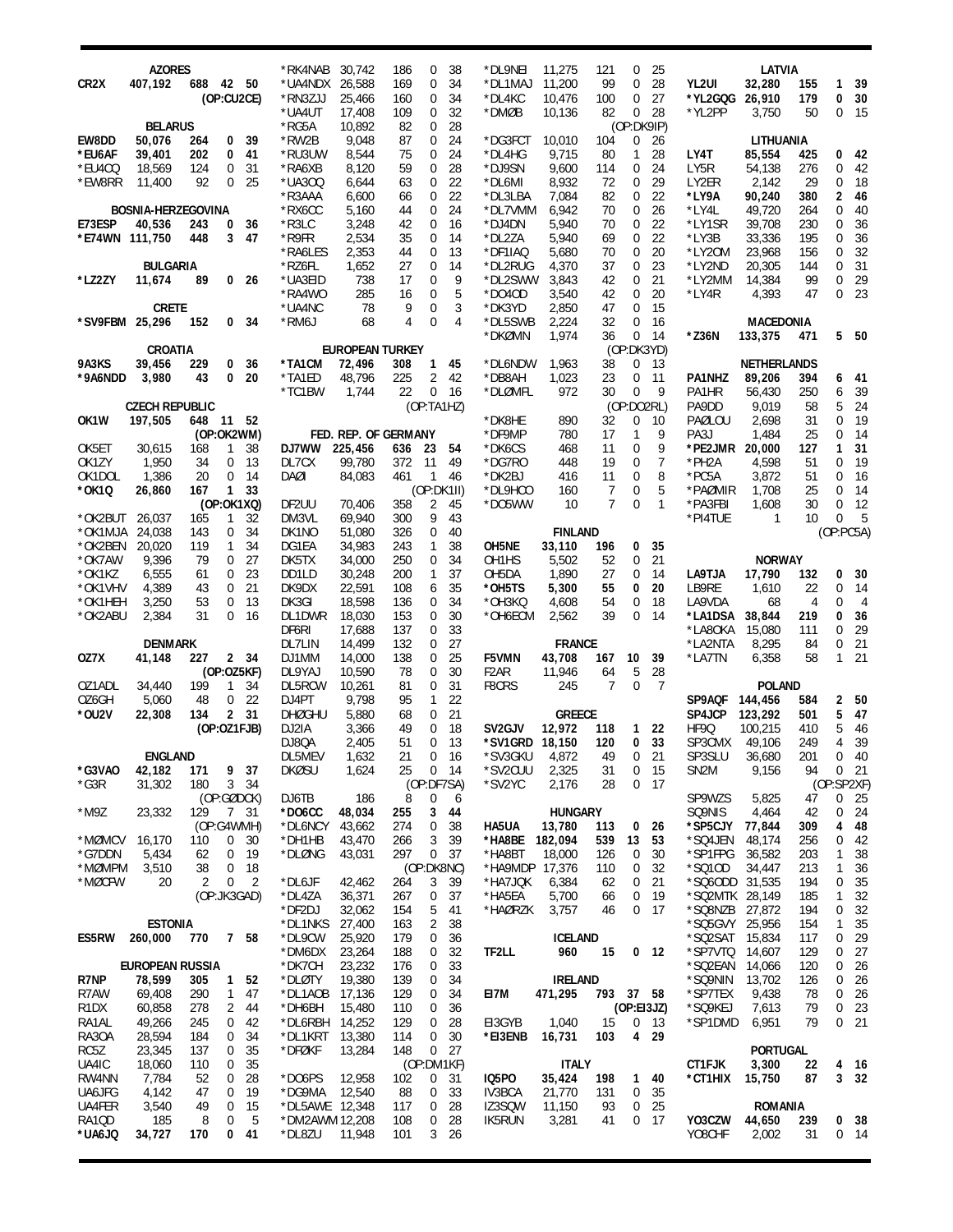### AZORES

| Call | Score | QSOs | Mults | Mults |
|---|---|---|---|---|
| CR2X | 407,192 | 688 | 42 | 50 |
| (OP:CU2CE) | | | | |

### BELARUS

| Call | Score | QSOs | Mults | Mults |
|---|---|---|---|---|
| EW8DD | 50,076 | 264 | 0 | 39 |
| *EU6AF | 39,401 | 202 | 0 | 41 |
| *EU4CQ | 18,569 | 124 | 0 | 31 |
| *EW8RR | 11,400 | 92 | 0 | 25 |

### BOSNIA-HERZEGOVINA

| Call | Score | QSOs | Mults | Mults |
|---|---|---|---|---|
| E73ESP | 40,536 | 243 | 0 | 36 |
| *E74WN | 111,750 | 448 | 3 | 47 |

### BULGARIA

| Call | Score | QSOs | Mults | Mults |
|---|---|---|---|---|
| *LZ2ZY | 11,674 | 89 | 0 | 26 |

### CRETE

| Call | Score | QSOs | Mults | Mults |
|---|---|---|---|---|
| *SV9FBM | 25,296 | 152 | 0 | 34 |

### CROATIA

| Call | Score | QSOs | Mults | Mults |
|---|---|---|---|---|
| 9A3KS | 39,456 | 229 | 0 | 36 |
| *9A6NDD | 3,980 | 43 | 0 | 20 |

### CZECH REPUBLIC

| Call | Score | QSOs | Mults | Mults |
|---|---|---|---|---|
| OK1W | 197,505 | 648 | 11 | 52 |
| (OP:OK2WM) | | | | |
| OK5ET | 30,615 | 168 | 1 | 38 |
| OK1ZY | 1,950 | 34 | 0 | 13 |
| OK1DOL | 1,386 | 20 | 0 | 14 |
| *OK1Q | 26,860 | 167 | 1 | 33 |
| (OP:OK1XQ) | | | | |
| *OK2BUT | 26,037 | 165 | 1 | 32 |
| *OK1MJA | 24,038 | 143 | 0 | 34 |
| *OK2BEN | 20,020 | 119 | 1 | 34 |
| *OK7AW | 9,396 | 79 | 0 | 27 |
| *OK1KZ | 6,555 | 61 | 0 | 23 |
| *OK1VHV | 4,389 | 43 | 0 | 21 |
| *OK1HEH | 3,250 | 53 | 0 | 13 |
| *OK2ABU | 2,384 | 31 | 0 | 16 |

### DENMARK

| Call | Score | QSOs | Mults | Mults |
|---|---|---|---|---|
| OZ7X | 41,148 | 227 | 2 | 34 |
| (OP:OZ5KF) | | | | |
| OZ1ADL | 34,440 | 199 | 1 | 34 |
| OZ6GH | 5,060 | 48 | 0 | 22 |
| *OU2V | 22,308 | 134 | 2 | 31 |
| (OP:OZ1FJB) | | | | |

### ENGLAND

| Call | Score | QSOs | Mults | Mults |
|---|---|---|---|---|
| *G3VAO | 42,182 | 171 | 9 | 37 |
| *G3R | 31,302 | 180 | 3 | 34 |
| (OP:GØDCK) | | | | |
| *M9Z | 23,332 | 129 | 7 | 31 |
| (OP:G4WMH) | | | | |
| *MØMCV | 16,170 | 110 | 0 | 30 |
| *G7DDN | 5,434 | 62 | 0 | 19 |
| *MØMPM | 3,510 | 38 | 0 | 18 |
| *MØCFW | 20 | 2 | 0 | 2 |
| (OP:JK3GAD) | | | | |

### ESTONIA

| Call | Score | QSOs | Mults | Mults |
|---|---|---|---|---|
| ES5RW | 260,000 | 770 | 7 | 58 |

### EUROPEAN RUSSIA

| Call | Score | QSOs | Mults | Mults |
|---|---|---|---|---|
| R7NP | 78,599 | 305 | 1 | 52 |
| R7AW | 69,408 | 290 | 1 | 47 |
| R1DX | 60,858 | 278 | 2 | 44 |
| RA1AL | 49,266 | 245 | 0 | 42 |
| RA3OA | 28,594 | 184 | 0 | 34 |
| RC5Z | 23,345 | 137 | 0 | 35 |
| UA4IC | 18,060 | 110 | 0 | 35 |
| RW4NN | 7,784 | 52 | 0 | 28 |
| UA6JFG | 4,142 | 47 | 0 | 19 |
| UA4FER | 3,540 | 49 | 0 | 15 |
| RA1QD | 185 | 8 | 0 | 5 |
| *UA6JQ | 34,727 | 170 | 0 | 41 |
| *RK4NAB | 30,742 | 186 | 0 | 38 |
| *UA4NDX | 26,588 | 169 | 0 | 34 |
| *RN3ZJJ | 25,466 | 160 | 0 | 34 |
| *UA4UT | 17,408 | 109 | 0 | 32 |
| *RG5A | 10,892 | 82 | 0 | 28 |
| *RW2B | 9,048 | 87 | 0 | 24 |
| *RU3UW | 8,544 | 75 | 0 | 24 |
| *RA6XB | 8,120 | 59 | 0 | 28 |
| *UA3OQ | 6,644 | 63 | 0 | 22 |
| *R3AAA | 6,600 | 66 | 0 | 22 |
| *RX6CC | 5,160 | 44 | 0 | 24 |
| *R3LC | 3,248 | 42 | 0 | 16 |
| *R9FR | 2,534 | 35 | 0 | 14 |
| *RA6LES | 2,353 | 44 | 0 | 13 |
| *RZ6FL | 1,652 | 27 | 0 | 14 |
| *UA3EID | 738 | 17 | 0 | 9 |
| *RA4WO | 285 | 16 | 0 | 5 |
| *UA4NC | 78 | 9 | 0 | 3 |
| *RM6J | 68 | 4 | 0 | 4 |

### EUROPEAN TURKEY

| Call | Score | QSOs | Mults | Mults |
|---|---|---|---|---|
| *TA1CM | 72,496 | 308 | 1 | 45 |
| *TA1ED | 48,796 | 225 | 2 | 42 |
| *TC1BW | 1,744 | 22 | 0 | 16 |
| (OP:TA1HZ) | | | | |

### FED. REP. OF GERMANY

| Call | Score | QSOs | Mults | Mults |
|---|---|---|---|---|
| DJ7WW | 225,456 | 636 | 23 | 54 |
| DL7CX | 99,780 | 372 | 11 | 49 |
| DAØI | 84,083 | 461 | 1 | 46 |
| (OP:DK1II) | | | | |
| DF2UU | 70,406 | 358 | 2 | 45 |
| DM3VL | 69,940 | 300 | 9 | 43 |
| DK1NO | 51,080 | 326 | 0 | 40 |
| DG1EA | 34,983 | 243 | 1 | 38 |
| DK5TX | 34,000 | 250 | 0 | 34 |
| DD1LD | 30,248 | 200 | 1 | 37 |
| DK9DX | 22,591 | 108 | 6 | 35 |
| DK3GI | 18,598 | 136 | 0 | 34 |
| DL1DWR | 18,030 | 153 | 0 | 30 |
| DF6RI | 17,688 | 137 | 0 | 33 |
| DL7LIN | 14,499 | 132 | 0 | 27 |
| DJ1MM | 14,000 | 138 | 0 | 25 |
| DL9YAJ | 10,590 | 78 | 0 | 30 |
| DL5RCW | 10,261 | 81 | 0 | 31 |
| DJ4PT | 9,798 | 95 | 1 | 22 |
| DHØGHU | 5,880 | 68 | 0 | 21 |
| DJ2IA | 3,366 | 49 | 0 | 18 |
| DJ8QA | 2,405 | 51 | 0 | 13 |
| DL5MEV | 1,632 | 21 | 0 | 16 |
| DKØSU | 1,624 | 25 | 0 | 14 |
| (OP:DF7SA) | | | | |
| DJ6TB | 186 | 8 | 0 | 6 |
| *DO6CC | 48,034 | 255 | 3 | 44 |
| *DL6NCY | 43,662 | 274 | 0 | 38 |
| *DH1HB | 43,470 | 266 | 3 | 39 |
| *DLØNG | 43,031 | 297 | 0 | 37 |
| (OP:DK8NC) | | | | |
| *DL6JF | 42,462 | 264 | 3 | 39 |
| *DL4ZA | 36,371 | 267 | 0 | 37 |
| *DF2DJ | 32,062 | 154 | 5 | 41 |
| *DL1NKS | 27,400 | 163 | 2 | 38 |
| *DL9CW | 25,920 | 179 | 0 | 36 |
| *DM6DX | 23,264 | 188 | 0 | 32 |
| *DK7CH | 23,232 | 176 | 0 | 33 |
| *DLØTY | 19,380 | 139 | 0 | 34 |
| *DL1AOB | 17,136 | 129 | 0 | 34 |
| *DH6BH | 15,480 | 110 | 0 | 36 |
| *DL6RBH | 14,252 | 129 | 0 | 28 |
| *DL1KRT | 13,380 | 114 | 0 | 30 |
| *DFØKF | 13,284 | 148 | 0 | 27 |
| (OP:DM1KF) | | | | |
| *DO6PS | 12,958 | 102 | 0 | 31 |
| *DG9MA | 12,540 | 88 | 0 | 33 |
| *DL5AWE | 12,348 | 117 | 0 | 28 |
| *DM2AWM | 12,208 | 108 | 0 | 28 |
| *DL8ZU | 11,948 | 101 | 3 | 26 |
| *DL9NEI | 11,275 | 121 | 0 | 25 |
| *DL1MAJ | 11,200 | 99 | 0 | 28 |
| *DL4KC | 10,476 | 100 | 0 | 27 |
| *DMØB | 10,136 | 82 | 0 | 28 |
| (OP:DK9IP) | | | | |
| *DG3FCT | 10,010 | 104 | 0 | 26 |
| *DL4HG | 9,715 | 80 | 1 | 28 |
| *DJ9SN | 9,600 | 114 | 0 | 24 |
| *DL6MI | 8,932 | 72 | 0 | 29 |
| *DL3LBA | 7,084 | 82 | 0 | 22 |
| *DL7VMM | 6,942 | 70 | 0 | 26 |
| *DJ4DN | 5,940 | 70 | 0 | 22 |
| *DL2ZA | 5,940 | 69 | 0 | 22 |
| *DF1IAQ | 5,680 | 70 | 0 | 20 |
| *DL2RUG | 4,370 | 37 | 0 | 23 |
| *DL2SWW | 3,843 | 42 | 0 | 21 |
| *DO4OD | 3,540 | 42 | 0 | 20 |
| *DK3YD | 2,850 | 47 | 0 | 15 |
| *DL5SWB | 2,224 | 32 | 0 | 16 |
| *DKØMN | 1,974 | 36 | 0 | 14 |
| (OP:DK3YD) | | | | |
| *DL6NDW | 1,963 | 38 | 0 | 13 |
| *DB8AH | 1,023 | 23 | 0 | 11 |
| *DLØMFL | 972 | 30 | 0 | 9 |
| (OP:DO2RL) | | | | |
| *DK8HE | 890 | 32 | 0 | 10 |
| *DF9MP | 780 | 17 | 1 | 9 |
| *DK6CS | 468 | 11 | 0 | 9 |
| *DG7RO | 448 | 19 | 0 | 7 |
| *DK2BJ | 416 | 11 | 0 | 8 |
| *DL9HCO | 160 | 7 | 0 | 5 |
| *DO5WW | 10 | 7 | 0 | 1 |

### FINLAND

| Call | Score | QSOs | Mults | Mults |
|---|---|---|---|---|
| OH5NE | 33,110 | 196 | 0 | 35 |
| OH1HS | 5,502 | 52 | 0 | 21 |
| OH5DA | 1,890 | 27 | 0 | 14 |
| *OH5TS | 5,300 | 55 | 0 | 20 |
| *OH3KQ | 4,608 | 54 | 0 | 18 |
| *OH6ECM | 2,562 | 39 | 0 | 14 |

### FRANCE

| Call | Score | QSOs | Mults | Mults |
|---|---|---|---|---|
| F5VMN | 43,708 | 167 | 10 | 39 |
| F2AR | 11,946 | 64 | 5 | 28 |
| F8CRS | 245 | 7 | 0 | 7 |

### GREECE

| Call | Score | QSOs | Mults | Mults |
|---|---|---|---|---|
| SV2GJV | 12,972 | 118 | 1 | 22 |
| *SV1GRD | 18,150 | 120 | 0 | 33 |
| *SV3GKU | 4,872 | 49 | 0 | 21 |
| *SV2CUU | 2,325 | 31 | 0 | 15 |
| *SV2YC | 2,176 | 28 | 0 | 17 |

### HUNGARY

| Call | Score | QSOs | Mults | Mults |
|---|---|---|---|---|
| HA5UA | 13,780 | 113 | 0 | 26 |
| *HA8BE | 182,094 | 539 | 13 | 53 |
| *HA8BT | 18,000 | 126 | 0 | 30 |
| *HA9MDP | 17,376 | 110 | 0 | 32 |
| *HA7JQK | 6,384 | 62 | 0 | 21 |
| *HA5EA | 5,700 | 66 | 0 | 19 |
| *HAØRZK | 3,757 | 46 | 0 | 17 |

### ICELAND

| Call | Score | QSOs | Mults | Mults |
|---|---|---|---|---|
| TF2LL | 960 | 15 | 0 | 12 |

### IRELAND

| Call | Score | QSOs | Mults | Mults |
|---|---|---|---|---|
| EI7M | 471,295 | 793 | 37 | 58 |
| (OP:EI3JZ) | | | | |
| EI3GYB | 1,040 | 15 | 0 | 13 |
| *EI3ENB | 16,731 | 103 | 4 | 29 |

### ITALY

| Call | Score | QSOs | Mults | Mults |
|---|---|---|---|---|
| IQ5PO | 35,424 | 198 | 1 | 40 |
| IV3BCA | 21,770 | 131 | 0 | 35 |
| IZ3SQW | 11,150 | 93 | 0 | 25 |
| IK5RUN | 3,281 | 41 | 0 | 17 |

### LATVIA

| Call | Score | QSOs | Mults | Mults |
|---|---|---|---|---|
| YL2UI | 32,280 | 155 | 1 | 39 |
| *YL2GQG | 26,910 | 179 | 0 | 30 |
| *YL2PP | 3,750 | 50 | 0 | 15 |

### LITHUANIA

| Call | Score | QSOs | Mults | Mults |
|---|---|---|---|---|
| LY4T | 85,554 | 425 | 0 | 42 |
| LY5R | 54,138 | 276 | 0 | 42 |
| LY2ER | 2,142 | 29 | 0 | 18 |
| *LY9A | 90,240 | 380 | 2 | 46 |
| *LY4L | 49,720 | 264 | 0 | 40 |
| *LY1SR | 39,708 | 230 | 0 | 36 |
| *LY3B | 33,336 | 195 | 0 | 36 |
| *LY2OM | 23,968 | 156 | 0 | 32 |
| *LY2ND | 20,305 | 144 | 0 | 31 |
| *LY2MM | 14,384 | 99 | 0 | 29 |
| *LY4R | 4,393 | 47 | 0 | 23 |

### MACEDONIA

| Call | Score | QSOs | Mults | Mults |
|---|---|---|---|---|
| *Z36N | 133,375 | 471 | 5 | 50 |

### NETHERLANDS

| Call | Score | QSOs | Mults | Mults |
|---|---|---|---|---|
| PA1NHZ | 89,206 | 394 | 6 | 41 |
| PA1HR | 56,430 | 250 | 6 | 39 |
| PA9DD | 9,019 | 58 | 5 | 24 |
| PAØLOU | 2,698 | 31 | 0 | 19 |
| PA3J | 1,484 | 25 | 0 | 14 |
| *PE2JMR | 20,000 | 127 | 1 | 31 |
| *PH2A | 4,598 | 51 | 0 | 19 |
| *PC5A | 3,872 | 51 | 0 | 16 |
| *PAØMIR | 1,708 | 25 | 0 | 14 |
| *PA3FBI | 1,608 | 30 | 0 | 12 |
| *PI4TUE | 1 | 10 | 0 | 5 |
| (OP:PC5A) | | | | |

### NORWAY

| Call | Score | QSOs | Mults | Mults |
|---|---|---|---|---|
| LA9TJA | 17,790 | 132 | 0 | 30 |
| LB9RE | 1,610 | 22 | 0 | 14 |
| LA9VDA | 68 | 4 | 0 | 4 |
| *LA1DSA | 38,844 | 219 | 0 | 36 |
| *LA8OKA | 15,080 | 111 | 0 | 29 |
| *LA2NTA | 8,295 | 84 | 0 | 21 |
| *LA7TN | 6,358 | 58 | 1 | 21 |

### POLAND

| Call | Score | QSOs | Mults | Mults |
|---|---|---|---|---|
| SP9AQF | 144,456 | 584 | 2 | 50 |
| SP4JCP | 123,292 | 501 | 5 | 47 |
| HF9Q | 100,215 | 410 | 5 | 46 |
| SP3CMX | 49,106 | 249 | 4 | 39 |
| SP3SLU | 36,680 | 201 | 0 | 40 |
| SN2M | 9,156 | 94 | 0 | 21 |
| (OP:SP2XF) | | | | |
| SP9WZS | 5,825 | 47 | 0 | 25 |
| SQ9NIS | 4,464 | 42 | 0 | 24 |
| *SP5CJY | 77,844 | 309 | 4 | 48 |
| *SQ4JEN | 48,174 | 256 | 0 | 42 |
| *SP1FPG | 36,582 | 203 | 1 | 38 |
| *SQ1OD | 34,447 | 213 | 1 | 36 |
| *SQ6ODD | 31,535 | 194 | 0 | 35 |
| *SQ2MTK | 28,149 | 185 | 1 | 32 |
| *SQ8NZB | 27,872 | 194 | 0 | 32 |
| *SQ5GVY | 25,956 | 154 | 1 | 35 |
| *SQ2SAT | 15,834 | 117 | 0 | 29 |
| *SP7VTQ | 14,607 | 129 | 0 | 27 |
| *SQ2EAN | 14,066 | 120 | 0 | 26 |
| *SQ9NIN | 13,702 | 126 | 0 | 26 |
| *SP7TEX | 9,438 | 78 | 0 | 26 |
| *SQ9KEJ | 7,613 | 79 | 0 | 23 |
| *SP1DMD | 6,951 | 79 | 0 | 21 |

### PORTUGAL

| Call | Score | QSOs | Mults | Mults |
|---|---|---|---|---|
| CT1FJK | 3,300 | 22 | 4 | 16 |
| *CT1HIX | 15,750 | 87 | 3 | 32 |

### ROMANIA

| Call | Score | QSOs | Mults | Mults |
|---|---|---|---|---|
| YO3CZW | 44,650 | 239 | 0 | 38 |
| YO8CHF | 2,002 | 31 | 0 | 14 |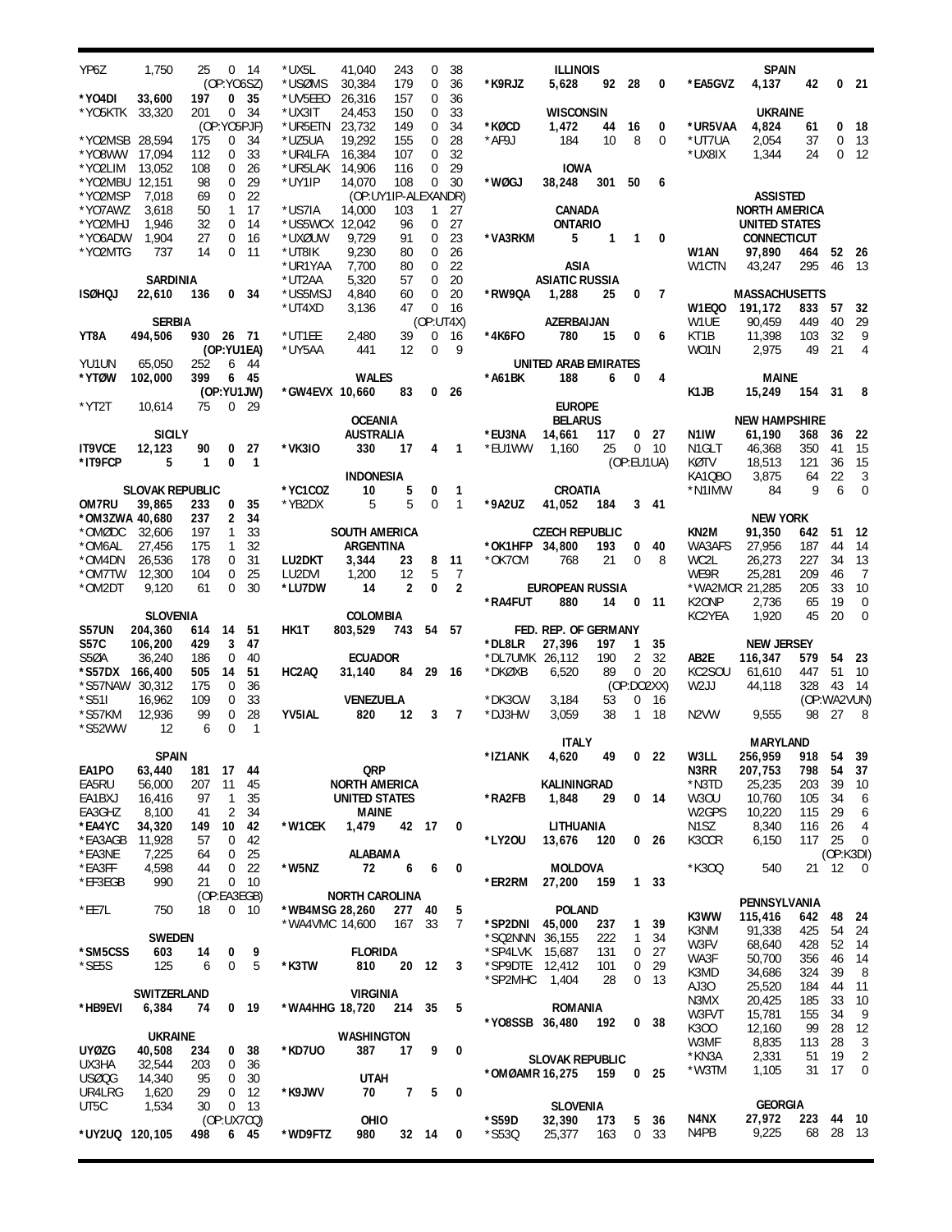| Call | Score | QSOs | Mults | Mults |
|---|---|---|---|---|
| YP6Z | 1,750 | 25 | 0 | 14 |
| (OP:YO6SZ) | | | | |
| *YO4DI | 33,600 | 197 | 0 | 35 |
| *YO5KTK | 33,320 | 201 | 0 | 34 |
| (OP:YO5PJF) | | | | |
| *YO2MSB | 28,594 | 175 | 0 | 34 |
| *YO8WW | 17,094 | 112 | 0 | 33 |
| *YO2LIM | 13,052 | 108 | 0 | 26 |
| *YO2MBU | 12,151 | 98 | 0 | 29 |
| *YO2MSP | 7,018 | 69 | 0 | 22 |
| *YO7AWZ | 3,618 | 50 | 1 | 17 |
| *YO2MHJ | 1,946 | 32 | 0 | 14 |
| *YO6ADW | 1,904 | 27 | 0 | 16 |
| *YO2MTG | 737 | 14 | 0 | 11 |

**SARDINIA**

| Call | Score | QSOs | Mults | Mults |
|---|---|---|---|---|
| **ISØHQJ** | **22,610** | **136** | **0** | **34** |

**SERBIA**

| Call | Score | QSOs | Mults | Mults |
|---|---|---|---|---|
| **YT8A** | **494,506** | **930** | **26** | **71** |
| (OP:YU1EA) | | | | |
| YU1UN | 65,050 | 252 | 6 | 44 |
| ***YTØW** | **102,000** | **399** | **6** | **45** |
| (OP:YU1JW) | | | | |
| *YT2T | 10,614 | 75 | 0 | 29 |

**SICILY**

| Call | Score | QSOs | Mults | Mults |
|---|---|---|---|---|
| **IT9VCE** | **12,123** | **90** | **0** | **27** |
| ***IT9FCP** | **5** | **1** | **0** | **1** |

**SLOVAK REPUBLIC**

| Call | Score | QSOs | Mults | Mults |
|---|---|---|---|---|
| **OM7RU** | **39,865** | **233** | **0** | **35** |
| ***OM3ZWA** | **40,680** | **237** | **2** | **34** |
| *OMØDC | 32,606 | 197 | 1 | 33 |
| *OM6AL | 27,456 | 175 | 1 | 32 |
| *OM4DN | 26,536 | 178 | 0 | 31 |
| *OM7TW | 12,300 | 104 | 0 | 25 |
| *OM2DT | 9,120 | 61 | 0 | 30 |

**SLOVENIA**

| Call | Score | QSOs | Mults | Mults |
|---|---|---|---|---|
| **S57UN** | **204,360** | **614** | **14** | **51** |
| **S57C** | **106,200** | **429** | **3** | **47** |
| S5ØA | 36,240 | 186 | 0 | 40 |
| ***S57DX** | **166,400** | **505** | **14** | **51** |
| *S57NAW | 30,312 | 175 | 0 | 36 |
| *S51I | 16,962 | 109 | 0 | 33 |
| *S57KM | 12,936 | 99 | 0 | 28 |
| *S52WW | 12 | 6 | 0 | 1 |

**SPAIN**

| Call | Score | QSOs | Mults | Mults |
|---|---|---|---|---|
| **EA1PO** | **63,440** | **181** | **17** | **44** |
| EA5RU | 56,000 | 207 | 11 | 45 |
| EA1BXJ | 16,416 | 97 | 1 | 35 |
| EA3GHZ | 8,100 | 41 | 2 | 34 |
| ***EA4YC** | **34,320** | **149** | **10** | **42** |
| *EA3AGB | 11,928 | 57 | 0 | 42 |
| *EA3NE | 7,225 | 64 | 0 | 25 |
| *EA3FF | 4,598 | 44 | 0 | 22 |
| *EF3EGB | 990 | 21 | 0 | 10 |
| (OP:EA3EGB) | | | | |
| *EE7L | 750 | 18 | 0 | 10 |

**SWEDEN**

| Call | Score | QSOs | Mults | Mults |
|---|---|---|---|---|
| ***SM5CSS** | **603** | **14** | **0** | **9** |
| *SE5S | 125 | 6 | 0 | 5 |

**SWITZERLAND**

| Call | Score | QSOs | Mults | Mults |
|---|---|---|---|---|
| ***HB9EVI** | **6,384** | **74** | **0** | **19** |

**UKRAINE**

| Call | Score | QSOs | Mults | Mults |
|---|---|---|---|---|
| **UYØZG** | **40,508** | **234** | **0** | **38** |
| UX3HA | 32,544 | 203 | 0 | 36 |
| USØQG | 14,340 | 95 | 0 | 30 |
| UR4LRG | 1,620 | 29 | 0 | 12 |
| UT5C | 1,534 | 30 | 0 | 13 |
| (OP:UX7CQ) | | | | |
| ***UY2UQ** | **120,105** | **498** | **6** | **45** |
| *UX5L | 41,040 | 243 | 0 | 38 |
| *USØMS | 30,384 | 179 | 0 | 36 |
| *UV5EEO | 26,316 | 157 | 0 | 36 |
| *UX3IT | 24,453 | 150 | 0 | 33 |
| *UR5ETN | 23,732 | 149 | 0 | 34 |
| *UZ5UA | 19,292 | 155 | 0 | 28 |
| *UR4LFA | 16,384 | 107 | 0 | 32 |
| *UR5LAK | 14,906 | 116 | 0 | 29 |
| *UY1IP | 14,070 | 108 | 0 | 30 |
| (OP:UY1IP-ALEXANDR) | | | | |
| *US7IA | 14,000 | 103 | 1 | 27 |
| *US5WCX | 12,042 | 96 | 0 | 27 |
| *UXØUW | 9,729 | 91 | 0 | 23 |
| *UT8IK | 9,230 | 80 | 0 | 26 |
| *UR1YAA | 7,700 | 80 | 0 | 22 |
| *UT2AA | 5,320 | 57 | 0 | 20 |
| *US5MSJ | 4,840 | 60 | 0 | 20 |
| *UT4XD | 3,136 | 47 | 0 | 16 |
| (OP:UT4X) | | | | |
| *UT1EE | 2,480 | 39 | 0 | 16 |
| *UY5AA | 441 | 12 | 0 | 9 |

**WALES**

| Call | Score | QSOs | Mults | Mults |
|---|---|---|---|---|
| ***GW4EVX** | **10,660** | **83** | **0** | **26** |

**OCEANIA**

**AUSTRALIA**

| Call | Score | QSOs | Mults | Mults |
|---|---|---|---|---|
| ***VK3IO** | **330** | **17** | **4** | **1** |

**INDONESIA**

| Call | Score | QSOs | Mults | Mults |
|---|---|---|---|---|
| ***YC1COZ** | **10** | **5** | **0** | **1** |
| *YB2DX | 5 | 5 | 0 | 1 |

**SOUTH AMERICA**

**ARGENTINA**

| Call | Score | QSOs | Mults | Mults |
|---|---|---|---|---|
| **LU2DKT** | **3,344** | **23** | **8** | **11** |
| LU2DVI | 1,200 | 12 | 5 | 7 |
| ***LU7DW** | **14** | **2** | **0** | **2** |

**COLOMBIA**

| Call | Score | QSOs | Mults | Mults |
|---|---|---|---|---|
| **HK1T** | **803,529** | **743** | **54** | **57** |

**ECUADOR**

| Call | Score | QSOs | Mults | Mults |
|---|---|---|---|---|
| **HC2AQ** | **31,140** | **84** | **29** | **16** |

**VENEZUELA**

| Call | Score | QSOs | Mults | Mults |
|---|---|---|---|---|
| **YV5IAL** | **820** | **12** | **3** | **7** |

**QRP**

**NORTH AMERICA**

**UNITED STATES**

**MAINE**

| Call | Score | QSOs | Mults | Mults |
|---|---|---|---|---|
| ***W1CEK** | **1,479** | **42** | **17** | **0** |

**ALABAMA**

| Call | Score | QSOs | Mults | Mults |
|---|---|---|---|---|
| ***W5NZ** | **72** | **6** | **6** | **0** |

**NORTH CAROLINA**

| Call | Score | QSOs | Mults | Mults |
|---|---|---|---|---|
| ***WB4MSG** | **28,260** | **277** | **40** | **5** |
| *WA4VMC | 14,600 | 167 | 33 | 7 |

**FLORIDA**

| Call | Score | QSOs | Mults | Mults |
|---|---|---|---|---|
| ***K3TW** | **810** | **20** | **12** | **3** |

**VIRGINIA**

| Call | Score | QSOs | Mults | Mults |
|---|---|---|---|---|
| ***WA4HHG** | **18,720** | **214** | **35** | **5** |

**WASHINGTON**

| Call | Score | QSOs | Mults | Mults |
|---|---|---|---|---|
| ***KD7UO** | **387** | **17** | **9** | **0** |

**UTAH**

| Call | Score | QSOs | Mults | Mults |
|---|---|---|---|---|
| ***K9JWV** | **70** | **7** | **5** | **0** |

**OHIO**

| Call | Score | QSOs | Mults | Mults |
|---|---|---|---|---|
| ***WD9FTZ** | **980** | **32** | **14** | **0** |

**ILLINOIS**

| Call | Score | QSOs | Mults | Mults |
|---|---|---|---|---|
| ***K9RJZ** | **5,628** | **92** | **28** | **0** |

**WISCONSIN**

| Call | Score | QSOs | Mults | Mults |
|---|---|---|---|---|
| ***KØCD** | **1,472** | **44** | **16** | **0** |
| *AF9J | 184 | 10 | 8 | 0 |

**IOWA**

| Call | Score | QSOs | Mults | Mults |
|---|---|---|---|---|
| ***WØGJ** | **38,248** | **301** | **50** | **6** |

**CANADA**

**ONTARIO**

| Call | Score | QSOs | Mults | Mults |
|---|---|---|---|---|
| ***VA3RKM** | **5** | **1** | **1** | **0** |

**ASIA**

**ASIATIC RUSSIA**

| Call | Score | QSOs | Mults | Mults |
|---|---|---|---|---|
| ***RW9QA** | **1,288** | **25** | **0** | **7** |

**AZERBAIJAN**

| Call | Score | QSOs | Mults | Mults |
|---|---|---|---|---|
| ***4K6FO** | **780** | **15** | **0** | **6** |

**UNITED ARAB EMIRATES**

| Call | Score | QSOs | Mults | Mults |
|---|---|---|---|---|
| ***A61BK** | **188** | **6** | **0** | **4** |

**EUROPE**

**BELARUS**

| Call | Score | QSOs | Mults | Mults |
|---|---|---|---|---|
| ***EU3NA** | **14,661** | **117** | **0** | **27** |
| *EU1WW | 1,160 | 25 | 0 | 10 |
| (OP:EU1UA) | | | | |

**CROATIA**

| Call | Score | QSOs | Mults | Mults |
|---|---|---|---|---|
| ***9A2UZ** | **41,052** | **184** | **3** | **41** |

**CZECH REPUBLIC**

| Call | Score | QSOs | Mults | Mults |
|---|---|---|---|---|
| ***OK1HFP** | **34,800** | **193** | **0** | **40** |
| *OK7CM | 768 | 21 | 0 | 8 |

**EUROPEAN RUSSIA**

| Call | Score | QSOs | Mults | Mults |
|---|---|---|---|---|
| ***RA4FUT** | **880** | **14** | **0** | **11** |

**FED. REP. OF GERMANY**

| Call | Score | QSOs | Mults | Mults |
|---|---|---|---|---|
| ***DL8LR** | **27,396** | **197** | **1** | **35** |
| *DL7UMK | 26,112 | 190 | 2 | 32 |
| *DKØXB | 6,520 | 89 | 0 | 20 |
| (OP:DO2XX) | | | | |
| *DK3CW | 3,184 | 53 | 0 | 16 |
| *DJ3HW | 3,059 | 38 | 1 | 18 |

**ITALY**

| Call | Score | QSOs | Mults | Mults |
|---|---|---|---|---|
| ***IZ1ANK** | **4,620** | **49** | **0** | **22** |

**KALININGRAD**

| Call | Score | QSOs | Mults | Mults |
|---|---|---|---|---|
| ***RA2FB** | **1,848** | **29** | **0** | **14** |

**LITHUANIA**

| Call | Score | QSOs | Mults | Mults |
|---|---|---|---|---|
| ***LY2OU** | **13,676** | **120** | **0** | **26** |

**MOLDOVA**

| Call | Score | QSOs | Mults | Mults |
|---|---|---|---|---|
| ***ER2RM** | **27,200** | **159** | **1** | **33** |

**POLAND**

| Call | Score | QSOs | Mults | Mults |
|---|---|---|---|---|
| ***SP2DNI** | **45,000** | **237** | **1** | **39** |
| *SQ2NNN | 36,155 | 222 | 1 | 34 |
| *SP4LVK | 15,687 | 131 | 0 | 27 |
| *SP9DTE | 12,412 | 101 | 0 | 29 |
| *SP2MHC | 1,404 | 28 | 0 | 13 |

**ROMANIA**

| Call | Score | QSOs | Mults | Mults |
|---|---|---|---|---|
| ***YO8SSB** | **36,480** | **192** | **0** | **38** |

**SLOVAK REPUBLIC**

| Call | Score | QSOs | Mults | Mults |
|---|---|---|---|---|
| ***OMØAMR** | **16,275** | **159** | **0** | **25** |

**SLOVENIA**

| Call | Score | QSOs | Mults | Mults |
|---|---|---|---|---|
| ***S59D** | **32,390** | **173** | **5** | **36** |
| *S53Q | 25,377 | 163 | 0 | 33 |

**SPAIN**

| Call | Score | QSOs | Mults | Mults |
|---|---|---|---|---|
| ***EA5GVZ** | **4,137** | **42** | **0** | **21** |

**UKRAINE**

| Call | Score | QSOs | Mults | Mults |
|---|---|---|---|---|
| ***UR5VAA** | **4,824** | **61** | **0** | **18** |
| *UT7UA | 2,054 | 37 | 0 | 13 |
| *UX8IX | 1,344 | 24 | 0 | 12 |

**ASSISTED**

**NORTH AMERICA**

**UNITED STATES**

**CONNECTICUT**

| Call | Score | QSOs | Mults | Mults |
|---|---|---|---|---|
| **W1AN** | **97,890** | **464** | **52** | **26** |
| W1CTN | 43,247 | 295 | 46 | 13 |

**MASSACHUSETTS**

| Call | Score | QSOs | Mults | Mults |
|---|---|---|---|---|
| **W1EQO** | **191,172** | **833** | **57** | **32** |
| W1UE | 90,459 | 449 | 40 | 29 |
| KT1B | 11,398 | 103 | 32 | 9 |
| WO1N | 2,975 | 49 | 21 | 4 |

**MAINE**

| Call | Score | QSOs | Mults | Mults |
|---|---|---|---|---|
| **K1JB** | **15,249** | **154** | **31** | **8** |

**NEW HAMPSHIRE**

| Call | Score | QSOs | Mults | Mults |
|---|---|---|---|---|
| **N1IW** | **61,190** | **368** | **36** | **22** |
| N1GLT | 46,368 | 350 | 41 | 15 |
| KØTV | 18,513 | 121 | 36 | 15 |
| KA1QBO | 3,875 | 64 | 22 | 3 |
| *N1IMW | 84 | 9 | 6 | 0 |

**NEW YORK**

| Call | Score | QSOs | Mults | Mults |
|---|---|---|---|---|
| **KN2M** | **91,350** | **642** | **51** | **12** |
| WA3AFS | 27,956 | 187 | 44 | 14 |
| WC2L | 26,273 | 227 | 34 | 13 |
| WE9R | 25,281 | 209 | 46 | 7 |
| *WA2MCR | 21,285 | 205 | 33 | 10 |
| K2ONP | 2,736 | 65 | 19 | 0 |
| KC2YEA | 1,920 | 45 | 20 | 0 |

**NEW JERSEY**

| Call | Score | QSOs | Mults | Mults |
|---|---|---|---|---|
| **AB2E** | **116,347** | **579** | **54** | **23** |
| KC2SOU | 61,610 | 447 | 51 | 10 |
| W2JJ | 44,118 | 328 | 43 | 14 |
| (OP:WA2VUN) | | | | |
| N2VW | 9,555 | 98 | 27 | 8 |

**MARYLAND**

| Call | Score | QSOs | Mults | Mults |
|---|---|---|---|---|
| **W3LL** | **256,959** | **918** | **54** | **39** |
| **N3RR** | **207,753** | **798** | **54** | **37** |
| *N3TD | 25,235 | 203 | 39 | 10 |
| W3OU | 10,760 | 105 | 34 | 6 |
| W2GPS | 10,220 | 115 | 29 | 6 |
| N1SZ | 8,340 | 116 | 26 | 4 |
| K3CCR | 6,150 | 117 | 25 | 0 |
| (OP:K3DI) | | | | |
| *K3OQ | 540 | 21 | 12 | 0 |

**PENNSYLVANIA**

| Call | Score | QSOs | Mults | Mults |
|---|---|---|---|---|
| **K3WW** | **115,416** | **642** | **48** | **24** |
| K3NM | 91,338 | 425 | 54 | 24 |
| W3FV | 68,640 | 428 | 52 | 14 |
| WA3F | 50,700 | 356 | 46 | 14 |
| K3MD | 34,686 | 324 | 39 | 8 |
| AJ3O | 25,520 | 184 | 44 | 11 |
| N3MX | 20,425 | 185 | 33 | 10 |
| W3FVT | 15,781 | 155 | 34 | 9 |
| K3OO | 12,160 | 99 | 28 | 12 |
| W3MF | 8,835 | 113 | 28 | 3 |
| *KN3A | 2,331 | 51 | 19 | 2 |
| *W3TM | 1,105 | 31 | 17 | 0 |

**GEORGIA**

| Call | Score | QSOs | Mults | Mults |
|---|---|---|---|---|
| **N4NX** | **27,972** | **223** | **44** | **10** |
| N4PB | 9,225 | 68 | 28 | 13 |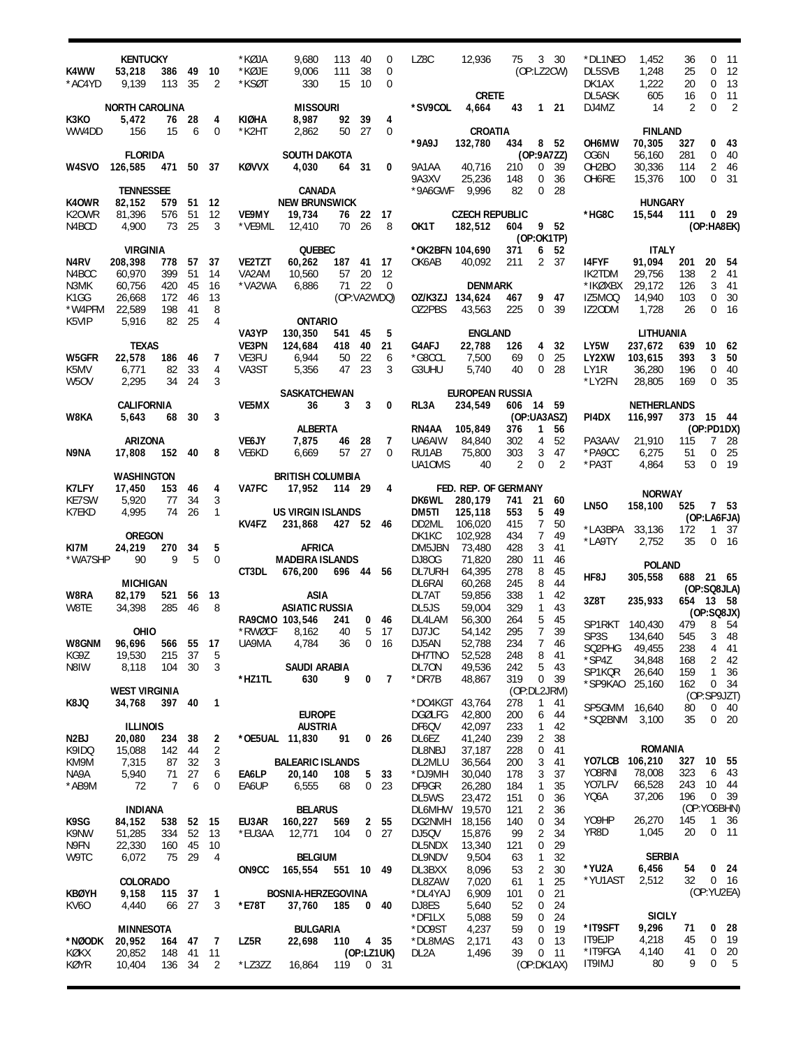### KENTUCKY

| | | | | |
|---|---|---|---|---|
| **K4WW** | **53,218** | **386** | **49** | **10** |
| *AC4YD | 9,139 | 113 | 35 | 2 |

### NORTH CAROLINA

| | | | | |
|---|---|---|---|---|
| **K3KO** | **5,472** | **76** | **28** | **4** |
| WW4DD | 156 | 15 | 6 | 0 |

### FLORIDA

| | | | | |
|---|---|---|---|---|
| **W4SVO** | **126,585** | **471** | **50** | **37** |

### TENNESSEE

| | | | | |
|---|---|---|---|---|
| **K4OWR** | **82,152** | **579** | **51** | **12** |
| K2OWR | 81,396 | 576 | 51 | 12 |
| N4BCD | 4,900 | 73 | 25 | 3 |

### VIRGINIA

| | | | | |
|---|---|---|---|---|
| **N4RV** | **208,398** | **778** | **57** | **37** |
| N4BCC | 60,970 | 399 | 51 | 14 |
| N3MK | 60,756 | 420 | 45 | 16 |
| K1GG | 26,668 | 172 | 46 | 13 |
| *W4PFM | 22,589 | 198 | 41 | 8 |
| K5VIP | 5,916 | 82 | 25 | 4 |

### TEXAS

| | | | | |
|---|---|---|---|---|
| **W5GFR** | **22,578** | **186** | **46** | **7** |
| K5MV | 6,771 | 82 | 33 | 4 |
| W5OV | 2,295 | 34 | 24 | 3 |

### CALIFORNIA

| | | | | |
|---|---|---|---|---|
| **W8KA** | **5,643** | **68** | **30** | **3** |

### ARIZONA

| | | | | |
|---|---|---|---|---|
| **N9NA** | **17,808** | **152** | **40** | **8** |

### WASHINGTON

| | | | | |
|---|---|---|---|---|
| **K7LFY** | **17,450** | **153** | **46** | **4** |
| KE7SW | 5,920 | 77 | 34 | 3 |
| K7EKD | 4,995 | 74 | 26 | 1 |

### OREGON

| | | | | |
|---|---|---|---|---|
| **KI7M** | **24,219** | **270** | **34** | **5** |
| *WA7SHP | 90 | 9 | 5 | 0 |

### MICHIGAN

| | | | | |
|---|---|---|---|---|
| **W8RA** | **82,179** | **521** | **56** | **13** |
| W8TE | 34,398 | 285 | 46 | 8 |

### OHIO

| | | | | |
|---|---|---|---|---|
| **W8GNM** | **96,696** | **566** | **55** | **17** |
| KG9Z | 19,530 | 215 | 37 | 5 |
| N8IW | 8,118 | 104 | 30 | 3 |

### WEST VIRGINIA

| | | | | |
|---|---|---|---|---|
| **K8JQ** | **34,768** | **397** | **40** | **1** |

### ILLINOIS

| | | | | |
|---|---|---|---|---|
| **N2BJ** | **20,080** | **234** | **38** | **2** |
| K9IDQ | 15,088 | 142 | 44 | 2 |
| KM9M | 7,315 | 87 | 32 | 3 |
| NA9A | 5,940 | 71 | 27 | 6 |
| *AB9M | 72 | 7 | 6 | 0 |

### INDIANA

| | | | | |
|---|---|---|---|---|
| **K9SG** | **84,152** | **538** | **52** | **15** |
| K9NW | 51,285 | 334 | 52 | 13 |
| N9FN | 22,330 | 160 | 45 | 10 |
| W9TC | 6,072 | 75 | 29 | 4 |

### COLORADO

| | | | | |
|---|---|---|---|---|
| **KBØYH** | **9,158** | **115** | **37** | **1** |
| KV6O | 4,440 | 66 | 27 | 3 |

### MINNESOTA

| | | | | |
|---|---|---|---|---|
| ***NØODK** | **20,952** | **164** | **47** | **7** |
| KØKX | 20,852 | 148 | 41 | 11 |
| KØYR | 10,404 | 136 | 34 | 2 |
| *KØJA | 9,680 | 113 | 40 | 0 |
| *KØJE | 9,006 | 111 | 38 | 0 |
| *KSØT | 330 | 15 | 10 | 0 |

### MISSOURI

| | | | | |
|---|---|---|---|---|
| **KIØHA** | **8,987** | **92** | **39** | **4** |
| *K2HT | 2,862 | 50 | 27 | 0 |

### SOUTH DAKOTA

| | | | | |
|---|---|---|---|---|
| **KØVVX** | **4,030** | **64** | **31** | **0** |

### CANADA

#### NEW BRUNSWICK

| | | | | |
|---|---|---|---|---|
| **VE9MY** | **19,734** | **76** | **22** | **17** |
| *VE9ML | 12,410 | 70 | 26 | 8 |

#### QUEBEC

| | | | | |
|---|---|---|---|---|
| **VE2TZT** | **60,262** | **187** | **41** | **17** |
| VA2AM | 10,560 | 57 | 20 | 12 |
| *VA2WA | 6,886 | 71 | 22 | 0 |
| | (OP:VA2WDQ) | | | |

#### ONTARIO

| | | | | |
|---|---|---|---|---|
| **VA3YP** | **130,350** | **541** | **45** | **5** |
| **VE3PN** | **124,684** | **418** | **40** | **21** |
| VE3FU | 6,944 | 50 | 22 | 6 |
| VA3ST | 5,356 | 47 | 23 | 3 |

#### SASKATCHEWAN

| | | | | |
|---|---|---|---|---|
| **VE5MX** | **36** | **3** | **3** | **0** |

#### ALBERTA

| | | | | |
|---|---|---|---|---|
| **VE6JY** | **7,875** | **46** | **28** | **7** |
| VE6KD | 6,669 | 57 | 27 | 0 |

#### BRITISH COLUMBIA

| | | | | |
|---|---|---|---|---|
| **VA7FC** | **17,952** | **114** | **29** | **4** |

### US VIRGIN ISLANDS

| | | | | |
|---|---|---|---|---|
| **KV4FZ** | **231,868** | **427** | **52** | **46** |

## AFRICA

### MADEIRA ISLANDS

| | | | | |
|---|---|---|---|---|
| **CT3DL** | **676,200** | **696** | **44** | **56** |

## ASIA

### ASIATIC RUSSIA

| | | | | |
|---|---|---|---|---|
| **RA9CMO** | **103,546** | **241** | **0** | **46** |
| *RWØCF | 8,162 | 40 | 5 | 17 |
| UA9MA | 4,784 | 36 | 0 | 16 |

### SAUDI ARABIA

| | | | | |
|---|---|---|---|---|
| ***HZ1TL** | **630** | **9** | **0** | **7** |

## EUROPE

### AUSTRIA

| | | | | |
|---|---|---|---|---|
| ***OE5UAL** | **11,830** | **91** | **0** | **26** |

### BALEARIC ISLANDS

| | | | | |
|---|---|---|---|---|
| **EA6LP** | **20,140** | **108** | **5** | **33** |
| EA6UP | 6,555 | 68 | 0 | 23 |

### BELARUS

| | | | | |
|---|---|---|---|---|
| **EU3AR** | **160,227** | **569** | **2** | **55** |
| *EU3AA | 12,771 | 104 | 0 | 27 |

### BELGIUM

| | | | | |
|---|---|---|---|---|
| **ON9CC** | **165,554** | **551** | **10** | **49** |

### BOSNIA-HERZEGOVINA

| | | | | |
|---|---|---|---|---|
| ***E78T** | **37,760** | **185** | **0** | **40** |

### BULGARIA

| | | | | |
|---|---|---|---|---|
| **LZ5R** | **22,698** | **110** | **4** | **35** |
| | (OP:LZ1UK) | | | |
| *LZ3ZZ | 16,864 | 119 | 0 | 31 |
| LZ8C | 12,936 | 75 | 3 | 30 |
| | (OP:LZ2CW) | | | |

### CRETE

| | | | | |
|---|---|---|---|---|
| ***SV9COL** | **4,664** | **43** | **1** | **21** |

### CROATIA

| | | | | |
|---|---|---|---|---|
| ***9A9J** | **132,780** | **434** | **8** | **52** |
| | (OP:9A7ZZ) | | | |
| 9A1AA | 40,716 | 210 | 0 | 39 |
| 9A3XV | 25,236 | 148 | 0 | 36 |
| *9A6GWF | 9,996 | 82 | 0 | 28 |

### CZECH REPUBLIC

| | | | | |
|---|---|---|---|---|
| **OK1T** | **182,512** | **604** | **9** | **52** |
| | (OP:OK1TP) | | | |
| *OK2BFN | 104,690 | 371 | 6 | 52 |
| OK6AB | 40,092 | 211 | 2 | 37 |

### DENMARK

| | | | | |
|---|---|---|---|---|
| **OZ/K3ZJ** | **134,624** | **467** | **9** | **47** |
| OZ2PBS | 43,563 | 225 | 0 | 39 |

### ENGLAND

| | | | | |
|---|---|---|---|---|
| **G4AFJ** | **22,788** | **126** | **4** | **32** |
| *G8CCL | 7,500 | 69 | 0 | 25 |
| G3UHU | 5,740 | 40 | 0 | 28 |

### EUROPEAN RUSSIA

| | | | | |
|---|---|---|---|---|
| **RL3A** | **234,549** | **606** | **14** | **59** |
| | (OP:UA3ASZ) | | | |
| RN4AA | 105,849 | 376 | 1 | 56 |
| UA6AIW | 84,840 | 302 | 4 | 52 |
| RU1AB | 75,800 | 303 | 3 | 47 |
| UA1OMS | 40 | 2 | 0 | 2 |

### FED. REP. OF GERMANY

| | | | | |
|---|---|---|---|---|
| **DK6WL** | **280,179** | **741** | **21** | **60** |
| **DM5TI** | **125,118** | **553** | **5** | **49** |
| DD2ML | 106,020 | 415 | 7 | 50 |
| DK1KC | 102,928 | 434 | 7 | 49 |
| DM5JBN | 73,480 | 428 | 3 | 41 |
| DJ8OG | 71,820 | 280 | 11 | 46 |
| DL7URH | 64,395 | 278 | 8 | 45 |
| DL6RAI | 60,268 | 245 | 8 | 44 |
| DL7AT | 59,856 | 338 | 1 | 42 |
| DL5JS | 59,004 | 329 | 1 | 43 |
| DL4LAM | 56,300 | 264 | 5 | 45 |
| DJ7JC | 54,142 | 295 | 7 | 39 |
| DJ5AN | 52,788 | 234 | 7 | 46 |
| DH7TNO | 52,528 | 248 | 8 | 41 |
| DL7ON | 49,536 | 242 | 5 | 43 |
| *DR7B | 48,867 | 319 | 0 | 39 |
| | (OP:DL2JRM) | | | |
| *DO4KGT | 43,764 | 278 | 1 | 41 |
| DGØLFG | 42,800 | 200 | 6 | 44 |
| DF6QV | 42,097 | 233 | 1 | 42 |
| DL6EZ | 41,240 | 239 | 2 | 38 |
| DL8NBJ | 37,187 | 228 | 0 | 41 |
| DL2MLU | 36,564 | 200 | 3 | 41 |
| *DJ9MH | 30,040 | 178 | 3 | 37 |
| DF9GR | 26,280 | 184 | 1 | 35 |
| DL5WS | 23,472 | 151 | 0 | 36 |
| DL6MHW | 19,570 | 121 | 2 | 36 |
| DG2NMH | 18,156 | 140 | 0 | 34 |
| DJ5QV | 15,876 | 99 | 2 | 34 |
| DL5NDX | 13,340 | 121 | 0 | 29 |
| DL9NDV | 9,504 | 63 | 1 | 32 |
| DL3BXX | 8,096 | 53 | 2 | 30 |
| DL8ZAW | 7,020 | 61 | 1 | 25 |
| *DL4YAJ | 6,909 | 101 | 0 | 21 |
| DJ8ES | 5,640 | 52 | 0 | 24 |
| *DF1LX | 5,088 | 59 | 0 | 24 |
| *DO9ST | 4,237 | 59 | 0 | 19 |
| *DL8MAS | 2,171 | 43 | 0 | 13 |
| DL2A | 1,496 | 39 | 0 | 11 |
| | (OP:DK1AX) | | | |
| *DL1NEO | 1,452 | 36 | 0 | 11 |
| DL5SVB | 1,248 | 25 | 0 | 12 |
| DK1AX | 1,222 | 20 | 0 | 13 |
| DL5ASK | 605 | 16 | 0 | 11 |
| DJ4MZ | 14 | 2 | 0 | 2 |

### FINLAND

| | | | | |
|---|---|---|---|---|
| **OH6MW** | **70,305** | **327** | **0** | **43** |
| OG6N | 56,160 | 281 | 0 | 40 |
| OH2BO | 30,336 | 114 | 2 | 46 |
| OH6RE | 15,376 | 100 | 0 | 31 |

### HUNGARY

| | | | | |
|---|---|---|---|---|
| ***HG8C** | **15,544** | **111** | **0** | **29** |
| | (OP:HA8EK) | | | |

### ITALY

| | | | | |
|---|---|---|---|---|
| **I4FYF** | **91,094** | **201** | **20** | **54** |
| IK2TDM | 29,756 | 138 | 2 | 41 |
| *IKØXBX | 29,172 | 126 | 3 | 41 |
| IZ5MOQ | 14,940 | 103 | 0 | 30 |
| IZ2ODM | 1,728 | 26 | 0 | 16 |

### LITHUANIA

| | | | | |
|---|---|---|---|---|
| **LY5W** | **237,672** | **639** | **10** | **62** |
| **LY2XW** | **103,615** | **393** | **3** | **50** |
| LY1R | 36,280 | 196 | 0 | 40 |
| *LY2FN | 28,805 | 169 | 0 | 35 |

### NETHERLANDS

| | | | | |
|---|---|---|---|---|
| **PI4DX** | **116,997** | **373** | **15** | **44** |
| | (OP:PD1DX) | | | |
| PA3AAV | 21,910 | 115 | 7 | 28 |
| *PA9CC | 6,275 | 51 | 0 | 25 |
| *PA3T | 4,864 | 53 | 0 | 19 |

### NORWAY

| | | | | |
|---|---|---|---|---|
| **LN5O** | **158,100** | **525** | **7** | **53** |
| | (OP:LA6FJA) | | | |
| *LA3BPA | 33,136 | 172 | 1 | 37 |
| *LA9TY | 2,752 | 35 | 0 | 16 |

### POLAND

| | | | | |
|---|---|---|---|---|
| **HF8J** | **305,558** | **688** | **21** | **65** |
| | (OP:SQ8JLA) | | | |
| **3Z8T** | **235,933** | **654** | **13** | **58** |
| | (OP:SQ8JX) | | | |
| SP1RKT | 140,430 | 479 | 8 | 54 |
| SP3S | 134,640 | 545 | 3 | 48 |
| SQ2PHG | 49,455 | 238 | 4 | 41 |
| *SP4Z | 34,848 | 168 | 2 | 42 |
| SP1KQR | 26,640 | 159 | 1 | 36 |
| *SP9KAO | 25,160 | 162 | 0 | 34 |
| | (OP:SP9JZT) | | | |
| SP5GMM | 16,640 | 80 | 0 | 40 |
| *SQ2BNM | 3,100 | 35 | 0 | 20 |

### ROMANIA

| | | | | |
|---|---|---|---|---|
| **YO7LCB** | **106,210** | **327** | **10** | **55** |
| YO8RNI | 78,008 | 323 | 6 | 43 |
| YO7LFV | 66,528 | 243 | 10 | 44 |
| YQ6A | 37,206 | 196 | 0 | 39 |
| | (OP:YO6BHN) | | | |
| YO9HP | 26,270 | 145 | 1 | 36 |
| YR8D | 1,045 | 20 | 0 | 11 |

### SERBIA

| | | | | |
|---|---|---|---|---|
| ***YU2A** | **6,456** | **54** | **0** | **24** |
| *YU1AST | 2,512 | 32 | 0 | 16 |
| | (OP:YU2EA) | | | |

### SICILY

| | | | | |
|---|---|---|---|---|
| ***IT9SFT** | **9,296** | **71** | **0** | **28** |
| IT9EJP | 4,218 | 45 | 0 | 19 |
| *IT9FGA | 4,140 | 41 | 0 | 20 |
| IT9IMJ | 80 | 9 | 0 | 5 |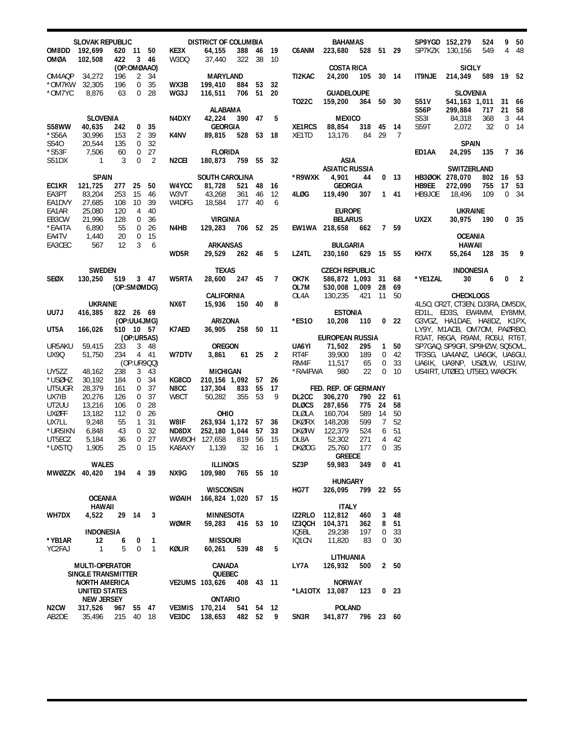**SLOVAK REPUBLIC**

| | | | | |
|---|---|---|---|---|
| **OM8DD** | **192,699** | **620** | **11** | **50** |
| **OMØA** | **102,508** | **422** | **3** | **46** |
| | | (OP:OMØAAO) | | |
| OM4AQP | 34,272 | 196 | 2 | 34 |
| *OM7KW | 32,305 | 196 | 0 | 35 |
| *OM7YC | 8,876 | 63 | 0 | 28 |

**SLOVENIA**

| | | | | |
|---|---|---|---|---|
| **S58WW** | **40,635** | **242** | **0** | **35** |
| *S56A | 30,996 | 153 | 2 | 39 |
| S54O | 20,544 | 135 | 0 | 32 |
| *S53F | 7,506 | 60 | 0 | 27 |
| S51DX | 1 | 3 | 0 | 2 |

**SPAIN**

| | | | | |
|---|---|---|---|---|
| **EC1KR** | **121,725** | **277** | **25** | **50** |
| EA3PT | 83,204 | 253 | 15 | 46 |
| EA1DVY | 27,685 | 108 | 10 | 39 |
| EA1AR | 25,080 | 120 | 4 | 40 |
| EB3CW | 21,996 | 128 | 0 | 36 |
| *EA4TA | 6,890 | 55 | 0 | 26 |
| EA4TV | 1,440 | 20 | 0 | 15 |
| EA3CEC | 567 | 12 | 3 | 6 |

**SWEDEN**

| | | | | |
|---|---|---|---|---|
| **SEØX** | **130,250** | **519** | **3** | **47** |
| | | (OP:SMØMDG) | | |

**UKRAINE**

| | | | | |
|---|---|---|---|---|
| **UU7J** | **416,385** | **822** | **26** | **69** |
| | | (OP:UU4JMG) | | |
| **UT5A** | **166,026** | **510** | **10** | **57** |
| | | (OP:UR5AS) | | |
| UR5AKU | 59,415 | 233 | 3 | 48 |
| UX9Q | 51,750 | 234 | 4 | 41 |
| | | (OP:UR9QQ) | | |
| UY5ZZ | 48,162 | 238 | 3 | 43 |
| *USØHZ | 30,192 | 184 | 0 | 34 |
| UT5UGR | 28,379 | 161 | 0 | 37 |
| UX7IB | 20,276 | 126 | 0 | 37 |
| UT2UU | 13,216 | 106 | 0 | 28 |
| UXØFF | 13,182 | 112 | 0 | 26 |
| UX7LL | 9,248 | 55 | 1 | 31 |
| *UR5IKN | 6,848 | 43 | 0 | 32 |
| UT5ECZ | 5,184 | 36 | 0 | 27 |
| *UX5TQ | 1,905 | 25 | 0 | 15 |

**WALES**

| | | | | |
|---|---|---|---|---|
| **MWØZZK** | **40,420** | **194** | **4** | **39** |

**OCEANIA**
**HAWAII**

| | | | | |
|---|---|---|---|---|
| **WH7DX** | **4,522** | **29** | **14** | **3** |

**INDONESIA**

| | | | | |
|---|---|---|---|---|
| ***YB1AR** | **12** | **6** | **0** | **1** |
| YC2FAJ | 1 | 5 | 0 | 1 |

**MULTI-OPERATOR**
**SINGLE TRANSMITTER**
**NORTH AMERICA**
**UNITED STATES**
**NEW JERSEY**

| | | | | |
|---|---|---|---|---|
| **N2CW** | **317,526** | **967** | **55** | **47** |
| AB2DE | 35,496 | 215 | 40 | 18 |

**DISTRICT OF COLUMBIA**

| | | | | |
|---|---|---|---|---|
| **KE3X** | **64,155** | **388** | **46** | **19** |
| W3DQ | 37,440 | 322 | 38 | 10 |

**MARYLAND**

| | | | | |
|---|---|---|---|---|
| **WX3B** | **199,410** | **884** | **53** | **32** |
| **WG3J** | **116,511** | **706** | **51** | **20** |

**ALABAMA**

| | | | | |
|---|---|---|---|---|
| **N4DXY** | **42,224** | **390** | **47** | **5** |

**GEORGIA**

| | | | | |
|---|---|---|---|---|
| **K4NV** | **89,815** | **528** | **53** | **18** |

**FLORIDA**

| | | | | |
|---|---|---|---|---|
| **N2CEI** | **180,873** | **759** | **55** | **32** |

**SOUTH CAROLINA**

| | | | | |
|---|---|---|---|---|
| **W4YCC** | **81,728** | **521** | **48** | **16** |
| W3VT | 43,268 | 361 | 46 | 12 |
| W4DFG | 18,584 | 177 | 40 | 6 |

**VIRGINIA**

| | | | | |
|---|---|---|---|---|
| **N4HB** | **129,283** | **706** | **52** | **25** |

**ARKANSAS**

| | | | | |
|---|---|---|---|---|
| **WD5R** | **29,529** | **262** | **46** | **5** |

**TEXAS**

| | | | | |
|---|---|---|---|---|
| **W5RTA** | **28,600** | **247** | **45** | **7** |

**CALIFORNIA**

| | | | | |
|---|---|---|---|---|
| **NX6T** | **15,936** | **150** | **40** | **8** |

**ARIZONA**

| | | | | |
|---|---|---|---|---|
| **K7AED** | **36,905** | **258** | **50** | **11** |

**OREGON**

| | | | | |
|---|---|---|---|---|
| **W7DTV** | **3,861** | **61** | **25** | **2** |

**MICHIGAN**

| | | | | |
|---|---|---|---|---|
| **KG8CO** | **210,156** | **1,092** | **57** | **26** |
| **N8CC** | **137,304** | **833** | **55** | **17** |
| W8CT | 50,282 | 355 | 53 | 9 |

**OHIO**

| | | | | |
|---|---|---|---|---|
| **W8IF** | **263,934** | **1,172** | **57** | **36** |
| **ND8DX** | **252,180** | **1,044** | **57** | **33** |
| WW8OH | 127,658 | 819 | 56 | 15 |
| KA8AXY | 1,139 | 32 | 16 | 1 |

**ILLINOIS**

| | | | | |
|---|---|---|---|---|
| **NX9G** | **109,980** | **765** | **55** | **10** |

**WISCONSIN**

| | | | | |
|---|---|---|---|---|
| **WØAIH** | **166,824** | **1,020** | **57** | **15** |

**MINNESOTA**

| | | | | |
|---|---|---|---|---|
| **WØMR** | **59,283** | **416** | **53** | **10** |

**MISSOURI**

| | | | | |
|---|---|---|---|---|
| **KØLIR** | **60,261** | **539** | **48** | **5** |

**CANADA**
**QUEBEC**

| | | | | |
|---|---|---|---|---|
| **VE2UMS** | **103,626** | **408** | **43** | **11** |

**ONTARIO**

| | | | | |
|---|---|---|---|---|
| **VE3MIS** | **170,214** | **541** | **54** | **12** |
| **VE3DC** | **138,653** | **482** | **52** | **9** |

**BAHAMAS**

| | | | | |
|---|---|---|---|---|
| **C6ANM** | **223,680** | **528** | **51** | **29** |

**COSTA RICA**

| | | | | |
|---|---|---|---|---|
| **TI2KAC** | **24,200** | **105** | **30** | **14** |

**GUADELOUPE**

| | | | | |
|---|---|---|---|---|
| **TO22C** | **159,200** | **364** | **50** | **30** |

**MEXICO**

| | | | | |
|---|---|---|---|---|
| **XE1RCS** | **88,854** | **318** | **45** | **14** |
| XE1TD | 13,176 | 84 | 29 | 7 |

**ASIA**
**ASIATIC RUSSIA**

| | | | | |
|---|---|---|---|---|
| ***R9WXK** | **4,901** | **44** | **0** | **13** |

**GEORGIA**

| | | | | |
|---|---|---|---|---|
| **4LØG** | **119,490** | **307** | **1** | **41** |

**EUROPE**
**BELARUS**

| | | | | |
|---|---|---|---|---|
| **EW1WA** | **218,658** | **662** | **7** | **59** |

**BULGARIA**

| | | | | |
|---|---|---|---|---|
| **LZ4TL** | **230,160** | **629** | **15** | **55** |

**CZECH REPUBLIC**

| | | | | |
|---|---|---|---|---|
| **OK7K** | **586,872** | **1,093** | **31** | **68** |
| **OL7M** | **530,008** | **1,009** | **28** | **69** |
| OL4A | 130,235 | 421 | 11 | 50 |

**ESTONIA**

| | | | | |
|---|---|---|---|---|
| ***ES1O** | **10,208** | **110** | **0** | **22** |

**EUROPEAN RUSSIA**

| | | | | |
|---|---|---|---|---|
| **UA6YI** | **71,502** | **295** | **1** | **50** |
| RT4F | 39,900 | 189 | 0 | 42 |
| RM4F | 11,517 | 65 | 0 | 33 |
| *RA4FWA | 980 | 22 | 0 | 10 |

**FED. REP. OF GERMANY**

| | | | | |
|---|---|---|---|---|
| **DL2CC** | **306,270** | **790** | **22** | **61** |
| **DLØCS** | **287,656** | **775** | **24** | **58** |
| DLØLA | 160,704 | 589 | 14 | 50 |
| DKØRX | 148,208 | 599 | 7 | 52 |
| DKØIW | 122,379 | 524 | 6 | 51 |
| DL8A | 52,302 | 271 | 4 | 42 |
| DKØOG | 25,760 | 177 | 0 | 35 |

**GREECE**

| | | | | |
|---|---|---|---|---|
| **SZ3P** | **59,983** | **349** | **0** | **41** |

**HUNGARY**

| | | | | |
|---|---|---|---|---|
| **HG7T** | **326,095** | **799** | **22** | **55** |

**ITALY**

| | | | | |
|---|---|---|---|---|
| **IZ2RLO** | **112,812** | **460** | **3** | **48** |
| **IZ3QCH** | **104,371** | **362** | **8** | **51** |
| IQ5BL | 29,238 | 197 | 0 | 33 |
| IQ1CN | 11,820 | 83 | 0 | 30 |

**LITHUANIA**

| | | | | |
|---|---|---|---|---|
| **LY7A** | **126,932** | **500** | **2** | **50** |

**NORWAY**

| | | | | |
|---|---|---|---|---|
| ***LA1OTX** | **13,087** | **123** | **0** | **23** |

**POLAND**

| | | | | |
|---|---|---|---|---|
| **SN3R** | **341,877** | **796** | **23** | **60** |
| **SP9YGD** | **152,279** | **524** | **9** | **50** |
| SP7KZK | 130,156 | 549 | 4 | 48 |

**SICILY**

| | | | | |
|---|---|---|---|---|
| **IT9NJE** | **214,349** | **589** | **19** | **52** |

**SLOVENIA**

| | | | | |
|---|---|---|---|---|
| **S51V** | **541,163** | **1,011** | **31** | **66** |
| **S56P** | **299,884** | **717** | **21** | **58** |
| S53I | 84,318 | 368 | 3 | 44 |
| S59T | 2,072 | 32 | 0 | 14 |

**SPAIN**

| | | | | |
|---|---|---|---|---|
| **ED1AA** | **24,295** | **135** | **7** | **36** |

**SWITZERLAND**

| | | | | |
|---|---|---|---|---|
| **HB3ØOK** | **278,070** | **802** | **16** | **53** |
| **HB9EE** | **272,090** | **755** | **17** | **53** |
| HB9JOE | 18,496 | 109 | 0 | 34 |

**UKRAINE**

| | | | | |
|---|---|---|---|---|
| **UX2X** | **30,975** | **190** | **0** | **35** |

**OCEANIA**
**HAWAII**

| | | | | |
|---|---|---|---|---|
| **KH7X** | **55,264** | **128** | **35** | **9** |

**INDONESIA**

| | | | | |
|---|---|---|---|---|
| ***YE1ZAL** | **30** | **6** | **0** | **2** |

**CHECKLOGS**

4L5O, CR2T, CT3EN, DJ3RA, DM5DX, ED1L, ED3S, EW4MM, EY8MM, G3VGZ, HA1DAE, HA8DZ, K1PX, LY9Y, M1ACB, OM7OM, PAØRBO, R3AT, R6GA, R9AM, RC6U, RT6T, SP7GAQ, SP9GFI, SP9HZW, SQ5OVL, TF3SG, UA4ANZ, UA6GK, UA6GU, UA6IK, UA9NP, USØLW, US1IW, US4IRT, UTØEO, UT5EO, WA9CFK